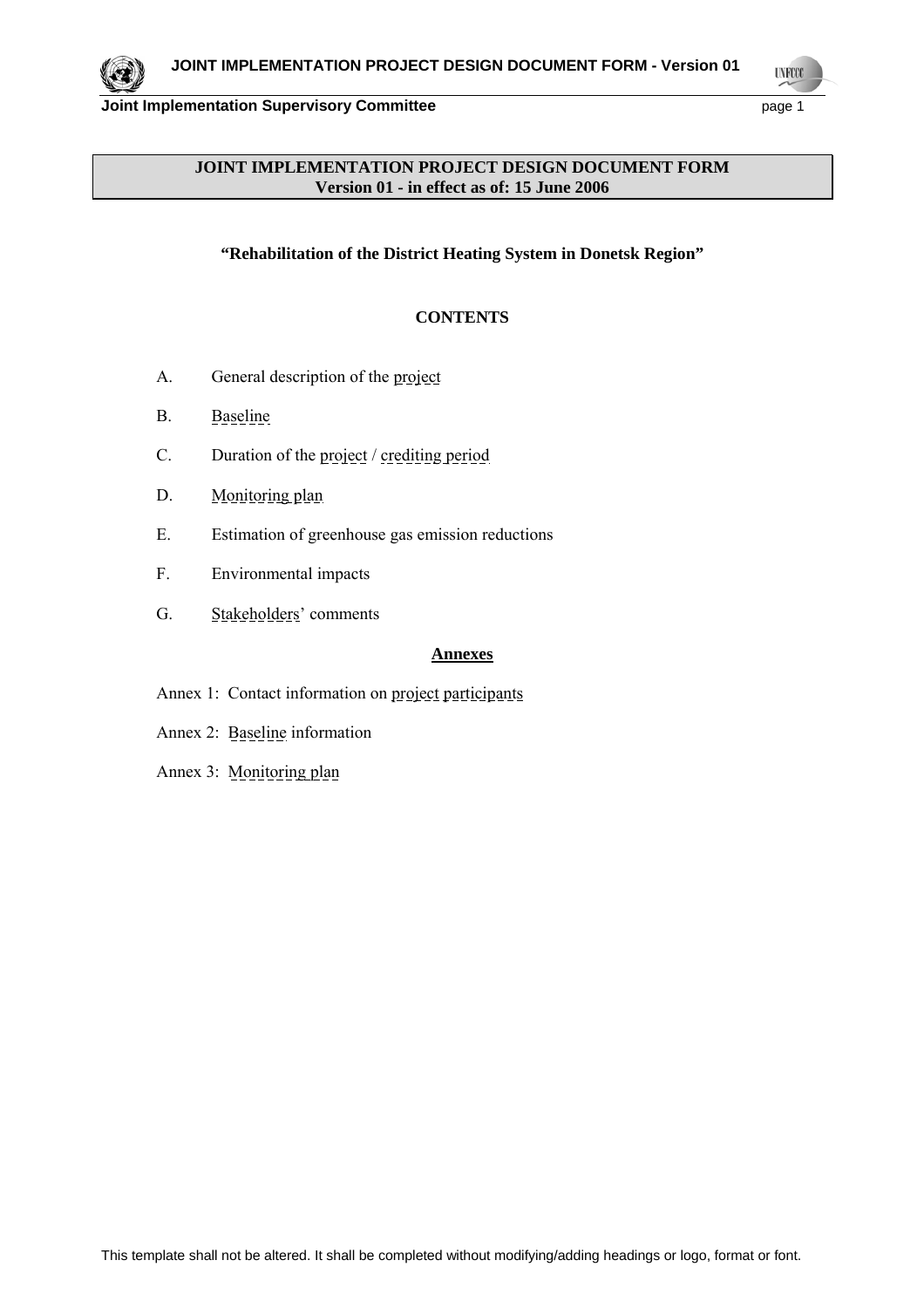# JOINT IMPLEMENTATION PROJECT DESIGN DOCUMENT FORM
**Version 01 - in effect as of: 15 June 2006**

**"Rehabilitation of the District Heating System in Donetsk Region"**

## CONTENTS

A. General description of the project

B. Baseline

C. Duration of the project / crediting period

D. Monitoring plan

E. Estimation of greenhouse gas emission reductions

F. Environmental impacts

G. Stakeholders' comments

**Annexes**

Annex 1: Contact information on project participants

Annex 2: Baseline information

Annex 3: Monitoring plan

This template shall not be altered. It shall be completed without modifying/adding headings or logo, format or font.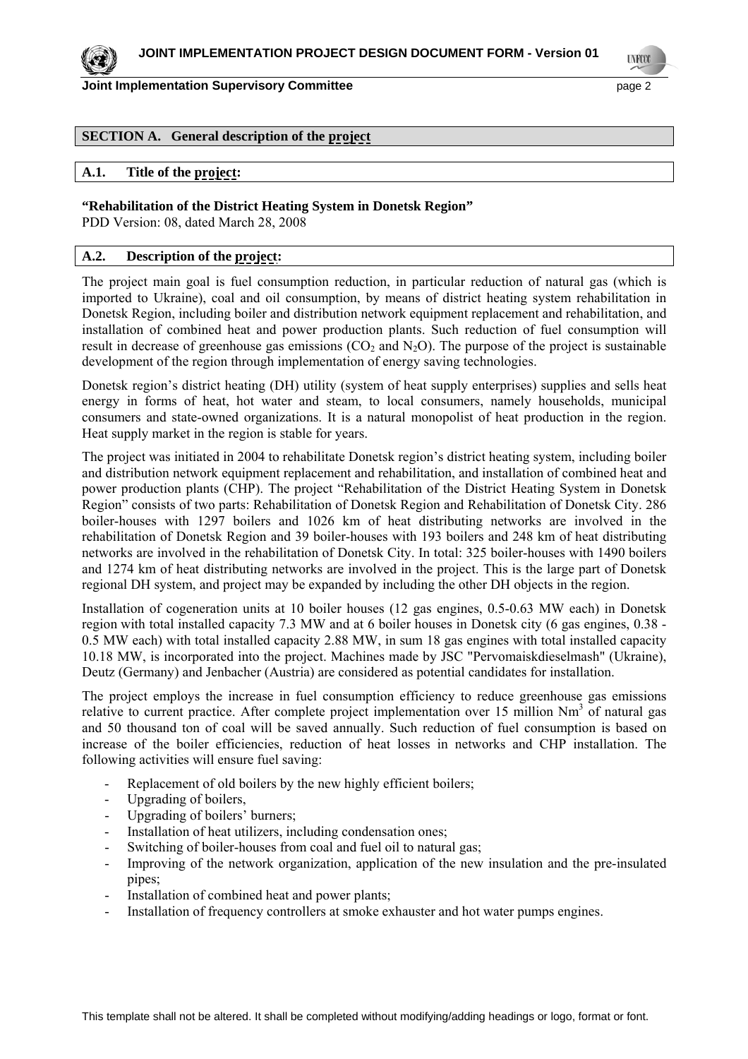## SECTION A. General description of the project

### A.1. Title of the project:

**"Rehabilitation of the District Heating System in Donetsk Region"**
PDD Version: 08, dated March 28, 2008

### A.2. Description of the project:

The project main goal is fuel consumption reduction, in particular reduction of natural gas (which is imported to Ukraine), coal and oil consumption, by means of district heating system rehabilitation in Donetsk Region, including boiler and distribution network equipment replacement and rehabilitation, and installation of combined heat and power production plants. Such reduction of fuel consumption will result in decrease of greenhouse gas emissions ($CO_2$ and $N_2O$). The purpose of the project is sustainable development of the region through implementation of energy saving technologies.

Donetsk region's district heating (DH) utility (system of heat supply enterprises) supplies and sells heat energy in forms of heat, hot water and steam, to local consumers, namely households, municipal consumers and state-owned organizations. It is a natural monopolist of heat production in the region. Heat supply market in the region is stable for years.

The project was initiated in 2004 to rehabilitate Donetsk region's district heating system, including boiler and distribution network equipment replacement and rehabilitation, and installation of combined heat and power production plants (CHP). The project "Rehabilitation of the District Heating System in Donetsk Region" consists of two parts: Rehabilitation of Donetsk Region and Rehabilitation of Donetsk City. 286 boiler-houses with 1297 boilers and 1026 km of heat distributing networks are involved in the rehabilitation of Donetsk Region and 39 boiler-houses with 193 boilers and 248 km of heat distributing networks are involved in the rehabilitation of Donetsk City. In total: 325 boiler-houses with 1490 boilers and 1274 km of heat distributing networks are involved in the project. This is the large part of Donetsk regional DH system, and project may be expanded by including the other DH objects in the region.

Installation of cogeneration units at 10 boiler houses (12 gas engines, 0.5-0.63 MW each) in Donetsk region with total installed capacity 7.3 MW and at 6 boiler houses in Donetsk city (6 gas engines, 0.38 - 0.5 MW each) with total installed capacity 2.88 MW, in sum 18 gas engines with total installed capacity 10.18 MW, is incorporated into the project. Machines made by JSC "Pervomaiskdieselmash" (Ukraine), Deutz (Germany) and Jenbacher (Austria) are considered as potential candidates for installation.

The project employs the increase in fuel consumption efficiency to reduce greenhouse gas emissions relative to current practice. After complete project implementation over 15 million $Nm^3$ of natural gas and 50 thousand ton of coal will be saved annually. Such reduction of fuel consumption is based on increase of the boiler efficiencies, reduction of heat losses in networks and CHP installation. The following activities will ensure fuel saving:

- Replacement of old boilers by the new highly efficient boilers;
- Upgrading of boilers,
- Upgrading of boilers' burners;
- Installation of heat utilizers, including condensation ones;
- Switching of boiler-houses from coal and fuel oil to natural gas;
- Improving of the network organization, application of the new insulation and the pre-insulated pipes;
- Installation of combined heat and power plants;
- Installation of frequency controllers at smoke exhauster and hot water pumps engines.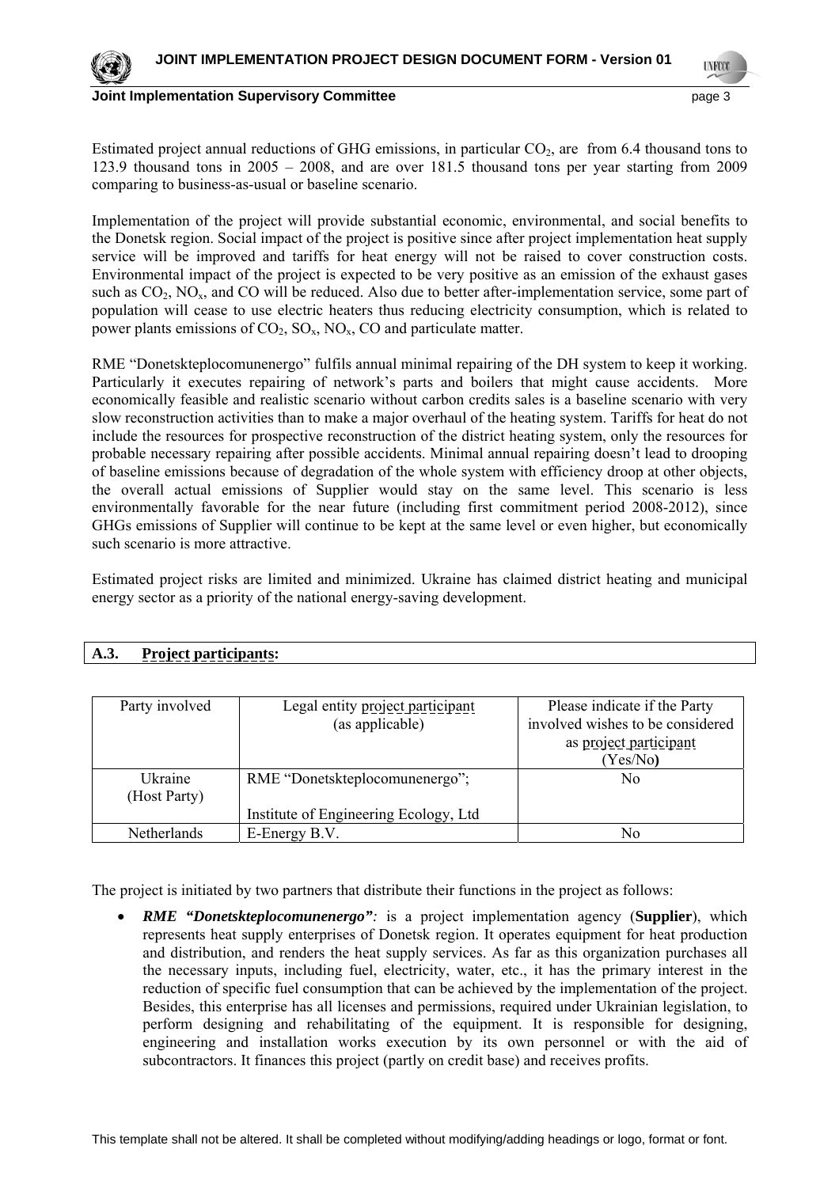Estimated project annual reductions of GHG emissions, in particular $CO_2$, are from 6.4 thousand tons to 123.9 thousand tons in 2005 – 2008, and are over 181.5 thousand tons per year starting from 2009 comparing to business-as-usual or baseline scenario.

Implementation of the project will provide substantial economic, environmental, and social benefits to the Donetsk region. Social impact of the project is positive since after project implementation heat supply service will be improved and tariffs for heat energy will not be raised to cover construction costs. Environmental impact of the project is expected to be very positive as an emission of the exhaust gases such as $CO_2$, $NO_x$, and CO will be reduced. Also due to better after-implementation service, some part of population will cease to use electric heaters thus reducing electricity consumption, which is related to power plants emissions of $CO_2$, $SO_x$, $NO_x$, CO and particulate matter.

RME "Donetskteplocomunenergo" fulfils annual minimal repairing of the DH system to keep it working. Particularly it executes repairing of network's parts and boilers that might cause accidents. More economically feasible and realistic scenario without carbon credits sales is a baseline scenario with very slow reconstruction activities than to make a major overhaul of the heating system. Tariffs for heat do not include the resources for prospective reconstruction of the district heating system, only the resources for probable necessary repairing after possible accidents. Minimal annual repairing doesn't lead to drooping of baseline emissions because of degradation of the whole system with efficiency droop at other objects, the overall actual emissions of Supplier would stay on the same level. This scenario is less environmentally favorable for the near future (including first commitment period 2008-2012), since GHGs emissions of Supplier will continue to be kept at the same level or even higher, but economically such scenario is more attractive.

Estimated project risks are limited and minimized. Ukraine has claimed district heating and municipal energy sector as a priority of the national energy-saving development.

## A.3. Project participants:

| Party involved | Legal entity project participant (as applicable) | Please indicate if the Party involved wishes to be considered as project participant (Yes/No) |
|---|---|---|
| Ukraine (Host Party) | RME "Donetskteplocomunenergo"; Institute of Engineering Ecology, Ltd | No |
| Netherlands | E-Energy B.V. | No |

The project is initiated by two partners that distribute their functions in the project as follows:

- ***RME "Donetskteplocomunenergo":*** is a project implementation agency (**Supplier**), which represents heat supply enterprises of Donetsk region. It operates equipment for heat production and distribution, and renders the heat supply services. As far as this organization purchases all the necessary inputs, including fuel, electricity, water, etc., it has the primary interest in the reduction of specific fuel consumption that can be achieved by the implementation of the project. Besides, this enterprise has all licenses and permissions, required under Ukrainian legislation, to perform designing and rehabilitating of the equipment. It is responsible for designing, engineering and installation works execution by its own personnel or with the aid of subcontractors. It finances this project (partly on credit base) and receives profits.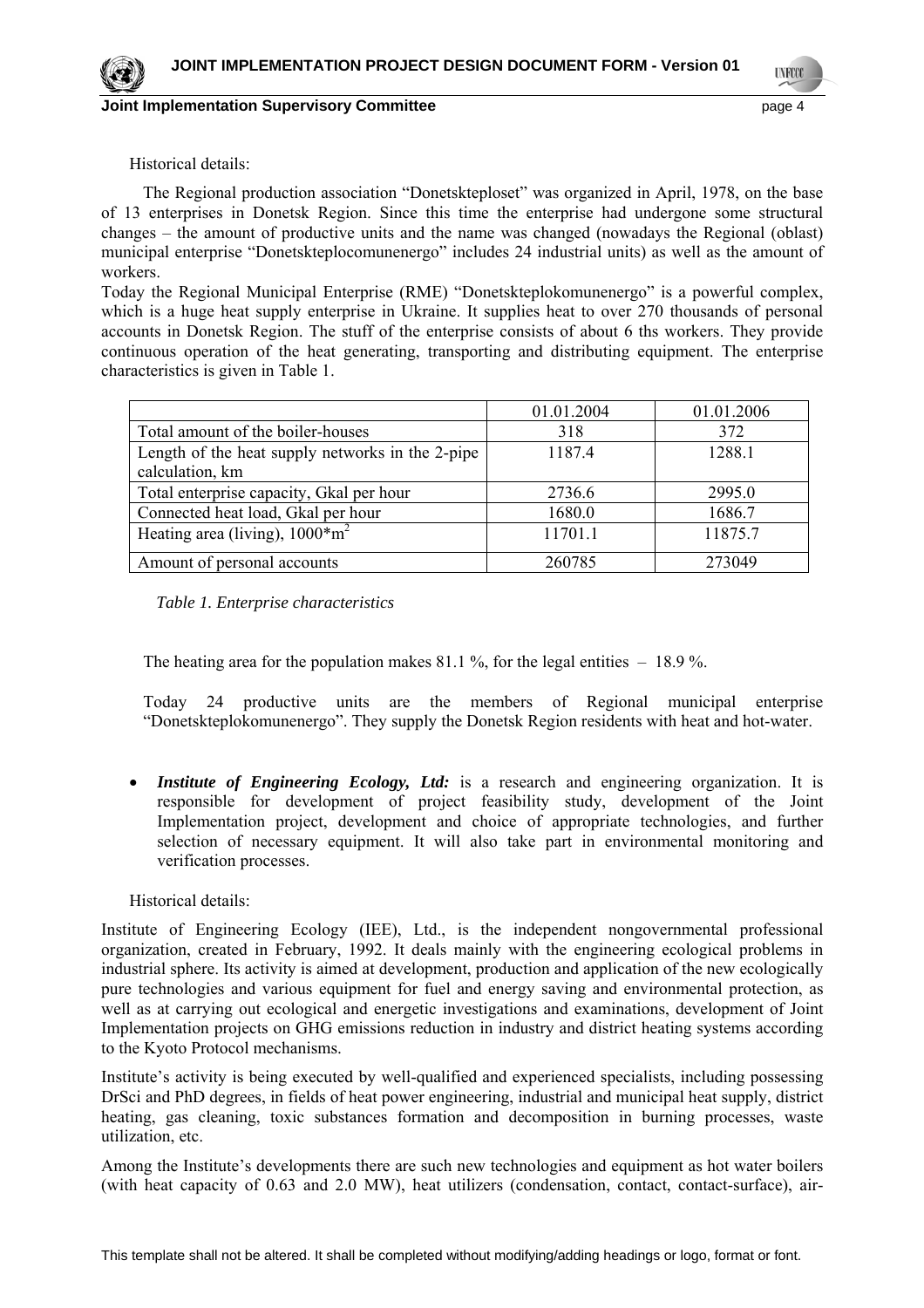Historical details:

The Regional production association "Donetsktepłoset" was organized in April, 1978, on the base of 13 enterprises in Donetsk Region. Since this time the enterprise had undergone some structural changes – the amount of productive units and the name was changed (nowadays the Regional (oblast) municipal enterprise "Donetskteplocomunenergo" includes 24 industrial units) as well as the amount of workers.

Today the Regional Municipal Enterprise (RME) "Donetskteplokomunenergo" is a powerful complex, which is a huge heat supply enterprise in Ukraine. It supplies heat to over 270 thousands of personal accounts in Donetsk Region. The stuff of the enterprise consists of about 6 ths workers. They provide continuous operation of the heat generating, transporting and distributing equipment. The enterprise characteristics is given in Table 1.

| | 01.01.2004 | 01.01.2006 |
|---|---|---|
| Total amount of the boiler-houses | 318 | 372 |
| Length of the heat supply networks in the 2-pipe calculation, km | 1187.4 | 1288.1 |
| Total enterprise capacity, Gkal per hour | 2736.6 | 2995.0 |
| Connected heat load, Gkal per hour | 1680.0 | 1686.7 |
| Heating area (living), $1000*m^2$ | 11701.1 | 11875.7 |
| Amount of personal accounts | 260785 | 273049 |

*Table 1. Enterprise characteristics*

The heating area for the population makes 81.1 %, for the legal entities – 18.9 %.

Today 24 productive units are the members of Regional municipal enterprise "Donetskteplokomunenergo". They supply the Donetsk Region residents with heat and hot-water.

- ***Institute of Engineering Ecology, Ltd:*** is a research and engineering organization. It is responsible for development of project feasibility study, development of the Joint Implementation project, development and choice of appropriate technologies, and further selection of necessary equipment. It will also take part in environmental monitoring and verification processes.

Historical details:

Institute of Engineering Ecology (IEE), Ltd., is the independent nongovernmental professional organization, created in February, 1992. It deals mainly with the engineering ecological problems in industrial sphere. Its activity is aimed at development, production and application of the new ecologically pure technologies and various equipment for fuel and energy saving and environmental protection, as well as at carrying out ecological and energetic investigations and examinations, development of Joint Implementation projects on GHG emissions reduction in industry and district heating systems according to the Kyoto Protocol mechanisms.

Institute's activity is being executed by well-qualified and experienced specialists, including possessing DrSci and PhD degrees, in fields of heat power engineering, industrial and municipal heat supply, district heating, gas cleaning, toxic substances formation and decomposition in burning processes, waste utilization, etc.

Among the Institute's developments there are such new technologies and equipment as hot water boilers (with heat capacity of 0.63 and 2.0 MW), heat utilizers (condensation, contact, contact-surface), air-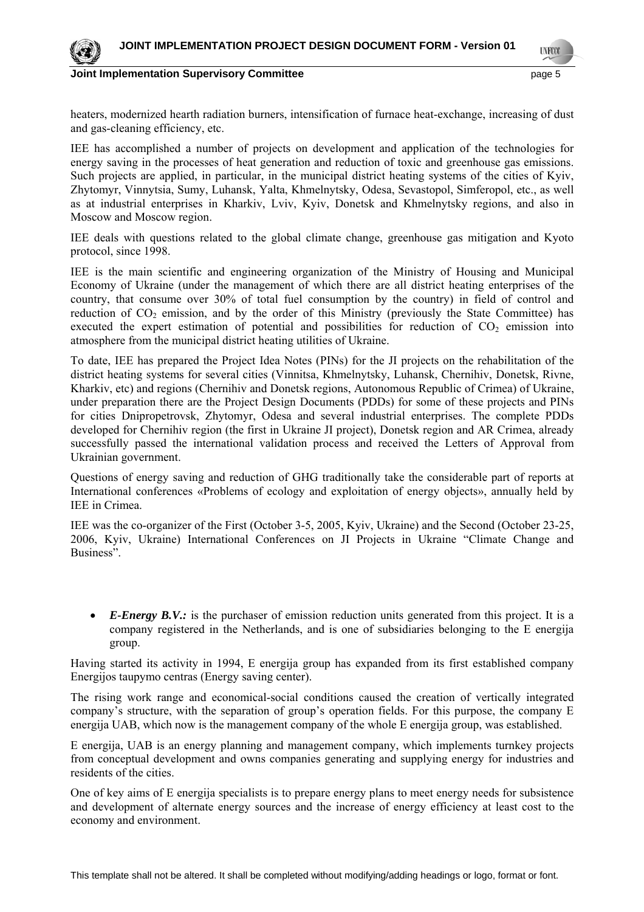heaters, modernized hearth radiation burners, intensification of furnace heat-exchange, increasing of dust and gas-cleaning efficiency, etc.

IEE has accomplished a number of projects on development and application of the technologies for energy saving in the processes of heat generation and reduction of toxic and greenhouse gas emissions. Such projects are applied, in particular, in the municipal district heating systems of the cities of Kyiv, Zhytomyr, Vinnytsia, Sumy, Luhansk, Yalta, Khmelnytsky, Odesa, Sevastopol, Simferopol, etc., as well as at industrial enterprises in Kharkiv, Lviv, Kyiv, Donetsk and Khmelnytsky regions, and also in Moscow and Moscow region.

IEE deals with questions related to the global climate change, greenhouse gas mitigation and Kyoto protocol, since 1998.

IEE is the main scientific and engineering organization of the Ministry of Housing and Municipal Economy of Ukraine (under the management of which there are all district heating enterprises of the country, that consume over 30% of total fuel consumption by the country) in field of control and reduction of $CO_2$ emission, and by the order of this Ministry (previously the State Committee) has executed the expert estimation of potential and possibilities for reduction of $CO_2$ emission into atmosphere from the municipal district heating utilities of Ukraine.

To date, IEE has prepared the Project Idea Notes (PINs) for the JI projects on the rehabilitation of the district heating systems for several cities (Vinnitsa, Khmelnytsky, Luhansk, Chernihiv, Donetsk, Rivne, Kharkiv, etc) and regions (Chernihiv and Donetsk regions, Autonomous Republic of Crimea) of Ukraine, under preparation there are the Project Design Documents (PDDs) for some of these projects and PINs for cities Dnipropetrovsk, Zhytomyr, Odesa and several industrial enterprises. The complete PDDs developed for Chernihiv region (the first in Ukraine JI project), Donetsk region and AR Crimea, already successfully passed the international validation process and received the Letters of Approval from Ukrainian government.

Questions of energy saving and reduction of GHG traditionally take the considerable part of reports at International conferences «Problems of ecology and exploitation of energy objects», annually held by IEE in Crimea.

IEE was the co-organizer of the First (October 3-5, 2005, Kyiv, Ukraine) and the Second (October 23-25, 2006, Kyiv, Ukraine) International Conferences on JI Projects in Ukraine "Climate Change and Business".

- ***E-Energy B.V.:*** is the purchaser of emission reduction units generated from this project. It is a company registered in the Netherlands, and is one of subsidiaries belonging to the E energija group.

Having started its activity in 1994, E energija group has expanded from its first established company Energijos taupymo centras (Energy saving center).

The rising work range and economical-social conditions caused the creation of vertically integrated company's structure, with the separation of group's operation fields. For this purpose, the company E energija UAB, which now is the management company of the whole E energija group, was established.

E energija, UAB is an energy planning and management company, which implements turnkey projects from conceptual development and owns companies generating and supplying energy for industries and residents of the cities.

One of key aims of E energija specialists is to prepare energy plans to meet energy needs for subsistence and development of alternate energy sources and the increase of energy efficiency at least cost to the economy and environment.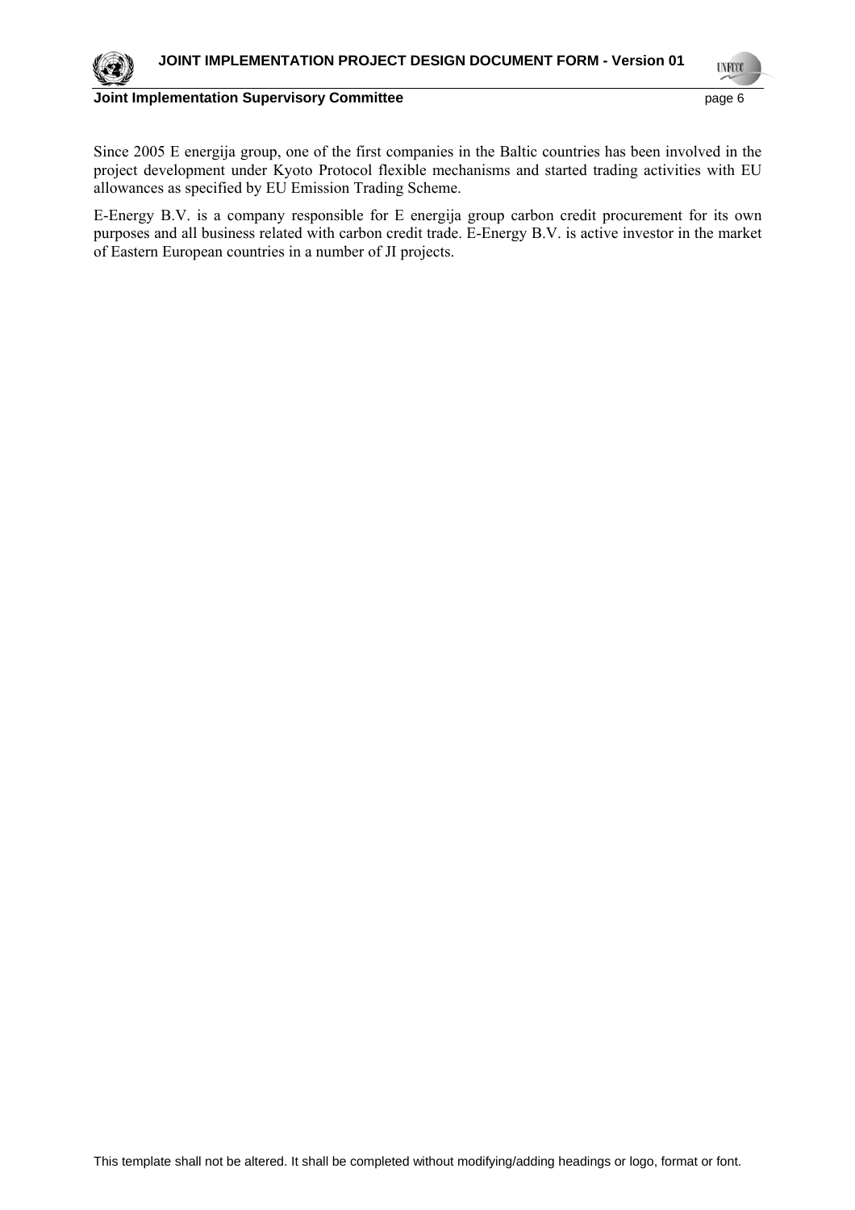Since 2005 E energija group, one of the first companies in the Baltic countries has been involved in the project development under Kyoto Protocol flexible mechanisms and started trading activities with EU allowances as specified by EU Emission Trading Scheme.

E-Energy B.V. is a company responsible for E energija group carbon credit procurement for its own purposes and all business related with carbon credit trade. E-Energy B.V. is active investor in the market of Eastern European countries in a number of JI projects.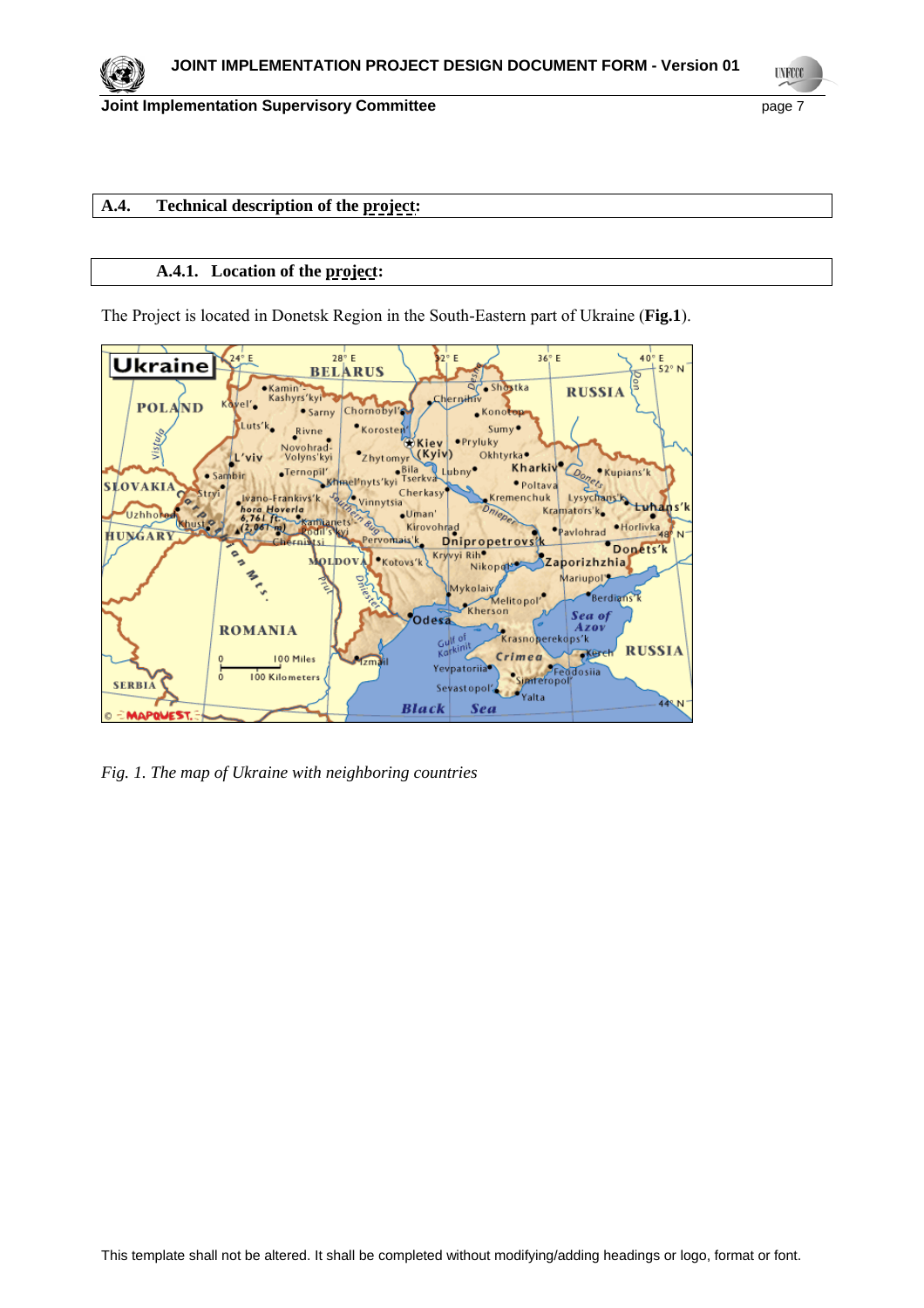## A.4. Technical description of the project:

### A.4.1. Location of the project:

The Project is located in Donetsk Region in the South-Eastern part of Ukraine (**Fig.1**).

*Fig. 1. The map of Ukraine with neighboring countries*

This template shall not be altered. It shall be completed without modifying/adding headings or logo, format or font.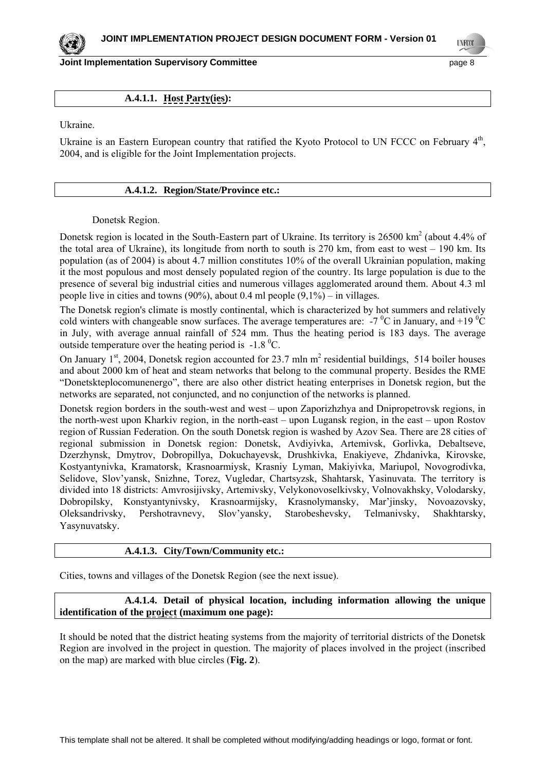### A.4.1.1. Host Party(ies):

Ukraine.

Ukraine is an Eastern European country that ratified the Kyoto Protocol to UN FCCC on February 4[th], 2004, and is eligible for the Joint Implementation projects.

### A.4.1.2. Region/State/Province etc.:

Donetsk Region.

Donetsk region is located in the South-Eastern part of Ukraine. Its territory is 26500 km$^2$ (about 4.4% of the total area of Ukraine), its longitude from north to south is 270 km, from east to west – 190 km. Its population (as of 2004) is about 4.7 million constitutes 10% of the overall Ukrainian population, making it the most populous and most densely populated region of the country. Its large population is due to the presence of several big industrial cities and numerous villages agglomerated around them. About 4.3 ml people live in cities and towns (90%), about 0.4 ml people (9,1%) – in villages.

The Donetsk region's climate is mostly continental, which is characterized by hot summers and relatively cold winters with changeable snow surfaces. The average temperatures are: -7 $^0$C in January, and +19 $^0$C in July, with average annual rainfall of 524 mm. Thus the heating period is 183 days. The average outside temperature over the heating period is -1.8 $^0$C.

On January 1[st], 2004, Donetsk region accounted for 23.7 mln m$^2$ residential buildings, 514 boiler houses and about 2000 km of heat and steam networks that belong to the communal property. Besides the RME "Donetskteplocomunenergo", there are also other district heating enterprises in Donetsk region, but the networks are separated, not conjuncted, and no conjunction of the networks is planned.

Donetsk region borders in the south-west and west – upon Zaporizhzhya and Dnipropetrovsk regions, in the north-west upon Kharkiv region, in the north-east – upon Lugansk region, in the east – upon Rostov region of Russian Federation. On the south Donetsk region is washed by Azov Sea. There are 28 cities of regional submission in Donetsk region: Donetsk, Avdiyivka, Artemivsk, Gorlivka, Debaltseve, Dzerzhynsk, Dmytrov, Dobropillya, Dokuchayevsk, Drushkivka, Enakiyeve, Zhdanivka, Kirovske, Kostyantynivka, Kramatorsk, Krasnoarmiysk, Krasniy Lyman, Makiyivka, Mariupol, Novogrodivka, Selidove, Slov'yansk, Snizhne, Torez, Vugledar, Chartsyzsk, Shahtarsk, Yasinuvata. The territory is divided into 18 districts: Amvrosijivsky, Artemivsky, Velykonovoselkivsky, Volnovakhsky, Volodarsky, Dobropilsky, Konstyantynivsky, Krasnoarmijsky, Krasnolymansky, Mar'jinsky, Novoazovsky, Oleksandrivsky, Pershotravnevy, Slov'yansky, Starobeshevsky, Telmanivsky, Shakhtarsky, Yasynuvatsky.

### A.4.1.3. City/Town/Community etc.:

Cities, towns and villages of the Donetsk Region (see the next issue).

### A.4.1.4. Detail of physical location, including information allowing the unique identification of the project (maximum one page):

It should be noted that the district heating systems from the majority of territorial districts of the Donetsk Region are involved in the project in question. The majority of places involved in the project (inscribed on the map) are marked with blue circles (**Fig. 2**).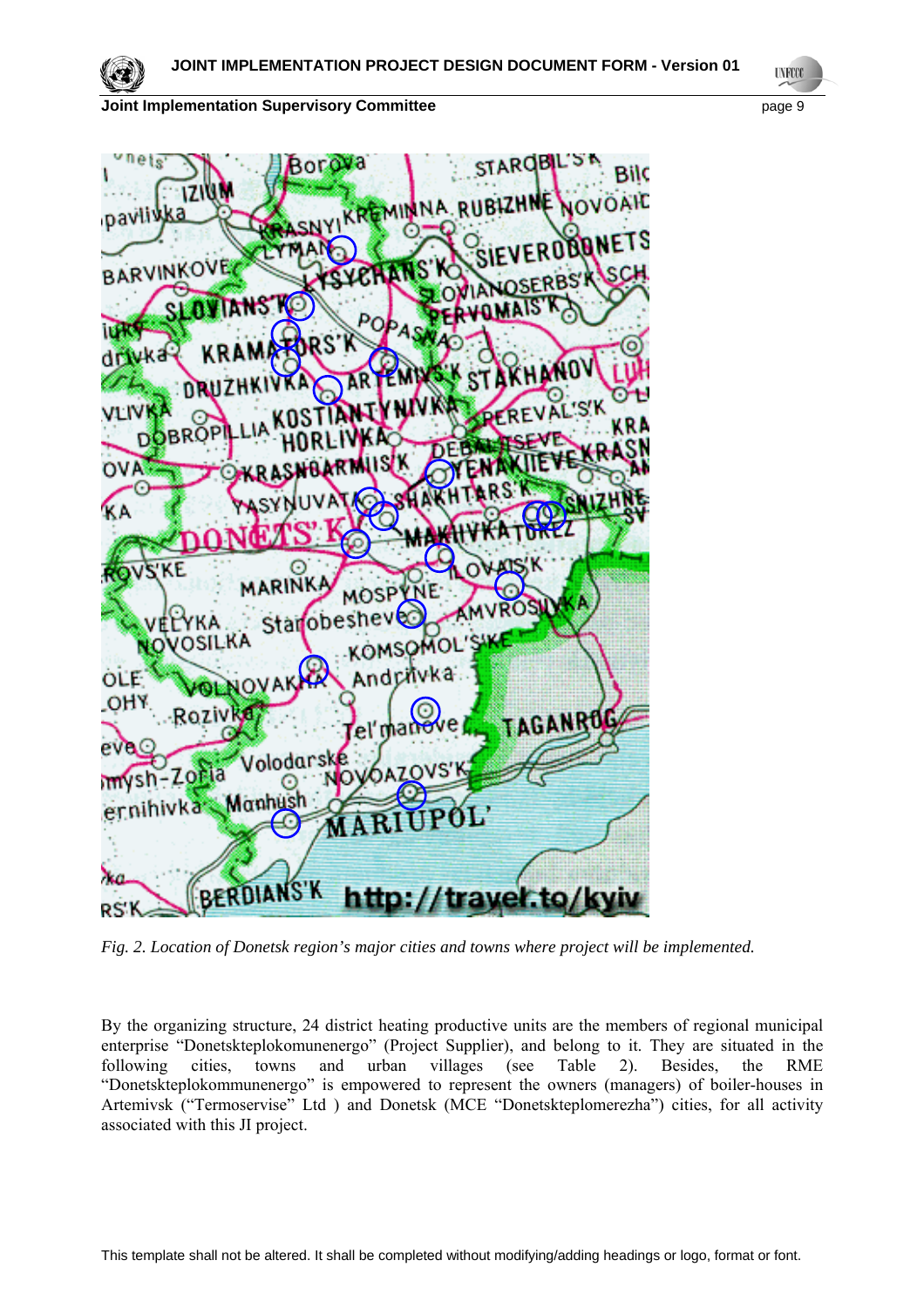*Fig. 2. Location of Donetsk region's major cities and towns where project will be implemented.*

By the organizing structure, 24 district heating productive units are the members of regional municipal enterprise "Donetskteplokomunenergo" (Project Supplier), and belong to it. They are situated in the following cities, towns and urban villages (see Table 2). Besides, the RME "Donetskteplokommunenergo" is empowered to represent the owners (managers) of boiler-houses in Artemivsk ("Termoservise" Ltd ) and Donetsk (MCE "Donetskteplomerezha") cities, for all activity associated with this JI project.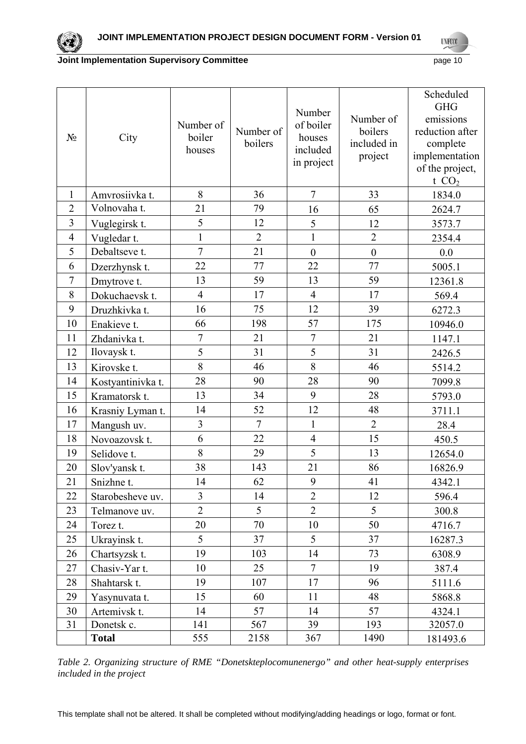| № | City | Number of boiler houses | Number of boilers | Number of boiler houses included in project | Number of boilers included in project | Scheduled GHG emissions reduction after complete implementation of the project, t $CO_2$ |
|---|---|---|---|---|---|---|
| 1 | Amvrosiivka t. | 8 | 36 | 7 | 33 | 1834.0 |
| 2 | Volnovaha t. | 21 | 79 | 16 | 65 | 2624.7 |
| 3 | Vuglegirsk t. | 5 | 12 | 5 | 12 | 3573.7 |
| 4 | Vugledar t. | 1 | 2 | 1 | 2 | 2354.4 |
| 5 | Debaltseve t. | 7 | 21 | 0 | 0 | 0.0 |
| 6 | Dzerzhynsk t. | 22 | 77 | 22 | 77 | 5005.1 |
| 7 | Dmytrove t. | 13 | 59 | 13 | 59 | 12361.8 |
| 8 | Dokuchaevsk t. | 4 | 17 | 4 | 17 | 569.4 |
| 9 | Druzhkivka t. | 16 | 75 | 12 | 39 | 6272.3 |
| 10 | Enakieve t. | 66 | 198 | 57 | 175 | 10946.0 |
| 11 | Zhdanivka t. | 7 | 21 | 7 | 21 | 1147.1 |
| 12 | Ilovaysk t. | 5 | 31 | 5 | 31 | 2426.5 |
| 13 | Kirovske t. | 8 | 46 | 8 | 46 | 5514.2 |
| 14 | Kostyantinivka t. | 28 | 90 | 28 | 90 | 7099.8 |
| 15 | Kramatorsk t. | 13 | 34 | 9 | 28 | 5793.0 |
| 16 | Krasniy Lyman t. | 14 | 52 | 12 | 48 | 3711.1 |
| 17 | Mangush uv. | 3 | 7 | 1 | 2 | 28.4 |
| 18 | Novoazovsk t. | 6 | 22 | 4 | 15 | 450.5 |
| 19 | Selidove t. | 8 | 29 | 5 | 13 | 12654.0 |
| 20 | Slov'yansk t. | 38 | 143 | 21 | 86 | 16826.9 |
| 21 | Snizhne t. | 14 | 62 | 9 | 41 | 4342.1 |
| 22 | Starobesheve uv. | 3 | 14 | 2 | 12 | 596.4 |
| 23 | Telmanove uv. | 2 | 5 | 2 | 5 | 300.8 |
| 24 | Torez t. | 20 | 70 | 10 | 50 | 4716.7 |
| 25 | Ukrayinsk t. | 5 | 37 | 5 | 37 | 16287.3 |
| 26 | Chartsyzsk t. | 19 | 103 | 14 | 73 | 6308.9 |
| 27 | Chasiv-Yar t. | 10 | 25 | 7 | 19 | 387.4 |
| 28 | Shahtarsk t. | 19 | 107 | 17 | 96 | 5111.6 |
| 29 | Yasynuvata t. | 15 | 60 | 11 | 48 | 5868.8 |
| 30 | Artemivsk t. | 14 | 57 | 14 | 57 | 4324.1 |
| 31 | Donetsk c. | 141 | 567 | 39 | 193 | 32057.0 |
| | **Total** | 555 | 2158 | 367 | 1490 | 181493.6 |

*Table 2. Organizing structure of RME "Donetskteplocomunenergo" and other heat-supply enterprises included in the project*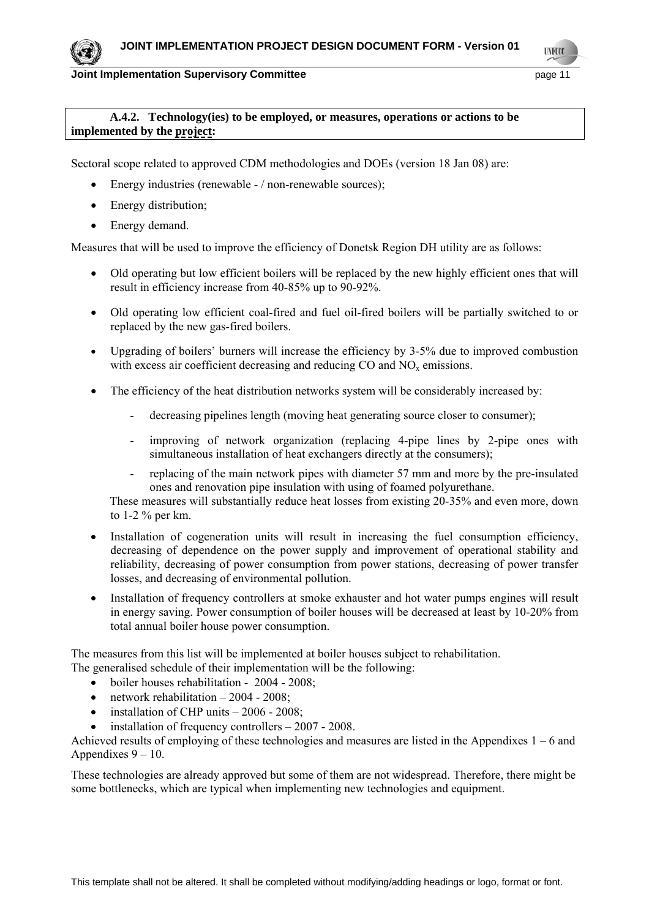**A.4.2. Technology(ies) to be employed, or measures, operations or actions to be implemented by the project:**

Sectoral scope related to approved CDM methodologies and DOEs (version 18 Jan 08) are:

- Energy industries (renewable - / non-renewable sources);
- Energy distribution;
- Energy demand.

Measures that will be used to improve the efficiency of Donetsk Region DH utility are as follows:

- Old operating but low efficient boilers will be replaced by the new highly efficient ones that will result in efficiency increase from 40-85% up to 90-92%.
- Old operating low efficient coal-fired and fuel oil-fired boilers will be partially switched to or replaced by the new gas-fired boilers.
- Upgrading of boilers' burners will increase the efficiency by 3-5% due to improved combustion with excess air coefficient decreasing and reducing CO and $NO_x$ emissions.
- The efficiency of the heat distribution networks system will be considerably increased by:
  - decreasing pipelines length (moving heat generating source closer to consumer);
  - improving of network organization (replacing 4-pipe lines by 2-pipe ones with simultaneous installation of heat exchangers directly at the consumers);
  - replacing of the main network pipes with diameter 57 mm and more by the pre-insulated ones and renovation pipe insulation with using of foamed polyurethane.

  These measures will substantially reduce heat losses from existing 20-35% and even more, down to 1-2 % per km.
- Installation of cogeneration units will result in increasing the fuel consumption efficiency, decreasing of dependence on the power supply and improvement of operational stability and reliability, decreasing of power consumption from power stations, decreasing of power transfer losses, and decreasing of environmental pollution.
- Installation of frequency controllers at smoke exhauster and hot water pumps engines will result in energy saving. Power consumption of boiler houses will be decreased at least by 10-20% from total annual boiler house power consumption.

The measures from this list will be implemented at boiler houses subject to rehabilitation.
The generalised schedule of their implementation will be the following:

- boiler houses rehabilitation - 2004 - 2008;
- network rehabilitation – 2004 - 2008;
- installation of CHP units – 2006 - 2008;
- installation of frequency controllers – 2007 - 2008.

Achieved results of employing of these technologies and measures are listed in the Appendixes 1 – 6 and Appendixes 9 – 10.

These technologies are already approved but some of them are not widespread. Therefore, there might be some bottlenecks, which are typical when implementing new technologies and equipment.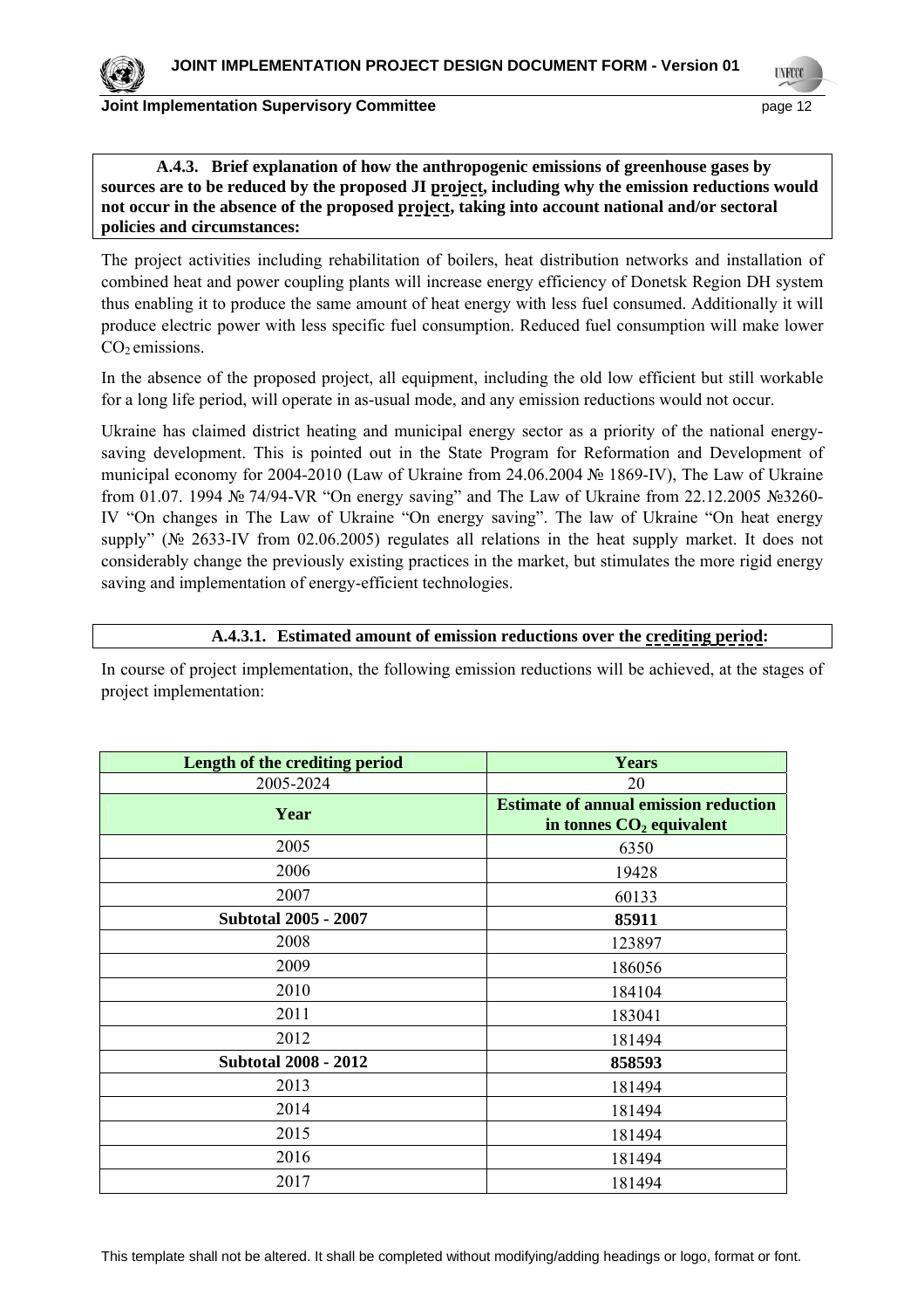**A.4.3. Brief explanation of how the anthropogenic emissions of greenhouse gases by sources are to be reduced by the proposed JI project, including why the emission reductions would not occur in the absence of the proposed project, taking into account national and/or sectoral policies and circumstances:**

The project activities including rehabilitation of boilers, heat distribution networks and installation of combined heat and power coupling plants will increase energy efficiency of Donetsk Region DH system thus enabling it to produce the same amount of heat energy with less fuel consumed. Additionally it will produce electric power with less specific fuel consumption. Reduced fuel consumption will make lower $CO_2$ emissions.

In the absence of the proposed project, all equipment, including the old low efficient but still workable for a long life period, will operate in as-usual mode, and any emission reductions would not occur.

Ukraine has claimed district heating and municipal energy sector as a priority of the national energy-saving development. This is pointed out in the State Program for Reformation and Development of municipal economy for 2004-2010 (Law of Ukraine from 24.06.2004 № 1869-IV), The Law of Ukraine from 01.07. 1994 № 74/94-VR "On energy saving" and The Law of Ukraine from 22.12.2005 №3260-IV "On changes in The Law of Ukraine "On energy saving". The law of Ukraine "On heat energy supply" (№ 2633-IV from 02.06.2005) regulates all relations in the heat supply market. It does not considerably change the previously existing practices in the market, but stimulates the more rigid energy saving and implementation of energy-efficient technologies.

**A.4.3.1. Estimated amount of emission reductions over the crediting period:**

In course of project implementation, the following emission reductions will be achieved, at the stages of project implementation:

| **Length of the crediting period** | **Years** |
|---|---|
| 2005-2024 | 20 |
| **Year** | **Estimate of annual emission reduction in tonnes $CO_2$ equivalent** |
| 2005 | 6350 |
| 2006 | 19428 |
| 2007 | 60133 |
| **Subtotal 2005 - 2007** | **85911** |
| 2008 | 123897 |
| 2009 | 186056 |
| 2010 | 184104 |
| 2011 | 183041 |
| 2012 | 181494 |
| **Subtotal 2008 - 2012** | **858593** |
| 2013 | 181494 |
| 2014 | 181494 |
| 2015 | 181494 |
| 2016 | 181494 |
| 2017 | 181494 |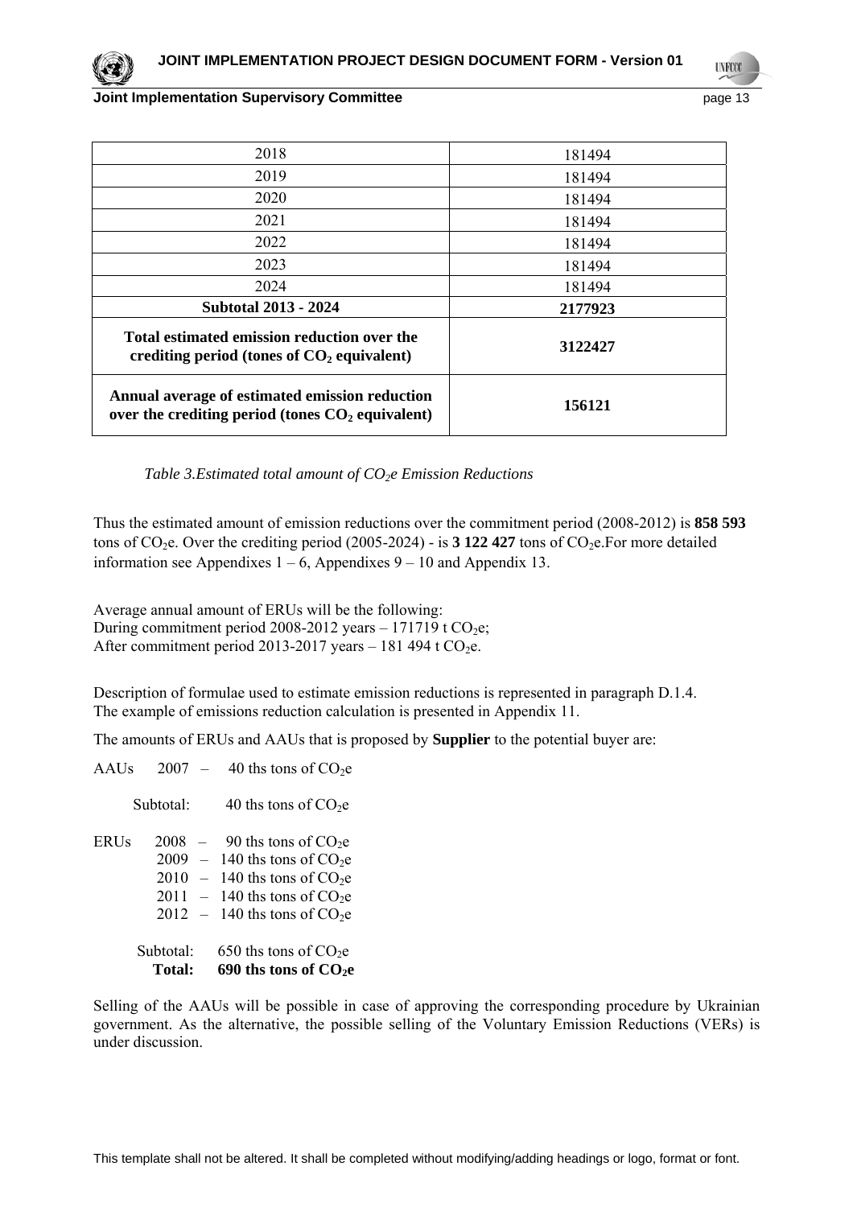| 2018 | 181494 |
|---|---|
| 2019 | 181494 |
| 2020 | 181494 |
| 2021 | 181494 |
| 2022 | 181494 |
| 2023 | 181494 |
| 2024 | 181494 |
| **Subtotal 2013 - 2024** | **2177923** |
| **Total estimated emission reduction over the crediting period (tones of $CO_2$ equivalent)** | **3122427** |
| **Annual average of estimated emission reduction over the crediting period (tones $CO_2$ equivalent)** | **156121** |

*Table 3.Estimated total amount of $CO_2e$ Emission Reductions*

Thus the estimated amount of emission reductions over the commitment period (2008-2012) is **858 593** tons of $CO_2e$. Over the crediting period (2005-2024) - is **3 122 427** tons of $CO_2e$.For more detailed information see Appendixes 1 – 6, Appendixes 9 – 10 and Appendix 13.

Average annual amount of ERUs will be the following:
During commitment period 2008-2012 years – 171719 t $CO_2e$;
After commitment period 2013-2017 years – 181 494 t $CO_2e$.

Description of formulae used to estimate emission reductions is represented in paragraph D.1.4.
The example of emissions reduction calculation is presented in Appendix 11.

The amounts of ERUs and AAUs that is proposed by **Supplier** to the potential buyer are:

AAUs 2007 – 40 ths tons of $CO_2e$

Subtotal: 40 ths tons of $CO_2e$

ERUs 2008 – 90 ths tons of $CO_2e$
2009 – 140 ths tons of $CO_2e$
2010 – 140 ths tons of $CO_2e$
2011 – 140 ths tons of $CO_2e$
2012 – 140 ths tons of $CO_2e$

Subtotal: 650 ths tons of $CO_2e$
**Total: 690 ths tons of $CO_2e$**

Selling of the AAUs will be possible in case of approving the corresponding procedure by Ukrainian government. As the alternative, the possible selling of the Voluntary Emission Reductions (VERs) is under discussion.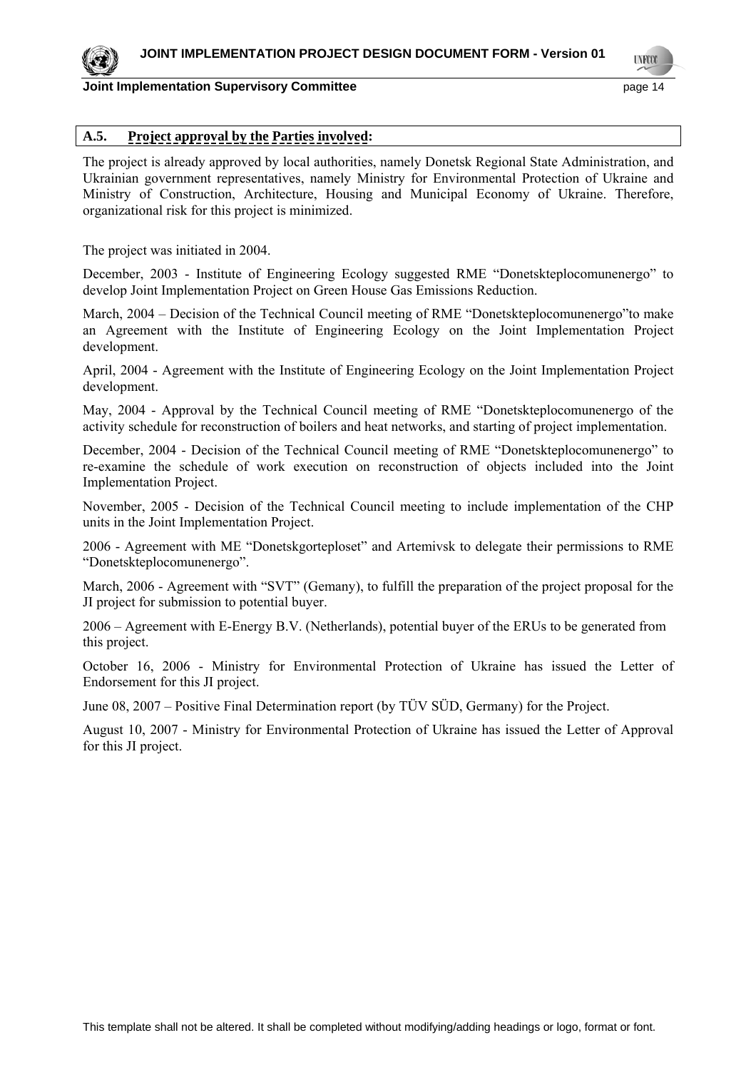## A.5. Project approval by the Parties involved:

The project is already approved by local authorities, namely Donetsk Regional State Administration, and Ukrainian government representatives, namely Ministry for Environmental Protection of Ukraine and Ministry of Construction, Architecture, Housing and Municipal Economy of Ukraine. Therefore, organizational risk for this project is minimized.

The project was initiated in 2004.

December, 2003 - Institute of Engineering Ecology suggested RME "Donetskteplocomunenergo" to develop Joint Implementation Project on Green House Gas Emissions Reduction.

March, 2004 – Decision of the Technical Council meeting of RME "Donetskteplocomunenergo"to make an Agreement with the Institute of Engineering Ecology on the Joint Implementation Project development.

April, 2004 - Agreement with the Institute of Engineering Ecology on the Joint Implementation Project development.

May, 2004 - Approval by the Technical Council meeting of RME "Donetskteplocomunenergo of the activity schedule for reconstruction of boilers and heat networks, and starting of project implementation.

December, 2004 - Decision of the Technical Council meeting of RME "Donetskteplocomunenergo" to re-examine the schedule of work execution on reconstruction of objects included into the Joint Implementation Project.

November, 2005 - Decision of the Technical Council meeting to include implementation of the CHP units in the Joint Implementation Project.

2006 - Agreement with ME "Donetskgorteploset" and Artemivsk to delegate their permissions to RME "Donetskteplocomunenergo".

March, 2006 - Agreement with "SVT" (Gemany), to fulfill the preparation of the project proposal for the JI project for submission to potential buyer.

2006 – Agreement with E-Energy B.V. (Netherlands), potential buyer of the ERUs to be generated from this project.

October 16, 2006 - Ministry for Environmental Protection of Ukraine has issued the Letter of Endorsement for this JI project.

June 08, 2007 – Positive Final Determination report (by TÜV SÜD, Germany) for the Project.

August 10, 2007 - Ministry for Environmental Protection of Ukraine has issued the Letter of Approval for this JI project.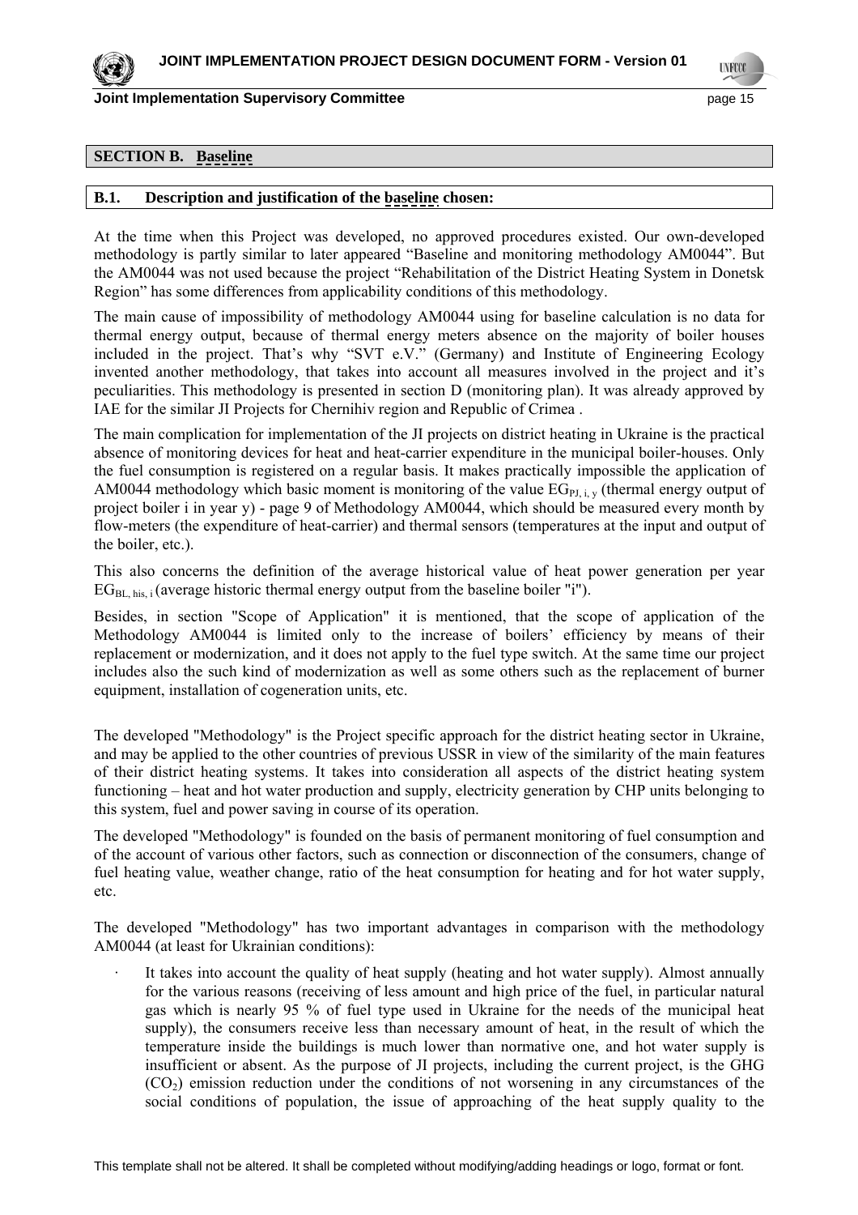## SECTION B. Baseline

### B.1. Description and justification of the baseline chosen:

At the time when this Project was developed, no approved procedures existed. Our own-developed methodology is partly similar to later appeared "Baseline and monitoring methodology AM0044". But the AM0044 was not used because the project "Rehabilitation of the District Heating System in Donetsk Region" has some differences from applicability conditions of this methodology.

The main cause of impossibility of methodology AM0044 using for baseline calculation is no data for thermal energy output, because of thermal energy meters absence on the majority of boiler houses included in the project. That's why "SVT e.V." (Germany) and Institute of Engineering Ecology invented another methodology, that takes into account all measures involved in the project and it's peculiarities. This methodology is presented in section D (monitoring plan). It was already approved by IAE for the similar JI Projects for Chernihiv region and Republic of Crimea .

The main complication for implementation of the JI projects on district heating in Ukraine is the practical absence of monitoring devices for heat and heat-carrier expenditure in the municipal boiler-houses. Only the fuel consumption is registered on a regular basis. It makes practically impossible the application of AM0044 methodology which basic moment is monitoring of the value $EG_{PJ,\,i,\,y}$ (thermal energy output of project boiler i in year y) - page 9 of Methodology AM0044, which should be measured every month by flow-meters (the expenditure of heat-carrier) and thermal sensors (temperatures at the input and output of the boiler, etc.).

This also concerns the definition of the average historical value of heat power generation per year $EG_{BL,\,his,\,i}$ (average historic thermal energy output from the baseline boiler "i").

Besides, in section "Scope of Application" it is mentioned, that the scope of application of the Methodology AM0044 is limited only to the increase of boilers' efficiency by means of their replacement or modernization, and it does not apply to the fuel type switch. At the same time our project includes also the such kind of modernization as well as some others such as the replacement of burner equipment, installation of cogeneration units, etc.

The developed "Methodology" is the Project specific approach for the district heating sector in Ukraine, and may be applied to the other countries of previous USSR in view of the similarity of the main features of their district heating systems. It takes into consideration all aspects of the district heating system functioning – heat and hot water production and supply, electricity generation by CHP units belonging to this system, fuel and power saving in course of its operation.

The developed "Methodology" is founded on the basis of permanent monitoring of fuel consumption and of the account of various other factors, such as connection or disconnection of the consumers, change of fuel heating value, weather change, ratio of the heat consumption for heating and for hot water supply, etc.

The developed "Methodology" has two important advantages in comparison with the methodology AM0044 (at least for Ukrainian conditions):

- It takes into account the quality of heat supply (heating and hot water supply). Almost annually for the various reasons (receiving of less amount and high price of the fuel, in particular natural gas which is nearly 95 % of fuel type used in Ukraine for the needs of the municipal heat supply), the consumers receive less than necessary amount of heat, in the result of which the temperature inside the buildings is much lower than normative one, and hot water supply is insufficient or absent. As the purpose of JI projects, including the current project, is the GHG ($CO_2$) emission reduction under the conditions of not worsening in any circumstances of the social conditions of population, the issue of approaching of the heat supply quality to the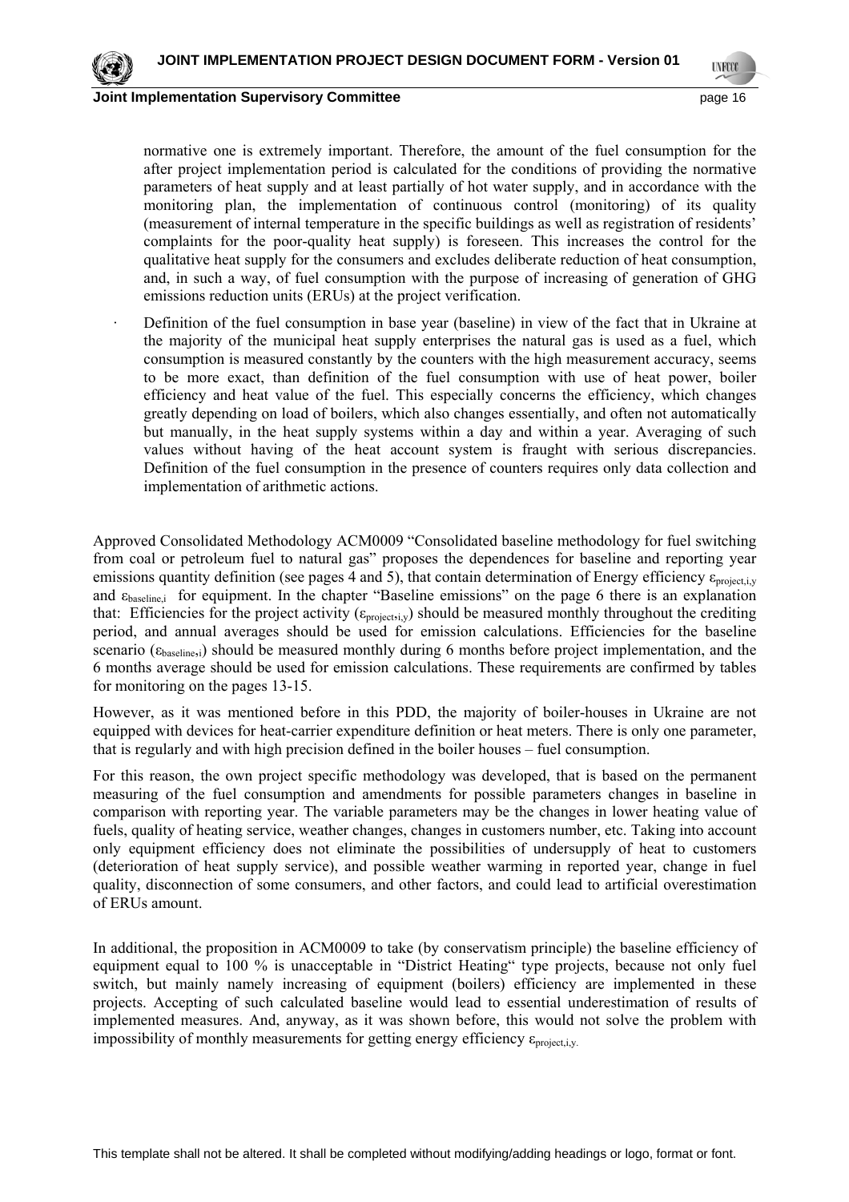normative one is extremely important. Therefore, the amount of the fuel consumption for the after project implementation period is calculated for the conditions of providing the normative parameters of heat supply and at least partially of hot water supply, and in accordance with the monitoring plan, the implementation of continuous control (monitoring) of its quality (measurement of internal temperature in the specific buildings as well as registration of residents' complaints for the poor-quality heat supply) is foreseen. This increases the control for the qualitative heat supply for the consumers and excludes deliberate reduction of heat consumption, and, in such a way, of fuel consumption with the purpose of increasing of generation of GHG emissions reduction units (ERUs) at the project verification.

· Definition of the fuel consumption in base year (baseline) in view of the fact that in Ukraine at the majority of the municipal heat supply enterprises the natural gas is used as a fuel, which consumption is measured constantly by the counters with the high measurement accuracy, seems to be more exact, than definition of the fuel consumption with use of heat power, boiler efficiency and heat value of the fuel. This especially concerns the efficiency, which changes greatly depending on load of boilers, which also changes essentially, and often not automatically but manually, in the heat supply systems within a day and within a year. Averaging of such values without having of the heat account system is fraught with serious discrepancies. Definition of the fuel consumption in the presence of counters requires only data collection and implementation of arithmetic actions.

Approved Consolidated Methodology ACM0009 "Consolidated baseline methodology for fuel switching from coal or petroleum fuel to natural gas" proposes the dependences for baseline and reporting year emissions quantity definition (see pages 4 and 5), that contain determination of Energy efficiency $\varepsilon_{project,i,y}$ and $\varepsilon_{baseline,i}$ for equipment. In the chapter "Baseline emissions" on the page 6 there is an explanation that: Efficiencies for the project activity ($\varepsilon_{project,i,y}$) should be measured monthly throughout the crediting period, and annual averages should be used for emission calculations. Efficiencies for the baseline scenario ($\varepsilon_{baseline,i}$) should be measured monthly during 6 months before project implementation, and the 6 months average should be used for emission calculations. These requirements are confirmed by tables for monitoring on the pages 13-15.

However, as it was mentioned before in this PDD, the majority of boiler-houses in Ukraine are not equipped with devices for heat-carrier expenditure definition or heat meters. There is only one parameter, that is regularly and with high precision defined in the boiler houses – fuel consumption.

For this reason, the own project specific methodology was developed, that is based on the permanent measuring of the fuel consumption and amendments for possible parameters changes in baseline in comparison with reporting year. The variable parameters may be the changes in lower heating value of fuels, quality of heating service, weather changes, changes in customers number, etc. Taking into account only equipment efficiency does not eliminate the possibilities of undersupply of heat to customers (deterioration of heat supply service), and possible weather warming in reported year, change in fuel quality, disconnection of some consumers, and other factors, and could lead to artificial overestimation of ERUs amount.

In additional, the proposition in ACM0009 to take (by conservatism principle) the baseline efficiency of equipment equal to 100 % is unacceptable in "District Heating" type projects, because not only fuel switch, but mainly namely increasing of equipment (boilers) efficiency are implemented in these projects. Accepting of such calculated baseline would lead to essential underestimation of results of implemented measures. And, anyway, as it was shown before, this would not solve the problem with impossibility of monthly measurements for getting energy efficiency $\varepsilon_{project,i,y.}$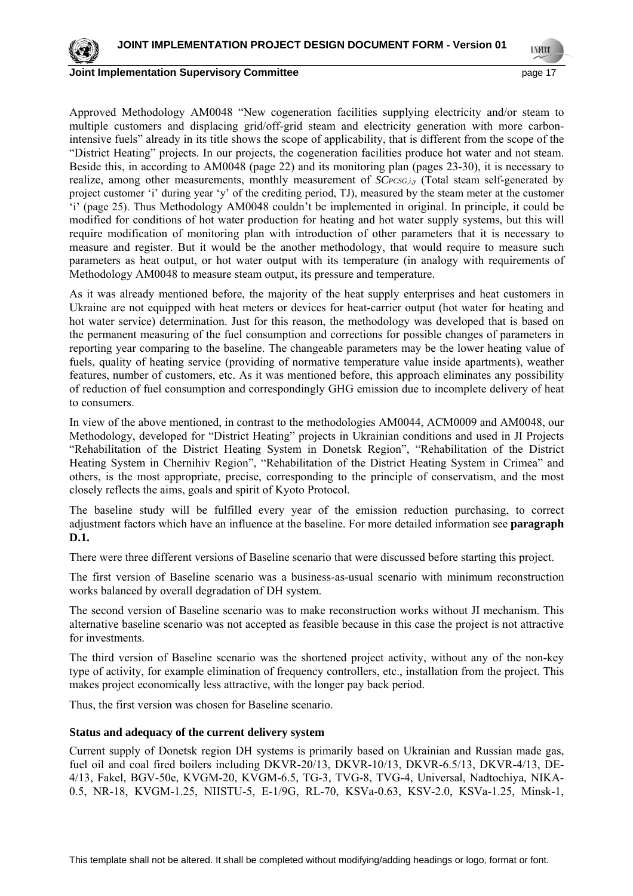Approved Methodology AM0048 "New cogeneration facilities supplying electricity and/or steam to multiple customers and displacing grid/off-grid steam and electricity generation with more carbon-intensive fuels" already in its title shows the scope of applicability, that is different from the scope of the "District Heating" projects. In our projects, the cogeneration facilities produce hot water and not steam. Beside this, in according to AM0048 (page 22) and its monitoring plan (pages 23-30), it is necessary to realize, among other measurements, monthly measurement of $SC_{PCSG,i,y}$ (Total steam self-generated by project customer 'i' during year 'y' of the crediting period, TJ), measured by the steam meter at the customer 'i' (page 25). Thus Methodology AM0048 couldn't be implemented in original. In principle, it could be modified for conditions of hot water production for heating and hot water supply systems, but this will require modification of monitoring plan with introduction of other parameters that it is necessary to measure and register. But it would be the another methodology, that would require to measure such parameters as heat output, or hot water output with its temperature (in analogy with requirements of Methodology AM0048 to measure steam output, its pressure and temperature.

As it was already mentioned before, the majority of the heat supply enterprises and heat customers in Ukraine are not equipped with heat meters or devices for heat-carrier output (hot water for heating and hot water service) determination. Just for this reason, the methodology was developed that is based on the permanent measuring of the fuel consumption and corrections for possible changes of parameters in reporting year comparing to the baseline. The changeable parameters may be the lower heating value of fuels, quality of heating service (providing of normative temperature value inside apartments), weather features, number of customers, etc. As it was mentioned before, this approach eliminates any possibility of reduction of fuel consumption and correspondingly GHG emission due to incomplete delivery of heat to consumers.

In view of the above mentioned, in contrast to the methodologies AM0044, ACM0009 and AM0048, our Methodology, developed for "District Heating" projects in Ukrainian conditions and used in JI Projects "Rehabilitation of the District Heating System in Donetsk Region", "Rehabilitation of the District Heating System in Chernihiv Region", "Rehabilitation of the District Heating System in Crimea" and others, is the most appropriate, precise, corresponding to the principle of conservatism, and the most closely reflects the aims, goals and spirit of Kyoto Protocol.

The baseline study will be fulfilled every year of the emission reduction purchasing, to correct adjustment factors which have an influence at the baseline. For more detailed information see **paragraph D.1.**

There were three different versions of Baseline scenario that were discussed before starting this project.

The first version of Baseline scenario was a business-as-usual scenario with minimum reconstruction works balanced by overall degradation of DH system.

The second version of Baseline scenario was to make reconstruction works without JI mechanism. This alternative baseline scenario was not accepted as feasible because in this case the project is not attractive for investments.

The third version of Baseline scenario was the shortened project activity, without any of the non-key type of activity, for example elimination of frequency controllers, etc., installation from the project. This makes project economically less attractive, with the longer pay back period.

Thus, the first version was chosen for Baseline scenario.

**Status and adequacy of the current delivery system**

Current supply of Donetsk region DH systems is primarily based on Ukrainian and Russian made gas, fuel oil and coal fired boilers including DKVR-20/13, DKVR-10/13, DKVR-6.5/13, DKVR-4/13, DE-4/13, Fakel, BGV-50e, KVGM-20, KVGM-6.5, TG-3, TVG-8, TVG-4, Universal, Nadtochiya, NIKA-0.5, NR-18, KVGM-1.25, NIISTU-5, E-1/9G, RL-70, KSVa-0.63, KSV-2.0, KSVa-1.25, Minsk-1,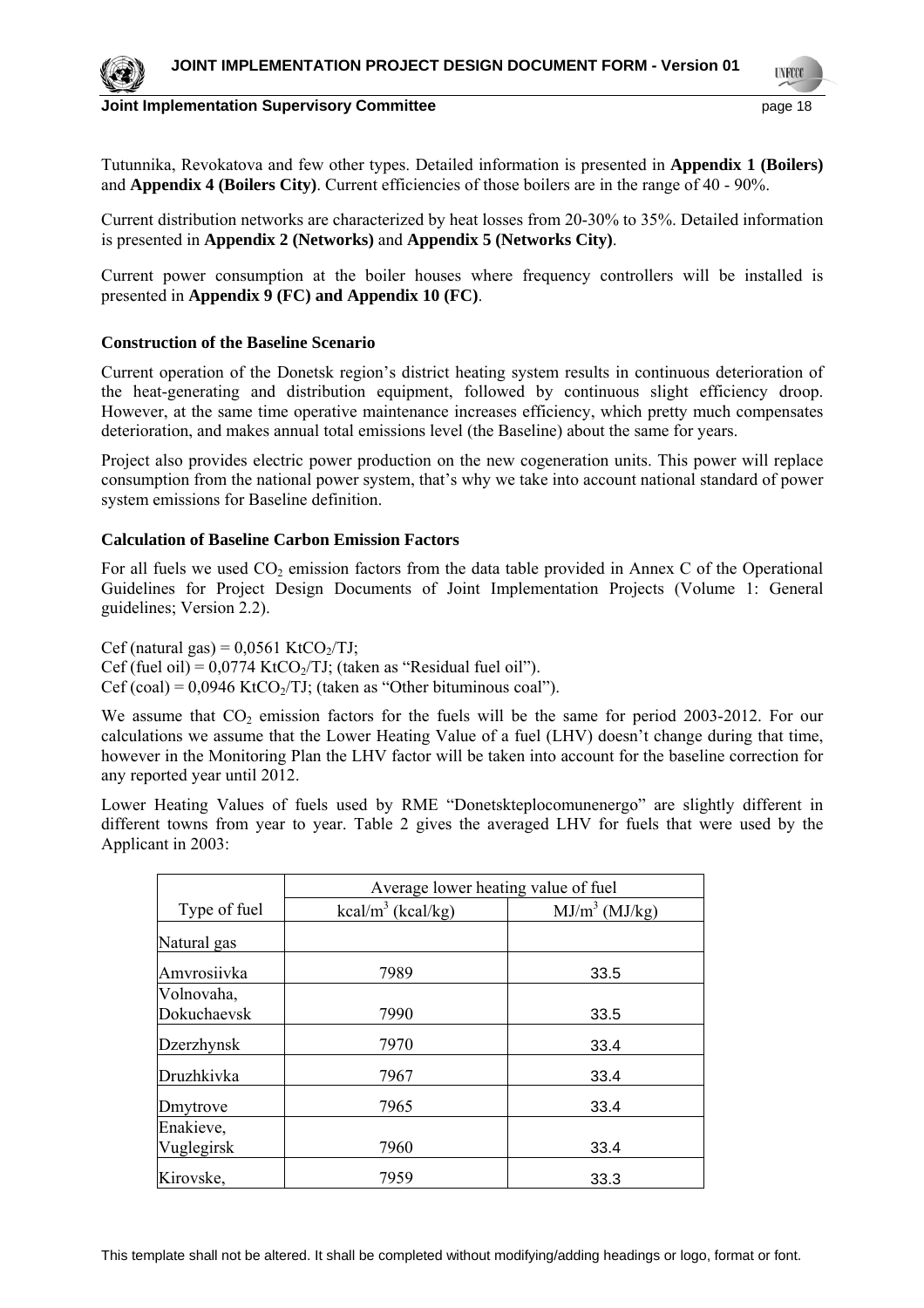Tutunnika, Revokatova and few other types. Detailed information is presented in **Appendix 1 (Boilers)** and **Appendix 4 (Boilers City)**. Current efficiencies of those boilers are in the range of 40 - 90%.

Current distribution networks are characterized by heat losses from 20-30% to 35%. Detailed information is presented in **Appendix 2 (Networks)** and **Appendix 5 (Networks City)**.

Current power consumption at the boiler houses where frequency controllers will be installed is presented in **Appendix 9 (FC) and Appendix 10 (FC)**.

**Construction of the Baseline Scenario**

Current operation of the Donetsk region's district heating system results in continuous deterioration of the heat-generating and distribution equipment, followed by continuous slight efficiency droop. However, at the same time operative maintenance increases efficiency, which pretty much compensates deterioration, and makes annual total emissions level (the Baseline) about the same for years.

Project also provides electric power production on the new cogeneration units. This power will replace consumption from the national power system, that's why we take into account national standard of power system emissions for Baseline definition.

**Calculation of Baseline Carbon Emission Factors**

For all fuels we used $CO_2$ emission factors from the data table provided in Annex C of the Operational Guidelines for Project Design Documents of Joint Implementation Projects (Volume 1: General guidelines; Version 2.2).

Cef (natural gas) = 0,0561 $KtCO_2/TJ$;
Cef (fuel oil) = 0,0774 $KtCO_2/TJ$; (taken as "Residual fuel oil").
Cef (coal) = 0,0946 $KtCO_2/TJ$; (taken as "Other bituminous coal").

We assume that $CO_2$ emission factors for the fuels will be the same for period 2003-2012. For our calculations we assume that the Lower Heating Value of a fuel (LHV) doesn't change during that time, however in the Monitoring Plan the LHV factor will be taken into account for the baseline correction for any reported year until 2012.

Lower Heating Values of fuels used by RME "Donetskteplocomunenergo" are slightly different in different towns from year to year. Table 2 gives the averaged LHV for fuels that were used by the Applicant in 2003:

| Type of fuel | Average lower heating value of fuel | |
|---|---|---|
| | $kcal/m^3$ (kcal/kg) | $MJ/m^3$ (MJ/kg) |
| Natural gas | | |
| Amvrosiivka | 7989 | 33.5 |
| Volnovaha, Dokuchaevsk | 7990 | 33.5 |
| Dzerzhynsk | 7970 | 33.4 |
| Druzhkivka | 7967 | 33.4 |
| Dmytrove | 7965 | 33.4 |
| Enakieve, Vuglegirsk | 7960 | 33.4 |
| Kirovske, | 7959 | 33.3 |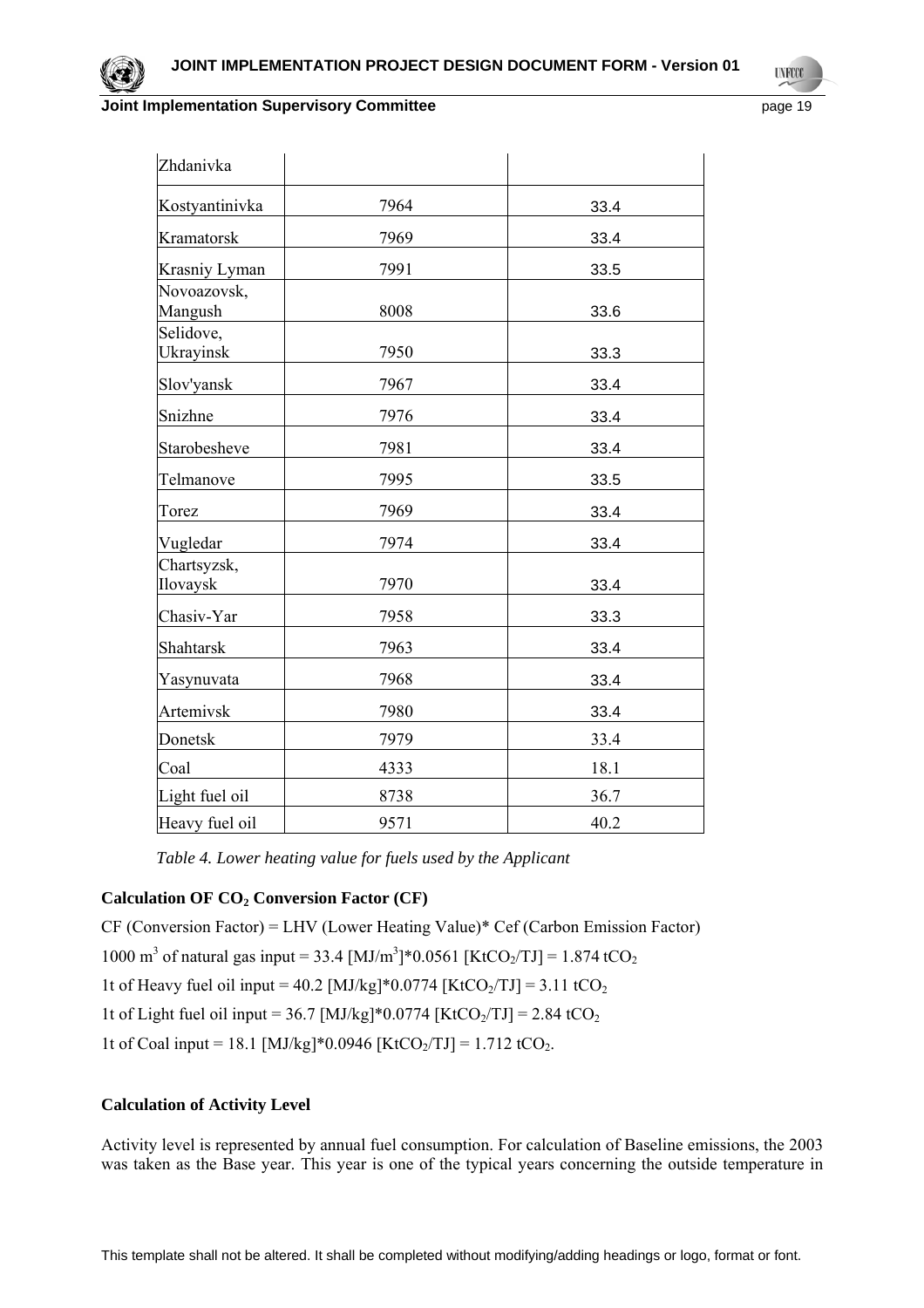| | | |
|---|---|---|
| Zhdanivka | | |
| Kostyantinivka | 7964 | 33.4 |
| Kramatorsk | 7969 | 33.4 |
| Krasniy Lyman | 7991 | 33.5 |
| Novoazovsk, Mangush | 8008 | 33.6 |
| Selidove, Ukrayinsk | 7950 | 33.3 |
| Slov'yansk | 7967 | 33.4 |
| Snizhne | 7976 | 33.4 |
| Starobesheve | 7981 | 33.4 |
| Telmanove | 7995 | 33.5 |
| Torez | 7969 | 33.4 |
| Vugledar | 7974 | 33.4 |
| Chartsyzsk, Ilovaysk | 7970 | 33.4 |
| Chasiv-Yar | 7958 | 33.3 |
| Shahtarsk | 7963 | 33.4 |
| Yasynuvata | 7968 | 33.4 |
| Artemivsk | 7980 | 33.4 |
| Donetsk | 7979 | 33.4 |
| Coal | 4333 | 18.1 |
| Light fuel oil | 8738 | 36.7 |
| Heavy fuel oil | 9571 | 40.2 |

*Table 4. Lower heating value for fuels used by the Applicant*

**Calculation OF $CO_2$ Conversion Factor (CF)**

CF (Conversion Factor) = LHV (Lower Heating Value)* Cef (Carbon Emission Factor)

1000 $m^3$ of natural gas input = 33.4 [$MJ/m^3$]*0.0561 [$KtCO_2/TJ$] = 1.874 $tCO_2$

1t of Heavy fuel oil input = 40.2 [MJ/kg]*0.0774 [$KtCO_2/TJ$] = 3.11 $tCO_2$

1t of Light fuel oil input = 36.7 [MJ/kg]*0.0774 [$KtCO_2/TJ$] = 2.84 $tCO_2$

1t of Coal input = 18.1 [MJ/kg]*0.0946 [$KtCO_2/TJ$] = 1.712 $tCO_2$.

**Calculation of Activity Level**

Activity level is represented by annual fuel consumption. For calculation of Baseline emissions, the 2003 was taken as the Base year. This year is one of the typical years concerning the outside temperature in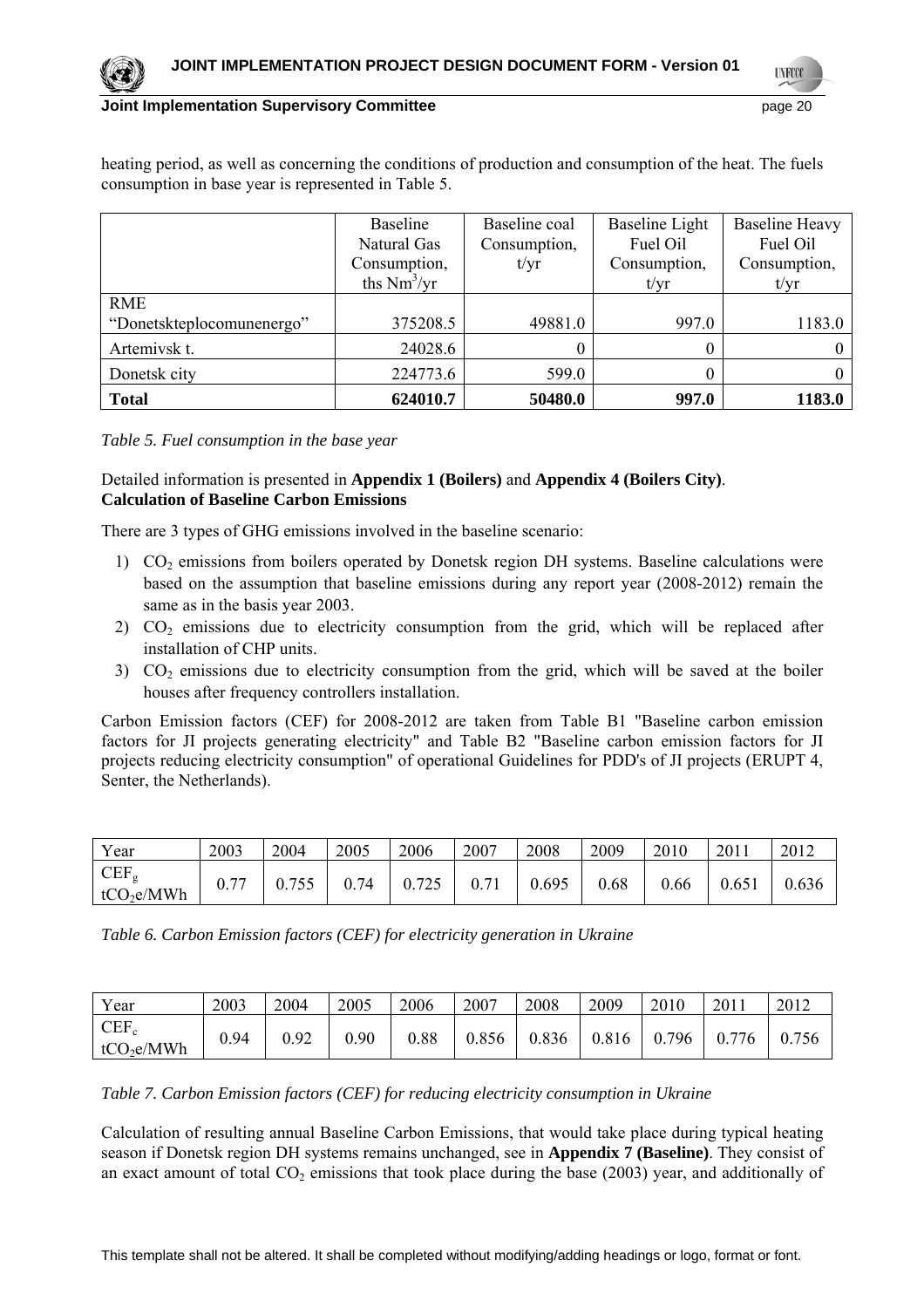heating period, as well as concerning the conditions of production and consumption of the heat. The fuels consumption in base year is represented in Table 5.

| | Baseline Natural Gas Consumption, ths $Nm^3$/yr | Baseline coal Consumption, t/yr | Baseline Light Fuel Oil Consumption, t/yr | Baseline Heavy Fuel Oil Consumption, t/yr |
|---|---|---|---|---|
| RME "Donetskteplocomunenergo" | 375208.5 | 49881.0 | 997.0 | 1183.0 |
| Artemivsk t. | 24028.6 | 0 | 0 | 0 |
| Donetsk city | 224773.6 | 599.0 | 0 | 0 |
| **Total** | **624010.7** | **50480.0** | **997.0** | **1183.0** |

*Table 5. Fuel consumption in the base year*

Detailed information is presented in **Appendix 1 (Boilers)** and **Appendix 4 (Boilers City)**.

**Calculation of Baseline Carbon Emissions**

There are 3 types of GHG emissions involved in the baseline scenario:

1) $CO_2$ emissions from boilers operated by Donetsk region DH systems. Baseline calculations were based on the assumption that baseline emissions during any report year (2008-2012) remain the same as in the basis year 2003.
2) $CO_2$ emissions due to electricity consumption from the grid, which will be replaced after installation of CHP units.
3) $CO_2$ emissions due to electricity consumption from the grid, which will be saved at the boiler houses after frequency controllers installation.

Carbon Emission factors (CEF) for 2008-2012 are taken from Table B1 "Baseline carbon emission factors for JI projects generating electricity" and Table B2 "Baseline carbon emission factors for JI projects reducing electricity consumption" of operational Guidelines for PDD's of JI projects (ERUPT 4, Senter, the Netherlands).

| Year | 2003 | 2004 | 2005 | 2006 | 2007 | 2008 | 2009 | 2010 | 2011 | 2012 |
|---|---|---|---|---|---|---|---|---|---|---|
| $CEF_g$ $tCO_2e/MWh$ | 0.77 | 0.755 | 0.74 | 0.725 | 0.71 | 0.695 | 0.68 | 0.66 | 0.651 | 0.636 |

*Table 6. Carbon Emission factors (CEF) for electricity generation in Ukraine*

| Year | 2003 | 2004 | 2005 | 2006 | 2007 | 2008 | 2009 | 2010 | 2011 | 2012 |
|---|---|---|---|---|---|---|---|---|---|---|
| $CEF_c$ $tCO_2e/MWh$ | 0.94 | 0.92 | 0.90 | 0.88 | 0.856 | 0.836 | 0.816 | 0.796 | 0.776 | 0.756 |

*Table 7. Carbon Emission factors (CEF) for reducing electricity consumption in Ukraine*

Calculation of resulting annual Baseline Carbon Emissions, that would take place during typical heating season if Donetsk region DH systems remains unchanged, see in **Appendix 7 (Baseline)**. They consist of an exact amount of total $CO_2$ emissions that took place during the base (2003) year, and additionally of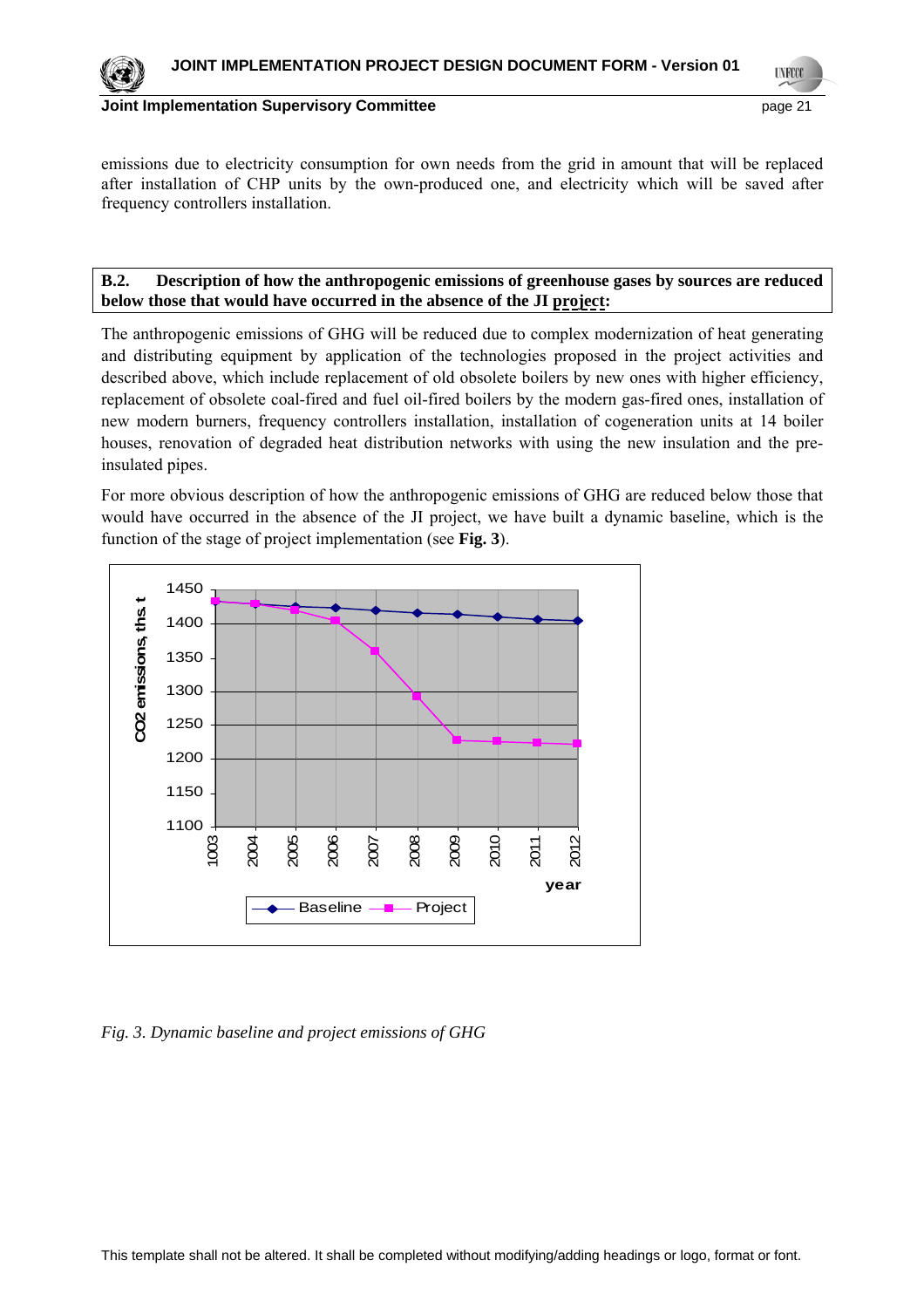emissions due to electricity consumption for own needs from the grid in amount that will be replaced after installation of CHP units by the own-produced one, and electricity which will be saved after frequency controllers installation.

**B.2. Description of how the anthropogenic emissions of greenhouse gases by sources are reduced below those that would have occurred in the absence of the JI project:**

The anthropogenic emissions of GHG will be reduced due to complex modernization of heat generating and distributing equipment by application of the technologies proposed in the project activities and described above, which include replacement of old obsolete boilers by new ones with higher efficiency, replacement of obsolete coal-fired and fuel oil-fired boilers by the modern gas-fired ones, installation of new modern burners, frequency controllers installation, installation of cogeneration units at 14 boiler houses, renovation of degraded heat distribution networks with using the new insulation and the pre-insulated pipes.

For more obvious description of how the anthropogenic emissions of GHG are reduced below those that would have occurred in the absence of the JI project, we have built a dynamic baseline, which is the function of the stage of project implementation (see **Fig. 3**).

*Fig. 3. Dynamic baseline and project emissions of GHG*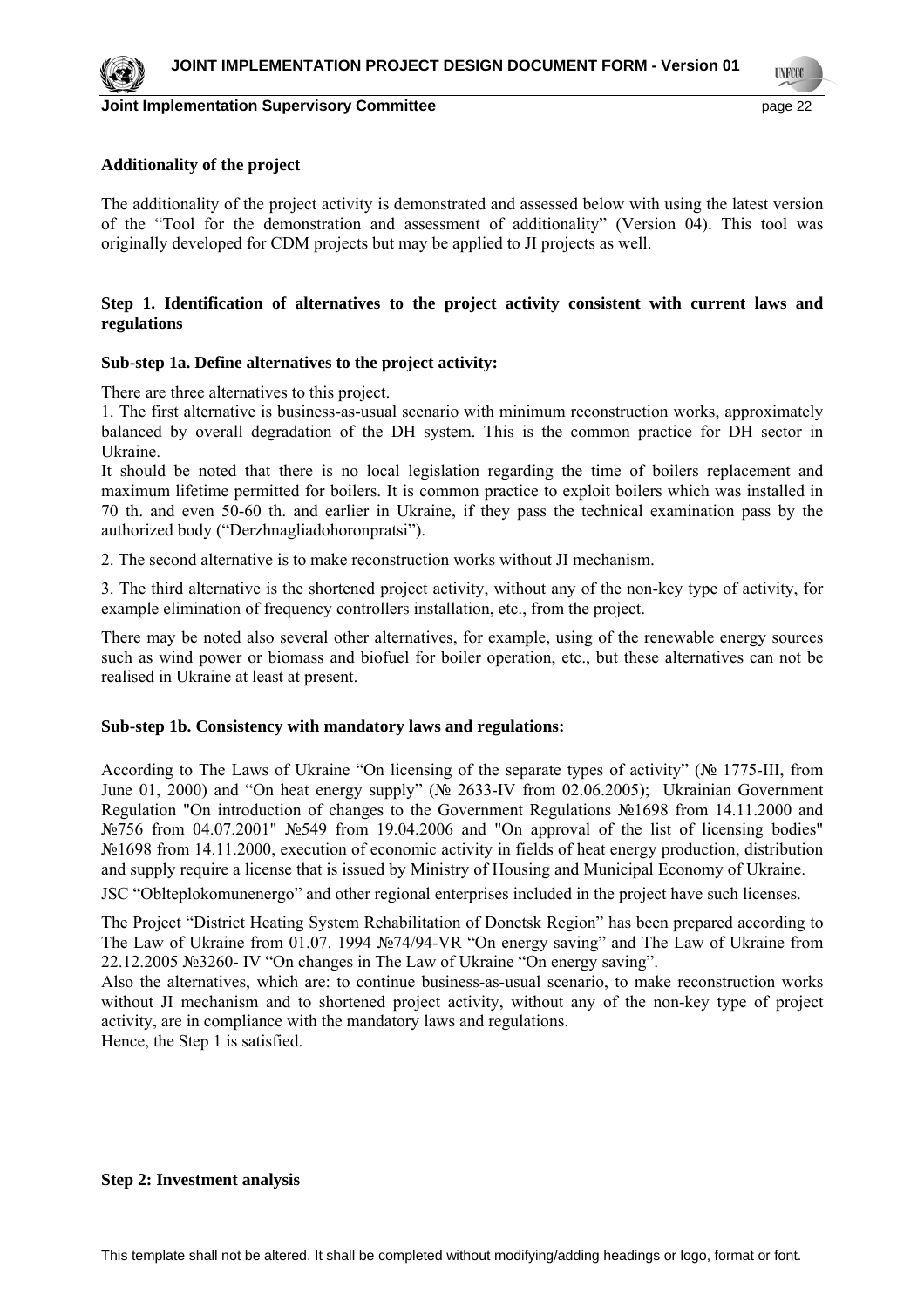**Additionality of the project**

The additionality of the project activity is demonstrated and assessed below with using the latest version of the "Tool for the demonstration and assessment of additionality" (Version 04). This tool was originally developed for CDM projects but may be applied to JI projects as well.

**Step 1. Identification of alternatives to the project activity consistent with current laws and regulations**

**Sub-step 1a. Define alternatives to the project activity:**

There are three alternatives to this project.

1. The first alternative is business-as-usual scenario with minimum reconstruction works, approximately balanced by overall degradation of the DH system. This is the common practice for DH sector in Ukraine.

It should be noted that there is no local legislation regarding the time of boilers replacement and maximum lifetime permitted for boilers. It is common practice to exploit boilers which was installed in 70 th. and even 50-60 th. and earlier in Ukraine, if they pass the technical examination pass by the authorized body ("Derzhnagliadohoronpratsi").

2. The second alternative is to make reconstruction works without JI mechanism.

3. The third alternative is the shortened project activity, without any of the non-key type of activity, for example elimination of frequency controllers installation, etc., from the project.

There may be noted also several other alternatives, for example, using of the renewable energy sources such as wind power or biomass and biofuel for boiler operation, etc., but these alternatives can not be realised in Ukraine at least at present.

**Sub-step 1b. Consistency with mandatory laws and regulations:**

According to The Laws of Ukraine "On licensing of the separate types of activity" (№ 1775-III, from June 01, 2000) and "On heat energy supply" (№ 2633-IV from 02.06.2005); Ukrainian Government Regulation "On introduction of changes to the Government Regulations №1698 from 14.11.2000 and №756 from 04.07.2001" №549 from 19.04.2006 and "On approval of the list of licensing bodies" №1698 from 14.11.2000, execution of economic activity in fields of heat energy production, distribution and supply require a license that is issued by Ministry of Housing and Municipal Economy of Ukraine.

JSC "Oblteplokomunenergo" and other regional enterprises included in the project have such licenses.

The Project "District Heating System Rehabilitation of Donetsk Region" has been prepared according to The Law of Ukraine from 01.07. 1994 №74/94-VR "On energy saving" and The Law of Ukraine from 22.12.2005 №3260- IV "On changes in The Law of Ukraine "On energy saving".

Also the alternatives, which are: to continue business-as-usual scenario, to make reconstruction works without JI mechanism and to shortened project activity, without any of the non-key type of project activity, are in compliance with the mandatory laws and regulations.

Hence, the Step 1 is satisfied.

**Step 2: Investment analysis**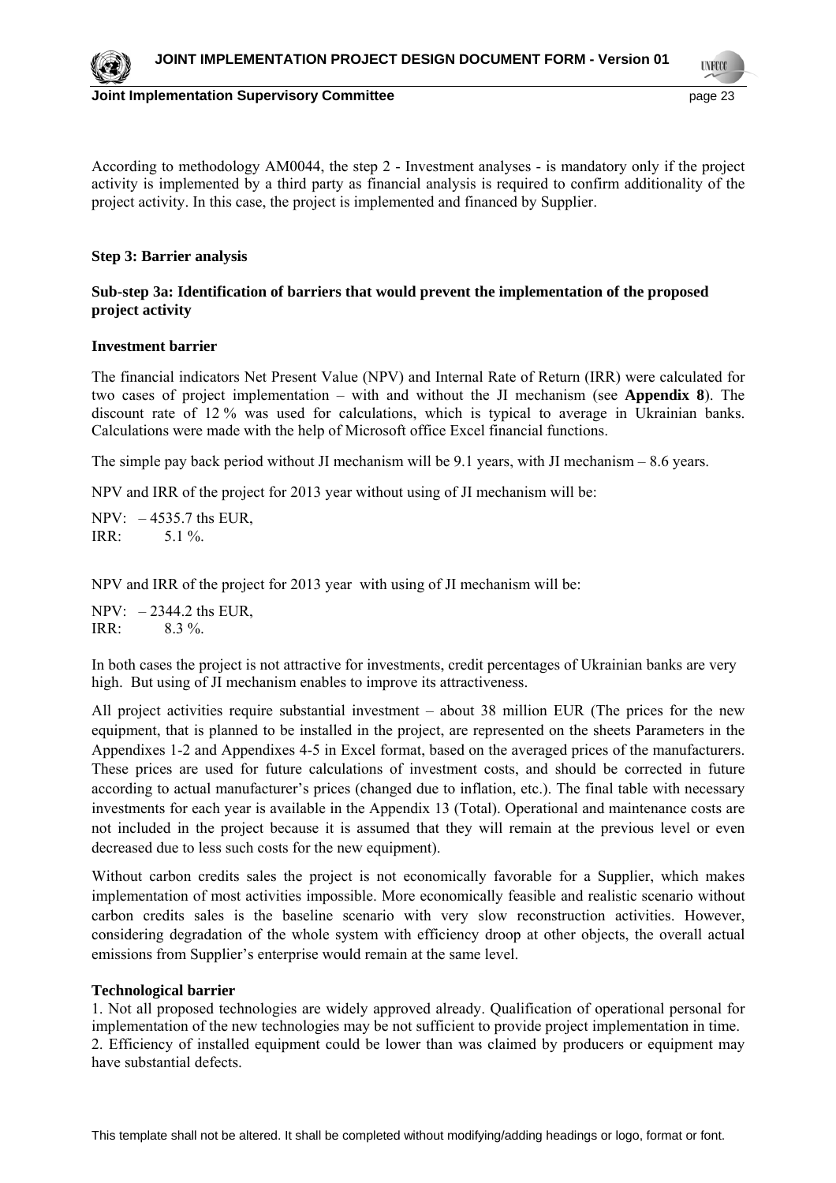According to methodology AM0044, the step 2 - Investment analyses - is mandatory only if the project activity is implemented by a third party as financial analysis is required to confirm additionality of the project activity. In this case, the project is implemented and financed by Supplier.

**Step 3: Barrier analysis**

**Sub-step 3a: Identification of barriers that would prevent the implementation of the proposed project activity**

**Investment barrier**

The financial indicators Net Present Value (NPV) and Internal Rate of Return (IRR) were calculated for two cases of project implementation – with and without the JI mechanism (see **Appendix 8**). The discount rate of 12 % was used for calculations, which is typical to average in Ukrainian banks. Calculations were made with the help of Microsoft office Excel financial functions.

The simple pay back period without JI mechanism will be 9.1 years, with JI mechanism – 8.6 years.

NPV and IRR of the project for 2013 year without using of JI mechanism will be:

NPV: – 4535.7 ths EUR,
IRR: 5.1 %.

NPV and IRR of the project for 2013 year with using of JI mechanism will be:

NPV: – 2344.2 ths EUR,
IRR: 8.3 %.

In both cases the project is not attractive for investments, credit percentages of Ukrainian banks are very high. But using of JI mechanism enables to improve its attractiveness.

All project activities require substantial investment – about 38 million EUR (The prices for the new equipment, that is planned to be installed in the project, are represented on the sheets Parameters in the Appendixes 1-2 and Appendixes 4-5 in Excel format, based on the averaged prices of the manufacturers. These prices are used for future calculations of investment costs, and should be corrected in future according to actual manufacturer's prices (changed due to inflation, etc.). The final table with necessary investments for each year is available in the Appendix 13 (Total). Operational and maintenance costs are not included in the project because it is assumed that they will remain at the previous level or even decreased due to less such costs for the new equipment).

Without carbon credits sales the project is not economically favorable for a Supplier, which makes implementation of most activities impossible. More economically feasible and realistic scenario without carbon credits sales is the baseline scenario with very slow reconstruction activities. However, considering degradation of the whole system with efficiency droop at other objects, the overall actual emissions from Supplier's enterprise would remain at the same level.

**Technological barrier**

1. Not all proposed technologies are widely approved already. Qualification of operational personal for implementation of the new technologies may be not sufficient to provide project implementation in time.
2. Efficiency of installed equipment could be lower than was claimed by producers or equipment may have substantial defects.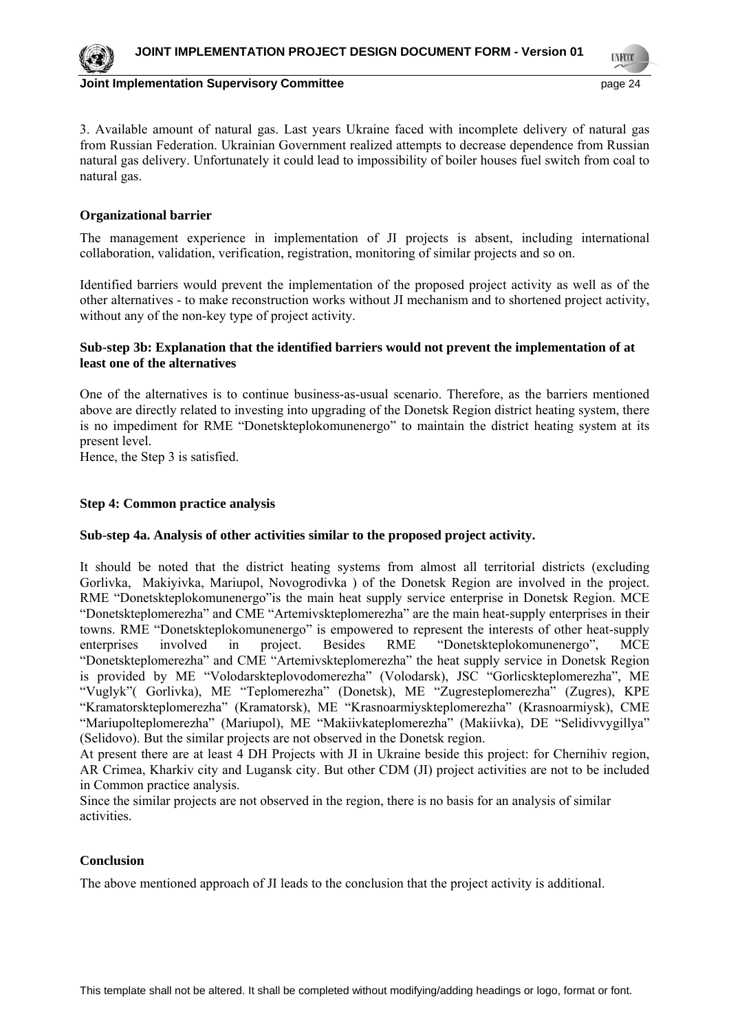3. Available amount of natural gas. Last years Ukraine faced with incomplete delivery of natural gas from Russian Federation. Ukrainian Government realized attempts to decrease dependence from Russian natural gas delivery. Unfortunately it could lead to impossibility of boiler houses fuel switch from coal to natural gas.

**Organizational barrier**

The management experience in implementation of JI projects is absent, including international collaboration, validation, verification, registration, monitoring of similar projects and so on.

Identified barriers would prevent the implementation of the proposed project activity as well as of the other alternatives - to make reconstruction works without JI mechanism and to shortened project activity, without any of the non-key type of project activity.

**Sub-step 3b: Explanation that the identified barriers would not prevent the implementation of at least one of the alternatives**

One of the alternatives is to continue business-as-usual scenario. Therefore, as the barriers mentioned above are directly related to investing into upgrading of the Donetsk Region district heating system, there is no impediment for RME "Donetskteplokomunenergo" to maintain the district heating system at its present level.
Hence, the Step 3 is satisfied.

**Step 4: Common practice analysis**

**Sub-step 4a. Analysis of other activities similar to the proposed project activity.**

It should be noted that the district heating systems from almost all territorial districts (excluding Gorlivka, Makiyivka, Mariupol, Novogrodivka ) of the Donetsk Region are involved in the project. RME "Donetskteplokomunenergo"is the main heat supply service enterprise in Donetsk Region. MCE "Donetskteplomerezha" and CME "Artemivskteplomerezha" are the main heat-supply enterprises in their towns. RME "Donetskteplokomunenergo" is empowered to represent the interests of other heat-supply enterprises involved in project. Besides RME "Donetskteplokomunenergo", MCE "Donetskteplomerezha" and CME "Artemivskteplomerezha" the heat supply service in Donetsk Region is provided by ME "Volodarskteplovodomerezha" (Volodarsk), JSC "Gorlicskteplomerezha", ME "Vuglyk"( Gorlivka), ME "Teplomerezha" (Donetsk), ME "Zugresteplomerezha" (Zugres), KPE "Kramatorskteplomerezha" (Kramatorsk), ME "Krasnoarmiyskteplomerezha" (Krasnoarmiysk), CME "Mariupolteplomerezha" (Mariupol), ME "Makiivkateplomerezha" (Makiivka), DE "Selidivvygillya" (Selidovo). But the similar projects are not observed in the Donetsk region.
At present there are at least 4 DH Projects with JI in Ukraine beside this project: for Chernihiv region, AR Crimea, Kharkiv city and Lugansk city. But other CDM (JI) project activities are not to be included in Common practice analysis.
Since the similar projects are not observed in the region, there is no basis for an analysis of similar activities.

**Conclusion**

The above mentioned approach of JI leads to the conclusion that the project activity is additional.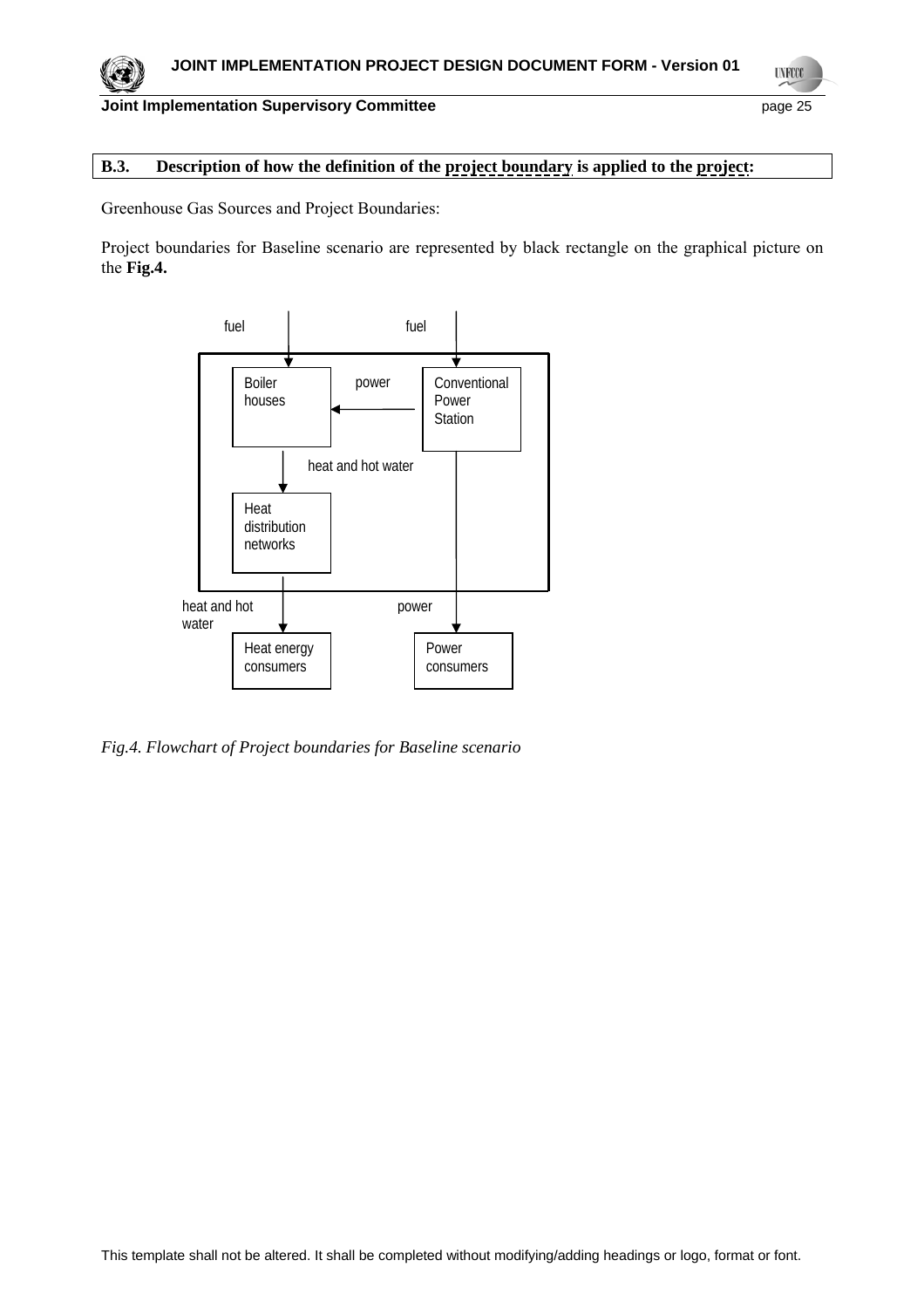**B.3. Description of how the definition of the project boundary is applied to the project:**

Greenhouse Gas Sources and Project Boundaries:

Project boundaries for Baseline scenario are represented by black rectangle on the graphical picture on the **Fig.4.**

fuel

fuel

Boiler houses

power

Conventional Power Station

heat and hot water

Heat distribution networks

heat and hot water

power

Heat energy consumers

Power consumers

*Fig.4. Flowchart of Project boundaries for Baseline scenario*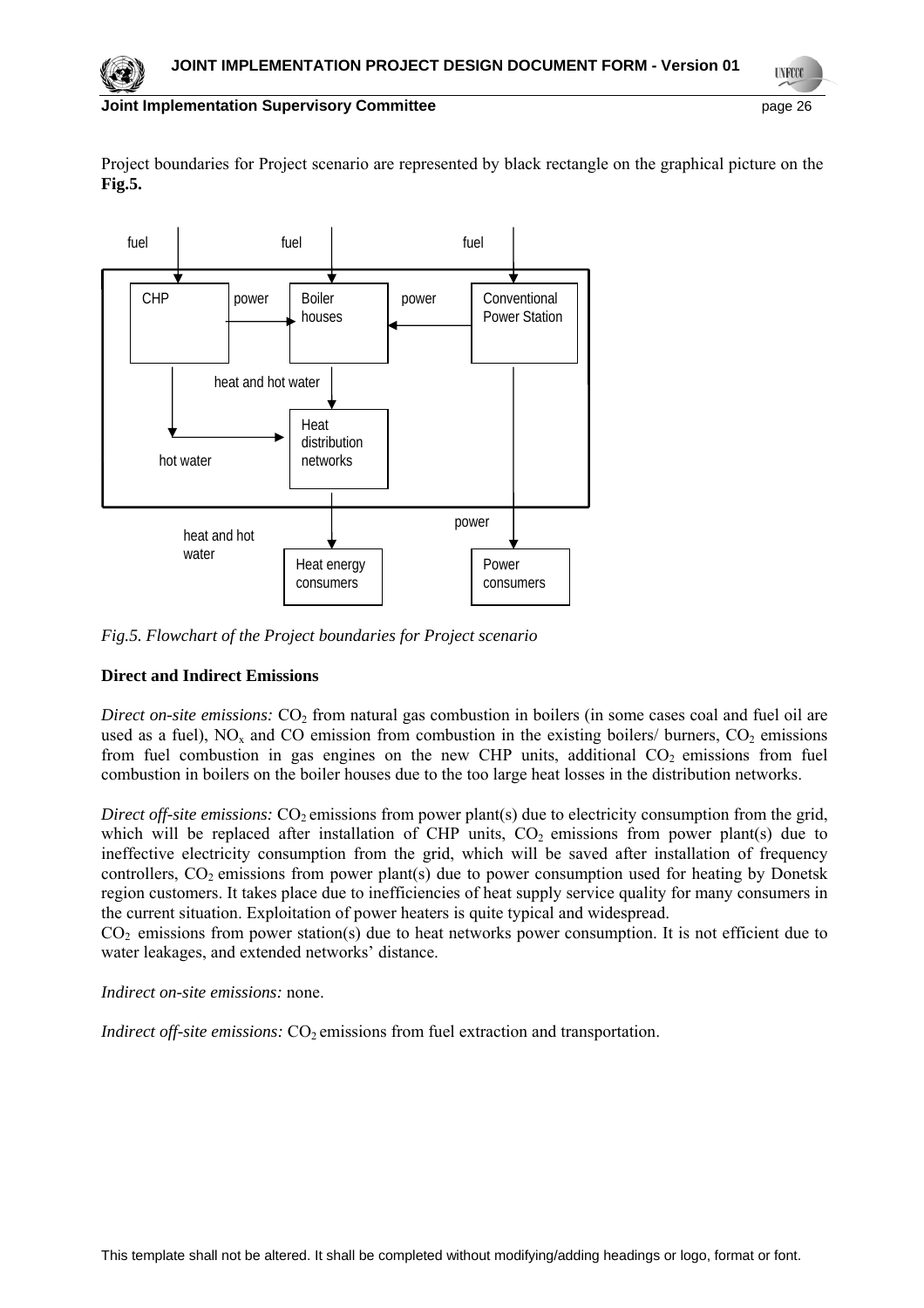Project boundaries for Project scenario are represented by black rectangle on the graphical picture on the **Fig.5.**

*Fig.5. Flowchart of the Project boundaries for Project scenario*

**Direct and Indirect Emissions**

*Direct on-site emissions:* $CO_2$ from natural gas combustion in boilers (in some cases coal and fuel oil are used as a fuel), $NO_x$ and CO emission from combustion in the existing boilers/ burners, $CO_2$ emissions from fuel combustion in gas engines on the new CHP units, additional $CO_2$ emissions from fuel combustion in boilers on the boiler houses due to the too large heat losses in the distribution networks.

*Direct off-site emissions:* $CO_2$ emissions from power plant(s) due to electricity consumption from the grid, which will be replaced after installation of CHP units, $CO_2$ emissions from power plant(s) due to ineffective electricity consumption from the grid, which will be saved after installation of frequency controllers, $CO_2$ emissions from power plant(s) due to power consumption used for heating by Donetsk region customers. It takes place due to inefficiencies of heat supply service quality for many consumers in the current situation. Exploitation of power heaters is quite typical and widespread.
$CO_2$ emissions from power station(s) due to heat networks power consumption. It is not efficient due to water leakages, and extended networks' distance.

*Indirect on-site emissions:* none.

*Indirect off-site emissions:* $CO_2$ emissions from fuel extraction and transportation.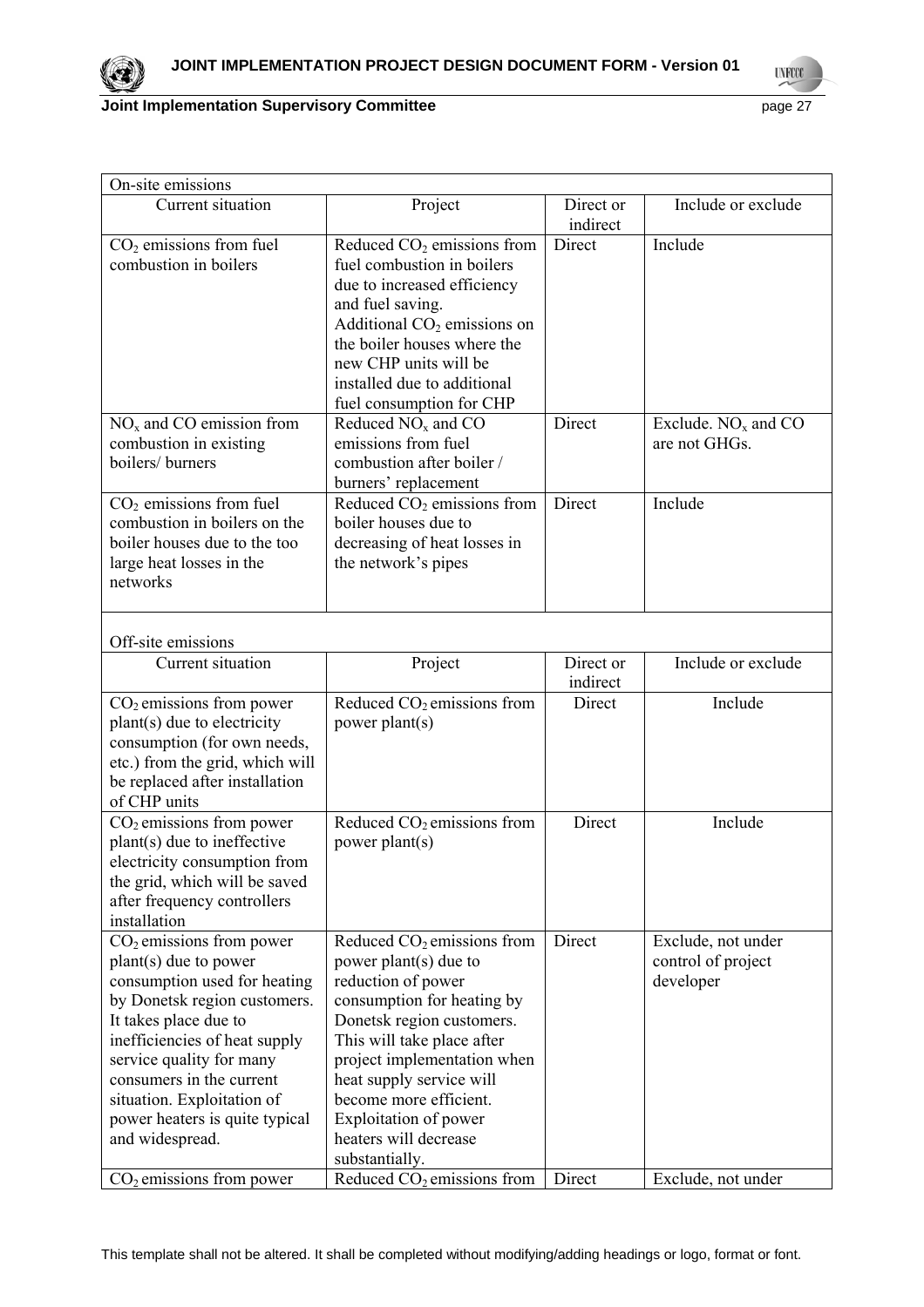| On-site emissions | | | |
|---|---|---|---|
| Current situation | Project | Direct or indirect | Include or exclude |
| $CO_2$ emissions from fuel combustion in boilers | Reduced $CO_2$ emissions from fuel combustion in boilers due to increased efficiency and fuel saving. Additional $CO_2$ emissions on the boiler houses where the new CHP units will be installed due to additional fuel consumption for CHP | Direct | Include |
| $NO_x$ and CO emission from combustion in existing boilers/ burners | Reduced $NO_x$ and CO emissions from fuel combustion after boiler / burners' replacement | Direct | Exclude. $NO_x$ and CO are not GHGs. |
| $CO_2$ emissions from fuel combustion in boilers on the boiler houses due to the too large heat losses in the networks | Reduced $CO_2$ emissions from boiler houses due to decreasing of heat losses in the network's pipes | Direct | Include |

| Off-site emissions | | | |
|---|---|---|---|
| Current situation | Project | Direct or indirect | Include or exclude |
| $CO_2$ emissions from power plant(s) due to electricity consumption (for own needs, etc.) from the grid, which will be replaced after installation of CHP units | Reduced $CO_2$ emissions from power plant(s) | Direct | Include |
| $CO_2$ emissions from power plant(s) due to ineffective electricity consumption from the grid, which will be saved after frequency controllers installation | Reduced $CO_2$ emissions from power plant(s) | Direct | Include |
| $CO_2$ emissions from power plant(s) due to power consumption used for heating by Donetsk region customers. It takes place due to inefficiencies of heat supply service quality for many consumers in the current situation. Exploitation of power heaters is quite typical and widespread. | Reduced $CO_2$ emissions from power plant(s) due to reduction of power consumption for heating by Donetsk region customers. This will take place after project implementation when heat supply service will become more efficient. Exploitation of power heaters will decrease substantially. | Direct | Exclude, not under control of project developer |
| $CO_2$ emissions from power | Reduced $CO_2$ emissions from | Direct | Exclude, not under |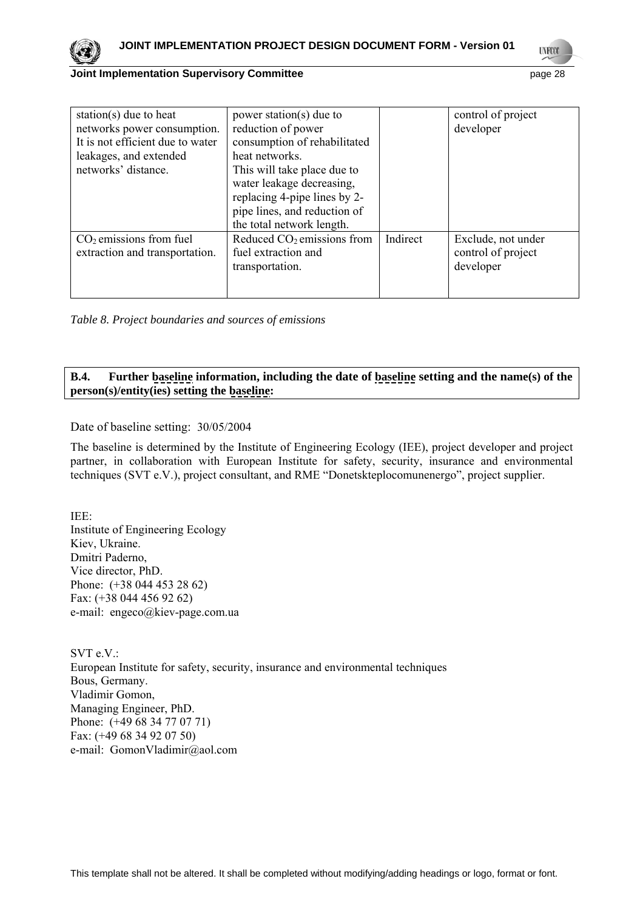| | | | |
|---|---|---|---|
| station(s) due to heat networks power consumption. It is not efficient due to water leakages, and extended networks' distance. | power station(s) due to reduction of power consumption of rehabilitated heat networks. This will take place due to water leakage decreasing, replacing 4-pipe lines by 2-pipe lines, and reduction of the total network length. | | control of project developer |
| $CO_2$ emissions from fuel extraction and transportation. | Reduced $CO_2$ emissions from fuel extraction and transportation. | Indirect | Exclude, not under control of project developer |

*Table 8. Project boundaries and sources of emissions*

**B.4. Further baseline information, including the date of baseline setting and the name(s) of the person(s)/entity(ies) setting the baseline:**

Date of baseline setting: 30/05/2004

The baseline is determined by the Institute of Engineering Ecology (IEE), project developer and project partner, in collaboration with European Institute for safety, security, insurance and environmental techniques (SVT e.V.), project consultant, and RME "Donetskteplocomunenergo", project supplier.

IEE:
Institute of Engineering Ecology
Kiev, Ukraine.
Dmitri Paderno,
Vice director, PhD.
Phone: (+38 044 453 28 62)
Fax: (+38 044 456 92 62)
e-mail: engeco@kiev-page.com.ua

SVT e.V.:
European Institute for safety, security, insurance and environmental techniques
Bous, Germany.
Vladimir Gomon,
Managing Engineer, PhD.
Phone: (+49 68 34 77 07 71)
Fax: (+49 68 34 92 07 50)
e-mail: GomonVladimir@aol.com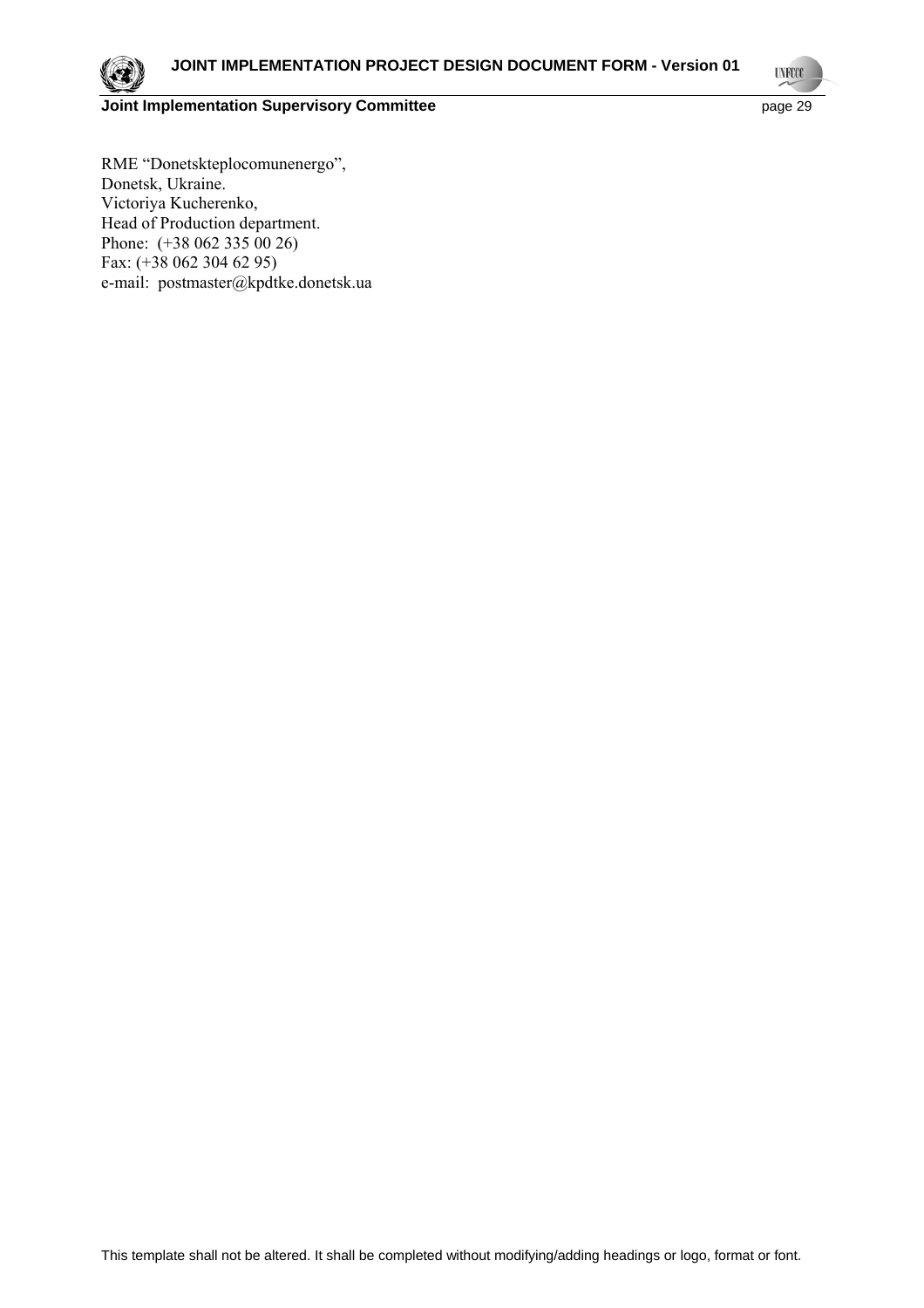RME "Donetskteplocomunenergo",
Donetsk, Ukraine.
Victoriya Kucherenko,
Head of Production department.
Phone: (+38 062 335 00 26)
Fax: (+38 062 304 62 95)
e-mail: postmaster@kpdtke.donetsk.ua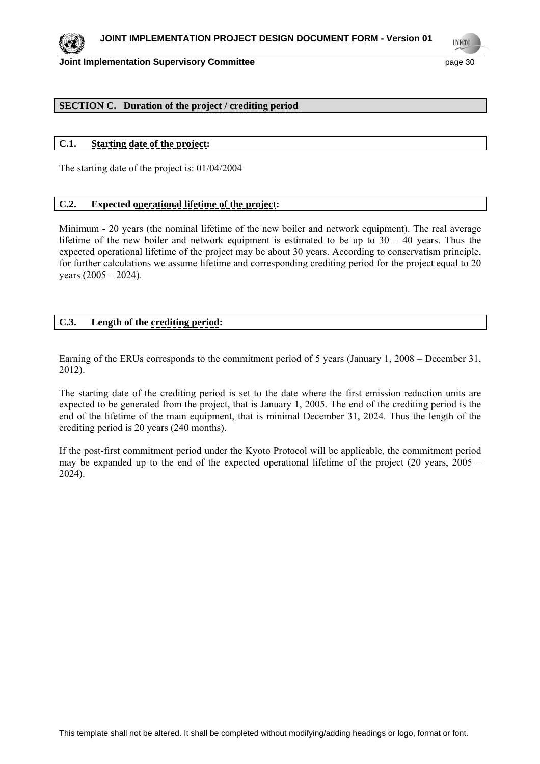## SECTION C. Duration of the project / crediting period

### C.1. Starting date of the project:

The starting date of the project is: 01/04/2004

### C.2. Expected operational lifetime of the project:

Minimum - 20 years (the nominal lifetime of the new boiler and network equipment). The real average lifetime of the new boiler and network equipment is estimated to be up to 30 – 40 years. Thus the expected operational lifetime of the project may be about 30 years. According to conservatism principle, for further calculations we assume lifetime and corresponding crediting period for the project equal to 20 years (2005 – 2024).

### C.3. Length of the crediting period:

Earning of the ERUs corresponds to the commitment period of 5 years (January 1, 2008 – December 31, 2012).

The starting date of the crediting period is set to the date where the first emission reduction units are expected to be generated from the project, that is January 1, 2005. The end of the crediting period is the end of the lifetime of the main equipment, that is minimal December 31, 2024. Thus the length of the crediting period is 20 years (240 months).

If the post-first commitment period under the Kyoto Protocol will be applicable, the commitment period may be expanded up to the end of the expected operational lifetime of the project (20 years, 2005 – 2024).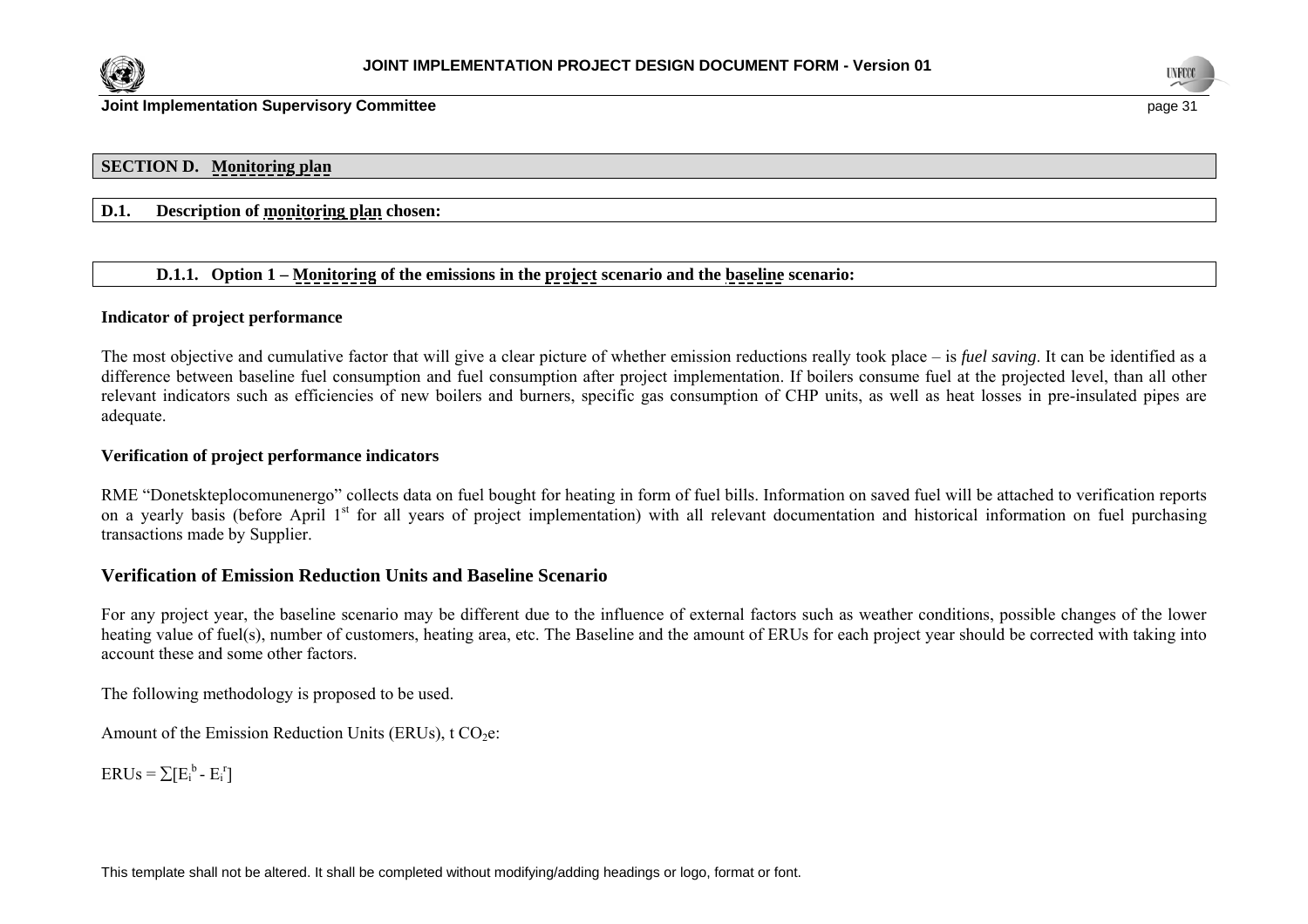## SECTION D. Monitoring plan

### D.1. Description of monitoring plan chosen:

#### D.1.1. Option 1 – Monitoring of the emissions in the project scenario and the baseline scenario:

**Indicator of project performance**

The most objective and cumulative factor that will give a clear picture of whether emission reductions really took place – is *fuel saving*. It can be identified as a difference between baseline fuel consumption and fuel consumption after project implementation. If boilers consume fuel at the projected level, than all other relevant indicators such as efficiencies of new boilers and burners, specific gas consumption of CHP units, as well as heat losses in pre-insulated pipes are adequate.

**Verification of project performance indicators**

RME "Donetskteplocomunenergo" collects data on fuel bought for heating in form of fuel bills. Information on saved fuel will be attached to verification reports on a yearly basis (before April 1st for all years of project implementation) with all relevant documentation and historical information on fuel purchasing transactions made by Supplier.

### Verification of Emission Reduction Units and Baseline Scenario

For any project year, the baseline scenario may be different due to the influence of external factors such as weather conditions, possible changes of the lower heating value of fuel(s), number of customers, heating area, etc. The Baseline and the amount of ERUs for each project year should be corrected with taking into account these and some other factors.

The following methodology is proposed to be used.

Amount of the Emission Reduction Units (ERUs), t $CO_2$e:

$$ERUs = \sum[E_i^b - E_i^r]$$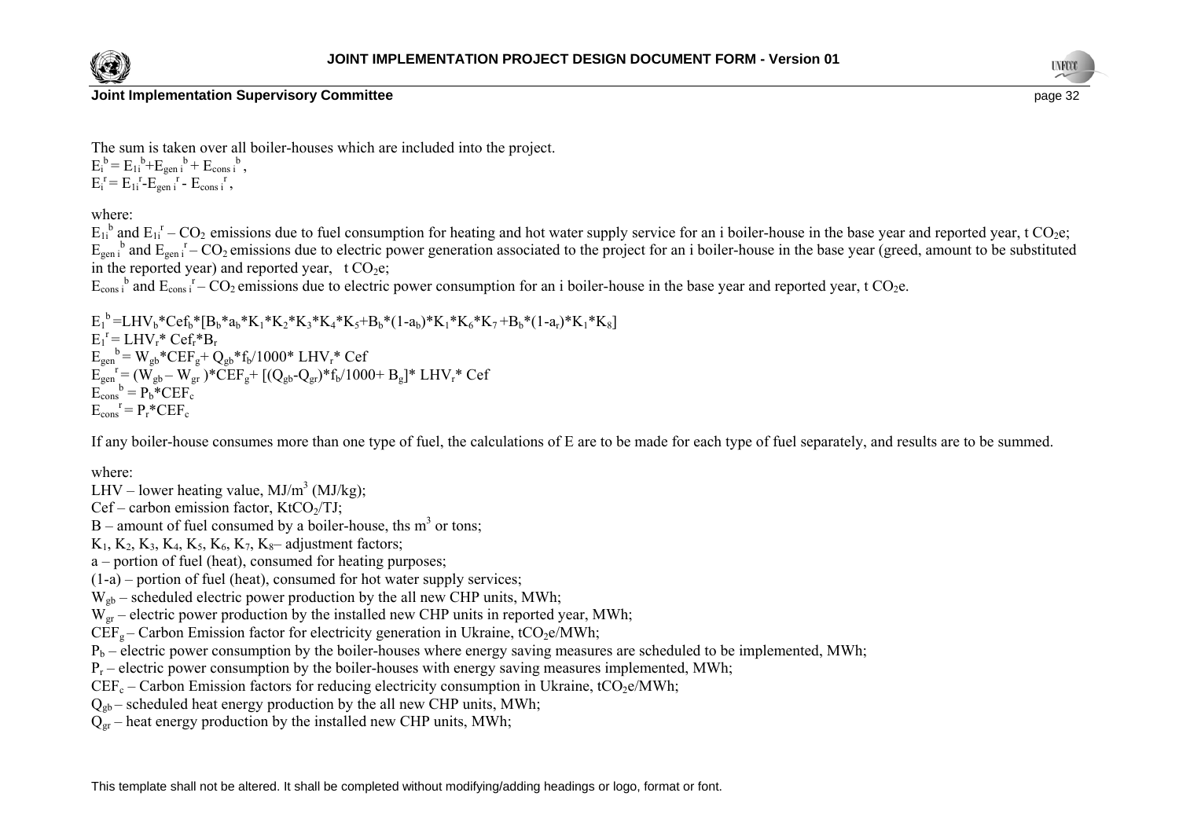The sum is taken over all boiler-houses which are included into the project.

$E_i^b = E_{1i}^b + E_{gen\ i}^b + E_{cons\ i}^b$,

$E_i^r = E_{1i}^r - E_{gen\ i}^r - E_{cons\ i}^r$,

where:

$E_{1i}^b$ and $E_{1i}^r$ – $CO_2$ emissions due to fuel consumption for heating and hot water supply service for an i boiler-house in the base year and reported year, t $CO_2e$;

$E_{gen\ i}^b$ and $E_{gen\ i}^r$ – $CO_2$ emissions due to electric power generation associated to the project for an i boiler-house in the base year (greed, amount to be substituted in the reported year) and reported year, t $CO_2e$;

$E_{cons\ i}^b$ and $E_{cons\ i}^r$ – $CO_2$ emissions due to electric power consumption for an i boiler-house in the base year and reported year, t $CO_2e$.

$$E_1^b = LHV_b * Cef_b * [B_b * a_b * K_1 * K_2 * K_3 * K_4 * K_5 + B_b * (1-a_b) * K_1 * K_6 * K_7 + B_b * (1-a_r) * K_1 * K_8]$$

$$E_1^r = LHV_r * Cef_r * B_r$$

$$E_{gen}^b = W_{gb} * CEF_g + Q_{gb} * f_b / 1000 * LHV_r * Cef$$

$$E_{gen}^r = (W_{gb} - W_{gr}) * CEF_g + [(Q_{gb} - Q_{gr}) * f_b / 1000 + B_g] * LHV_r * Cef$$

$$E_{cons}^b = P_b * CEF_c$$

$$E_{cons}^r = P_r * CEF_c$$

If any boiler-house consumes more than one type of fuel, the calculations of E are to be made for each type of fuel separately, and results are to be summed.

where:

LHV – lower heating value, MJ/m$^3$ (MJ/kg);

Cef – carbon emission factor, Kt$CO_2$/TJ;

B – amount of fuel consumed by a boiler-house, ths m$^3$ or tons;

$K_1$, $K_2$, $K_3$, $K_4$, $K_5$, $K_6$, $K_7$, $K_8$– adjustment factors;

a – portion of fuel (heat), consumed for heating purposes;

(1-a) – portion of fuel (heat), consumed for hot water supply services;

$W_{gb}$ – scheduled electric power production by the all new CHP units, MWh;

$W_{gr}$ – electric power production by the installed new CHP units in reported year, MWh;

$CEF_g$ – Carbon Emission factor for electricity generation in Ukraine, t$CO_2e$/MWh;

$P_b$ – electric power consumption by the boiler-houses where energy saving measures are scheduled to be implemented, MWh;

$P_r$ – electric power consumption by the boiler-houses with energy saving measures implemented, MWh;

$CEF_c$ – Carbon Emission factors for reducing electricity consumption in Ukraine, t$CO_2e$/MWh;

$Q_{gb}$ – scheduled heat energy production by the all new CHP units, MWh;

$Q_{gr}$ – heat energy production by the installed new CHP units, MWh;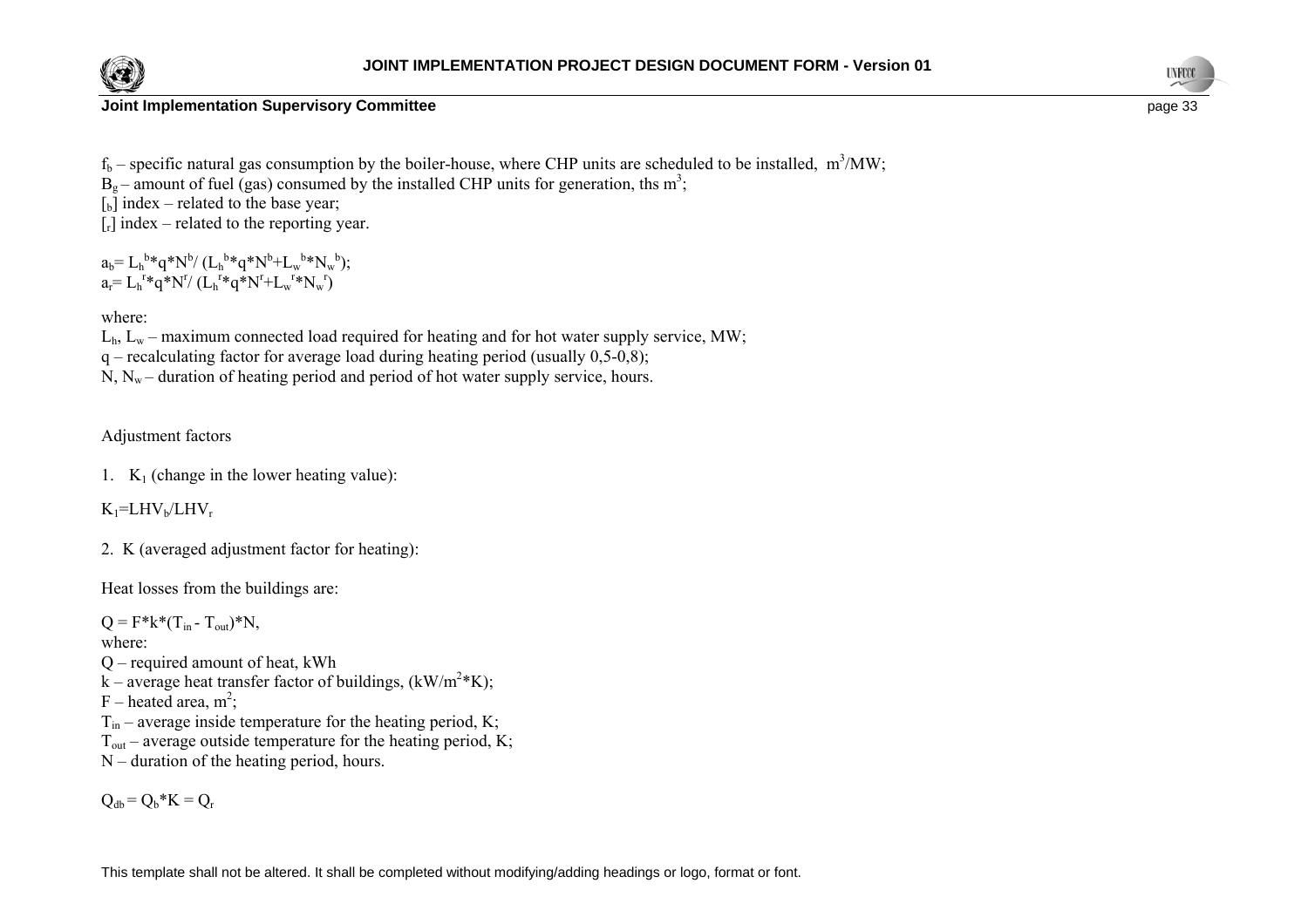$f_b$ – specific natural gas consumption by the boiler-house, where CHP units are scheduled to be installed, $m^3$/MW;
$B_g$ – amount of fuel (gas) consumed by the installed CHP units for generation, ths $m^3$;
[$_b$] index – related to the base year;
[$_r$] index – related to the reporting year.

$a_b = L_h^b*q*N^b/ (L_h^b*q*N^b+L_w^b*N_w^b)$;
$a_r = L_h^r*q*N^r/ (L_h^r*q*N^r+L_w^r*N_w^r)$

where:
$L_h$, $L_w$ – maximum connected load required for heating and for hot water supply service, MW;
q – recalculating factor for average load during heating period (usually 0,5-0,8);
N, $N_w$ – duration of heating period and period of hot water supply service, hours.

Adjustment factors

1. $K_1$ (change in the lower heating value):

$K_1=LHV_b/LHV_r$

2. K (averaged adjustment factor for heating):

Heat losses from the buildings are:

$Q = F*k*(T_{in} - T_{out})*N$,
where:
Q – required amount of heat, kWh
k – average heat transfer factor of buildings, (kW/$m^2$*K);
F – heated area, $m^2$;
$T_{in}$ – average inside temperature for the heating period, K;
$T_{out}$ – average outside temperature for the heating period, K;
N – duration of the heating period, hours.

$Q_{db} = Q_b*K = Q_r$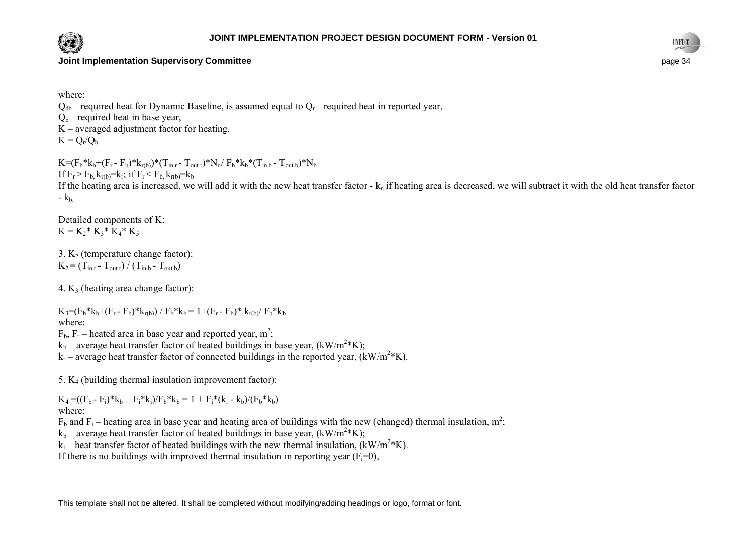where:

$Q_{db}$ – required heat for Dynamic Baseline, is assumed equal to $Q_r$ – required heat in reported year,

$Q_b$ – required heat in base year,

K – averaged adjustment factor for heating,

$K = Q_r/Q_b$.

$K=(F_b*k_b+(F_r - F_b)*k_{r(b)})*(T_{in\ r} - T_{out\ r})*N_r / F_b*k_b*(T_{in\ b} - T_{out\ b})*N_b$

If $F_r > F_b$, $k_{r(b)}=k_r$; if $F_r < F_b$, $k_{r(b)}=k_b$

If the heating area is increased, we will add it with the new heat transfer factor - $k_r$, if heating area is decreased, we will subtract it with the old heat transfer factor - $k_b$.

Detailed components of K:

$K = K_2* K_3* K_4* K_5$

3. $K_2$ (temperature change factor):

$K_2 = (T_{in\ r} - T_{out\ r}) / (T_{in\ b} - T_{out\ b})$

4. $K_3$ (heating area change factor):

$K_3=(F_b*k_b+(F_r - F_b)*k_{r(b)}) / F_b*k_b = 1+(F_r - F_b)* k_{r(b)}/ F_b*k_b$

where:

$F_b$, $F_r$ – heated area in base year and reported year, $m^2$;

$k_b$ – average heat transfer factor of heated buildings in base year, $(kW/m^2*K)$;

$k_r$ – average heat transfer factor of connected buildings in the reported year, $(kW/m^2*K)$.

5. $K_4$ (building thermal insulation improvement factor):

$K_4 =((F_b - F_i)*k_b + F_i*k_i)/F_b*k_b = 1 + F_i*(k_i - k_b)/(F_b*k_b)$

where:

$F_b$ and $F_i$ – heating area in base year and heating area of buildings with the new (changed) thermal insulation, $m^2$;

$k_b$ – average heat transfer factor of heated buildings in base year, $(kW/m^2*K)$;

$k_i$ – heat transfer factor of heated buildings with the new thermal insulation, $(kW/m^2*K)$.

If there is no buildings with improved thermal insulation in reporting year ($F_i=0$),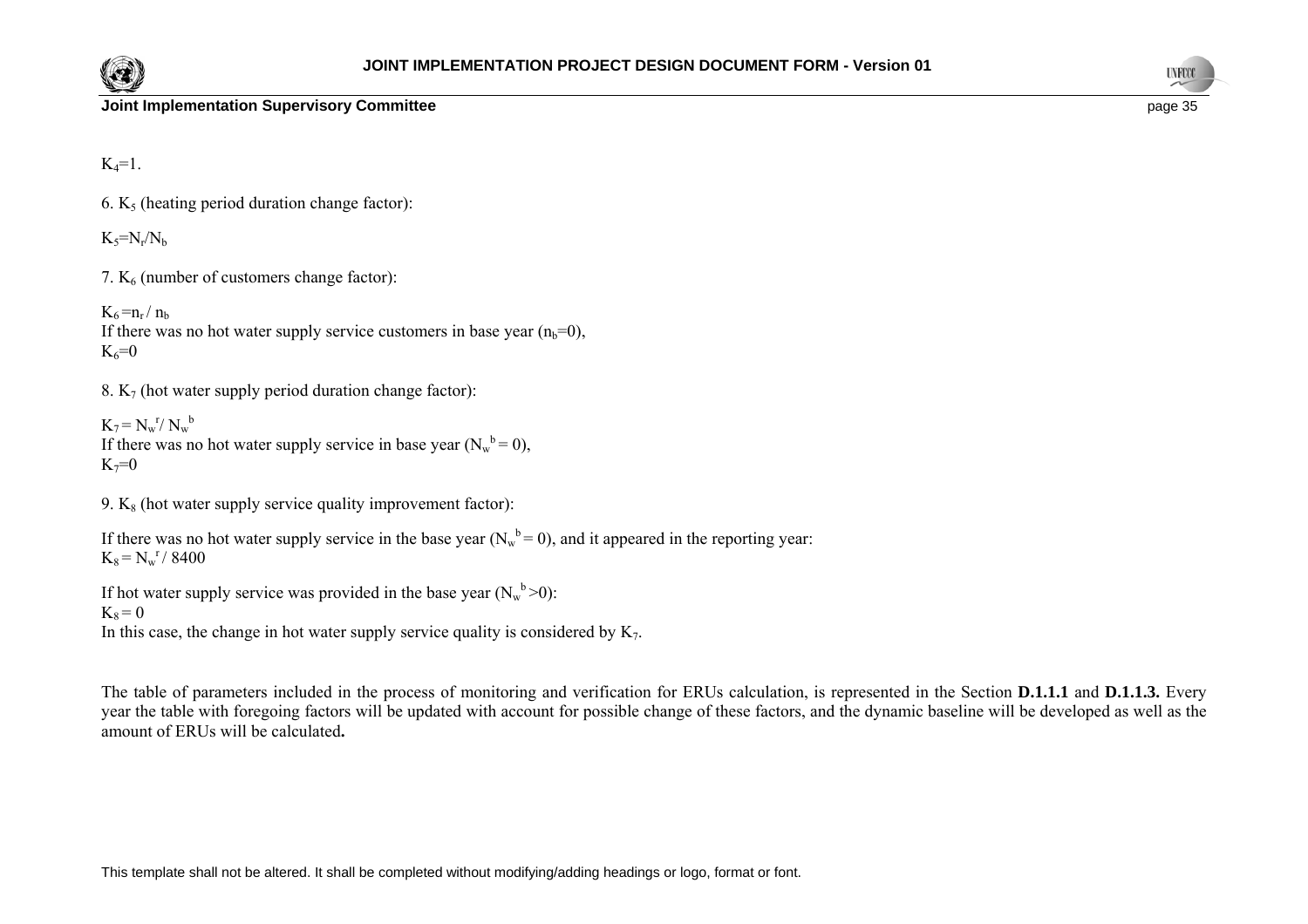$K_4=1$.

6. $K_5$ (heating period duration change factor):

$K_5=N_r/N_b$

7. $K_6$ (number of customers change factor):

$K_6=n_r / n_b$

If there was no hot water supply service customers in base year ($n_b=0$),

$K_6=0$

8. $K_7$ (hot water supply period duration change factor):

$K_7 = N_w^r / N_w^b$

If there was no hot water supply service in base year ($N_w^b = 0$),

$K_7=0$

9. $K_8$ (hot water supply service quality improvement factor):

If there was no hot water supply service in the base year ($N_w^b = 0$), and it appeared in the reporting year:

$K_8 = N_w^r / 8400$

If hot water supply service was provided in the base year ($N_w^b > 0$):

$K_8 = 0$

In this case, the change in hot water supply service quality is considered by $K_7$.

The table of parameters included in the process of monitoring and verification for ERUs calculation, is represented in the Section **D.1.1.1** and **D.1.1.3.** Every year the table with foregoing factors will be updated with account for possible change of these factors, and the dynamic baseline will be developed as well as the amount of ERUs will be calculated**.**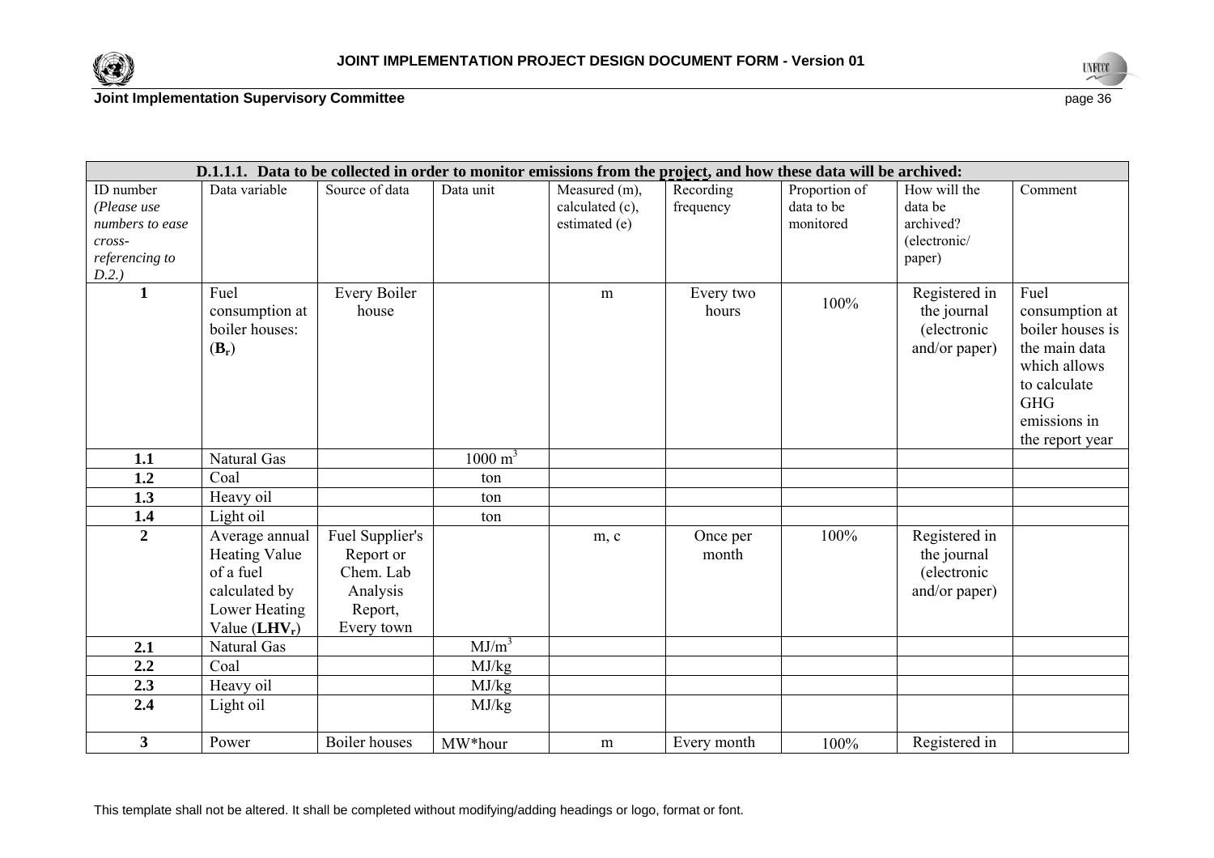| D.1.1.1. Data to be collected in order to monitor emissions from the project, and how these data will be archived: | | | | | | | | |
|---|---|---|---|---|---|---|---|---|
| ID number *(Please use numbers to ease cross-referencing to D.2.)* | Data variable | Source of data | Data unit | Measured (m), calculated (c), estimated (e) | Recording frequency | Proportion of data to be monitored | How will the data be archived? (electronic/ paper) | Comment |
| **1** | Fuel consumption at boiler houses: (**$B_r$**) | Every Boiler house | | m | Every two hours | 100% | Registered in the journal (electronic and/or paper) | Fuel consumption at boiler houses is the main data which allows to calculate GHG emissions in the report year |
| **1.1** | Natural Gas | | 1000 $m^3$ | | | | | |
| **1.2** | Coal | | ton | | | | | |
| **1.3** | Heavy oil | | ton | | | | | |
| **1.4** | Light oil | | ton | | | | | |
| **2** | Average annual Heating Value of a fuel calculated by Lower Heating Value (**$LHV_r$**) | Fuel Supplier's Report or Chem. Lab Analysis Report, Every town | | m, c | Once per month | 100% | Registered in the journal (electronic and/or paper) | |
| **2.1** | Natural Gas | | $MJ/m^3$ | | | | | |
| **2.2** | Coal | | MJ/kg | | | | | |
| **2.3** | Heavy oil | | MJ/kg | | | | | |
| **2.4** | Light oil | | MJ/kg | | | | | |
| **3** | Power | Boiler houses | MW*hour | m | Every month | 100% | Registered in | |

This template shall not be altered. It shall be completed without modifying/adding headings or logo, format or font.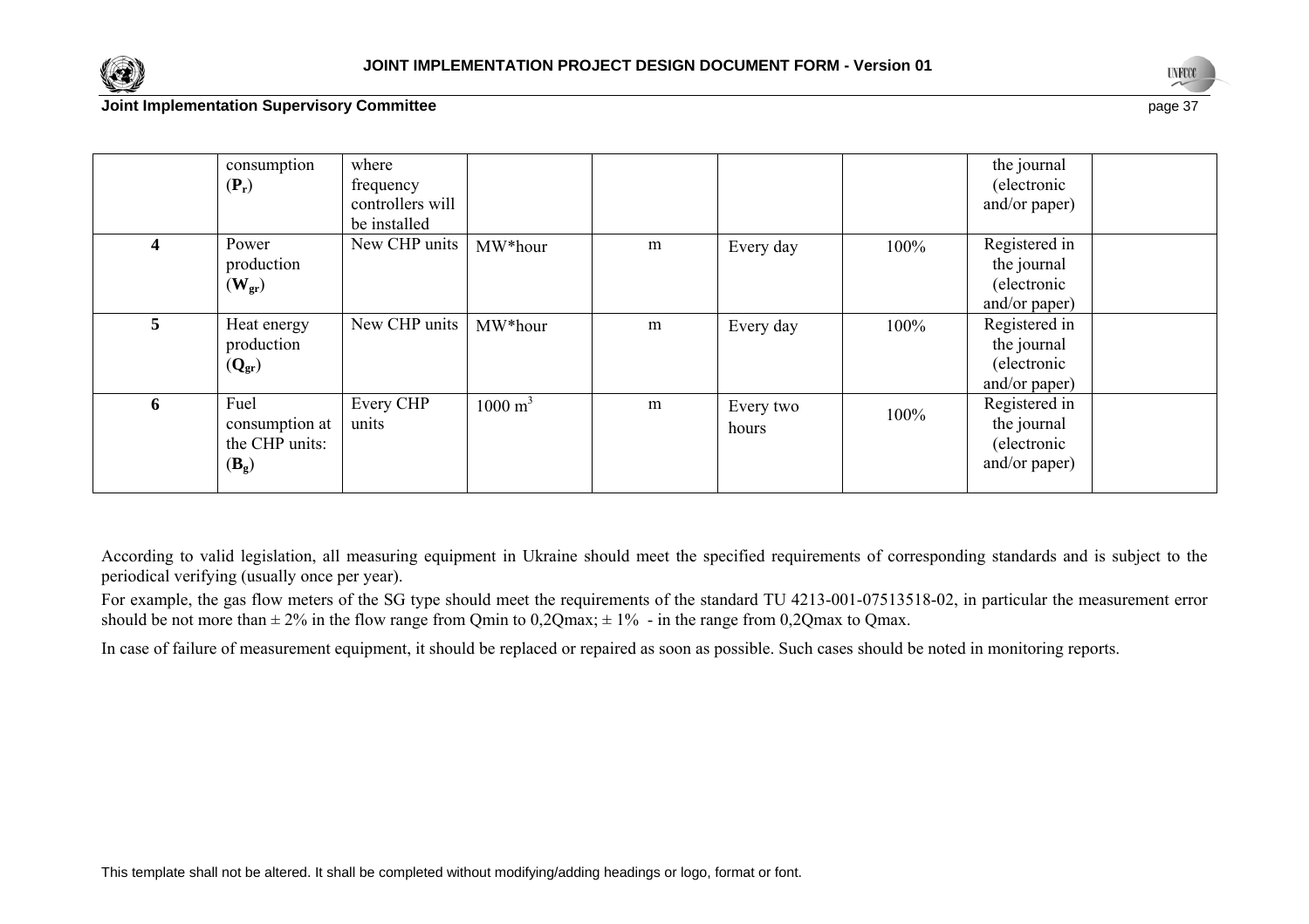| | | | | | | | | |
|---|---|---|---|---|---|---|---|---|
| | consumption ($\mathbf{P_r}$) | where frequency controllers will be installed | | | | | the journal (electronic and/or paper) | |
| **4** | Power production ($\mathbf{W_{gr}}$) | New CHP units | MW*hour | m | Every day | 100% | Registered in the journal (electronic and/or paper) | |
| **5** | Heat energy production ($\mathbf{Q_{gr}}$) | New CHP units | MW*hour | m | Every day | 100% | Registered in the journal (electronic and/or paper) | |
| **6** | Fuel consumption at the CHP units: ($\mathbf{B_g}$) | Every CHP units | 1000 $m^3$ | m | Every two hours | 100% | Registered in the journal (electronic and/or paper) | |

According to valid legislation, all measuring equipment in Ukraine should meet the specified requirements of corresponding standards and is subject to the periodical verifying (usually once per year).

For example, the gas flow meters of the SG type should meet the requirements of the standard TU 4213-001-07513518-02, in particular the measurement error should be not more than $\pm$ 2% in the flow range from Qmin to 0,2Qmax; $\pm$ 1% - in the range from 0,2Qmax to Qmax.

In case of failure of measurement equipment, it should be replaced or repaired as soon as possible. Such cases should be noted in monitoring reports.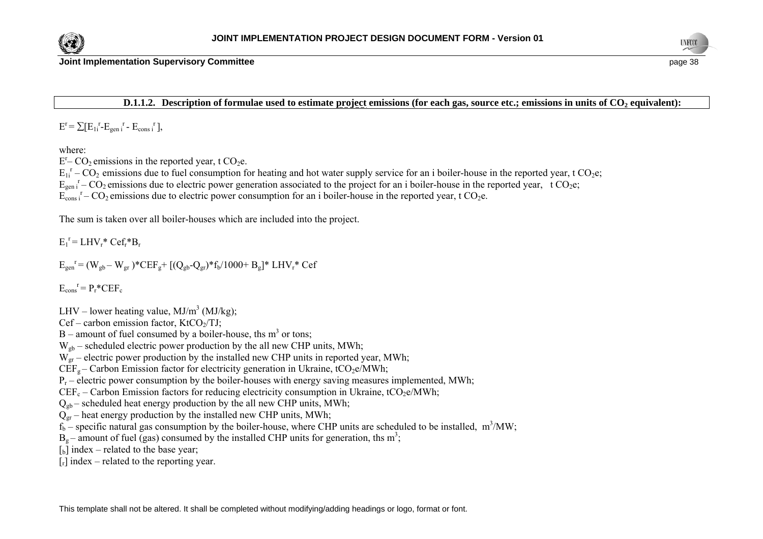**D.1.1.2. Description of formulae used to estimate project emissions (for each gas, source etc.; emissions in units of $CO_2$ equivalent):**

$E^r = \sum[E_{1i}{}^r - E_{gen\,i}{}^r - E_{cons\,i}{}^r]$,

where:

$E^r$ – $CO_2$ emissions in the reported year, t $CO_2$e.

$E_{1i}{}^r$ – $CO_2$ emissions due to fuel consumption for heating and hot water supply service for an i boiler-house in the reported year, t $CO_2$e;

$E_{gen\,i}{}^r$ – $CO_2$ emissions due to electric power generation associated to the project for an i boiler-house in the reported year, t $CO_2$e;

$E_{cons\,i}{}^r$ – $CO_2$ emissions due to electric power consumption for an i boiler-house in the reported year, t $CO_2$e.

The sum is taken over all boiler-houses which are included into the project.

$E_1{}^r = LHV_r * Cef_r * B_r$

$E_{gen}{}^r = (W_{gb} - W_{gr}) * CEF_g + [(Q_{gb} - Q_{gr}) * f_b/1000 + B_g] * LHV_r * Cef$

$E_{cons}{}^r = P_r * CEF_c$

LHV – lower heating value, MJ/$m^3$ (MJ/kg);

Cef – carbon emission factor, Kt$CO_2$/TJ;

B – amount of fuel consumed by a boiler-house, ths $m^3$ or tons;

$W_{gb}$ – scheduled electric power production by the all new CHP units, MWh;

$W_{gr}$ – electric power production by the installed new CHP units in reported year, MWh;

$CEF_g$ – Carbon Emission factor for electricity generation in Ukraine, t$CO_2$e/MWh;

$P_r$ – electric power consumption by the boiler-houses with energy saving measures implemented, MWh;

$CEF_c$ – Carbon Emission factors for reducing electricity consumption in Ukraine, t$CO_2$e/MWh;

$Q_{gb}$ – scheduled heat energy production by the all new CHP units, MWh;

$Q_{gr}$ – heat energy production by the installed new CHP units, MWh;

$f_b$ – specific natural gas consumption by the boiler-house, where CHP units are scheduled to be installed, $m^3$/MW;

$B_g$ – amount of fuel (gas) consumed by the installed CHP units for generation, ths $m^3$;

[$_b$] index – related to the base year;

[$_r$] index – related to the reporting year.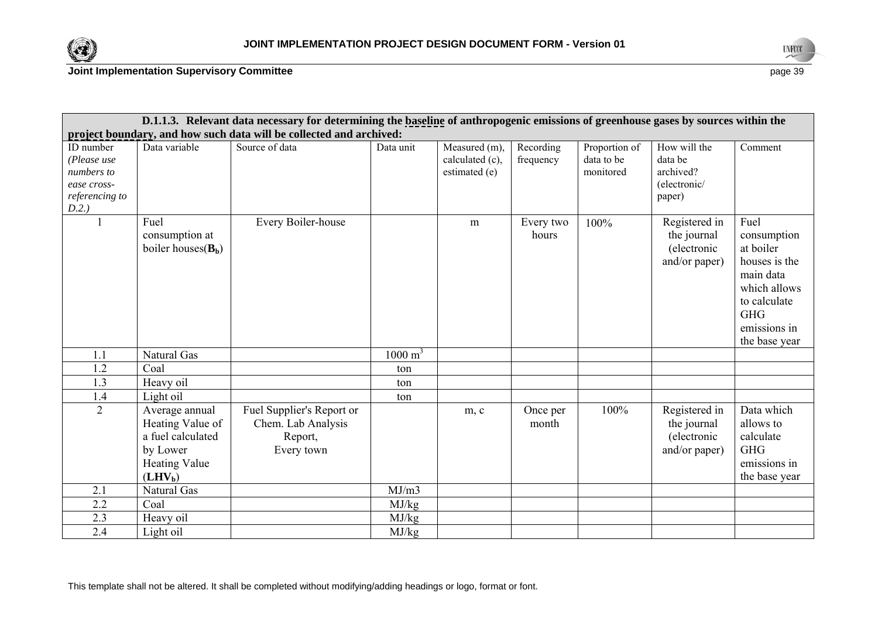| **D.1.1.3. Relevant data necessary for determining the baseline of anthropogenic emissions of greenhouse gases by sources within the project boundary, and how such data will be collected and archived:** | | | | | | | | |
|---|---|---|---|---|---|---|---|---|
| ID number *(Please use numbers to ease cross-referencing to D.2.)* | Data variable | Source of data | Data unit | Measured (m), calculated (c), estimated (e) | Recording frequency | Proportion of data to be monitored | How will the data be archived? (electronic/ paper) | Comment |
| 1 | Fuel consumption at boiler houses($\mathbf{B_b}$) | Every Boiler-house | | m | Every two hours | 100% | Registered in the journal (electronic and/or paper) | Fuel consumption at boiler houses is the main data which allows to calculate GHG emissions in the base year |
| 1.1 | Natural Gas | | 1000 $m^3$ | | | | | |
| 1.2 | Coal | | ton | | | | | |
| 1.3 | Heavy oil | | ton | | | | | |
| 1.4 | Light oil | | ton | | | | | |
| 2 | Average annual Heating Value of a fuel calculated by Lower Heating Value ($\mathbf{LHV_b}$) | Fuel Supplier's Report or Chem. Lab Analysis Report, Every town | | m, c | Once per month | 100% | Registered in the journal (electronic and/or paper) | Data which allows to calculate GHG emissions in the base year |
| 2.1 | Natural Gas | | MJ/m3 | | | | | |
| 2.2 | Coal | | MJ/kg | | | | | |
| 2.3 | Heavy oil | | MJ/kg | | | | | |
| 2.4 | Light oil | | MJ/kg | | | | | |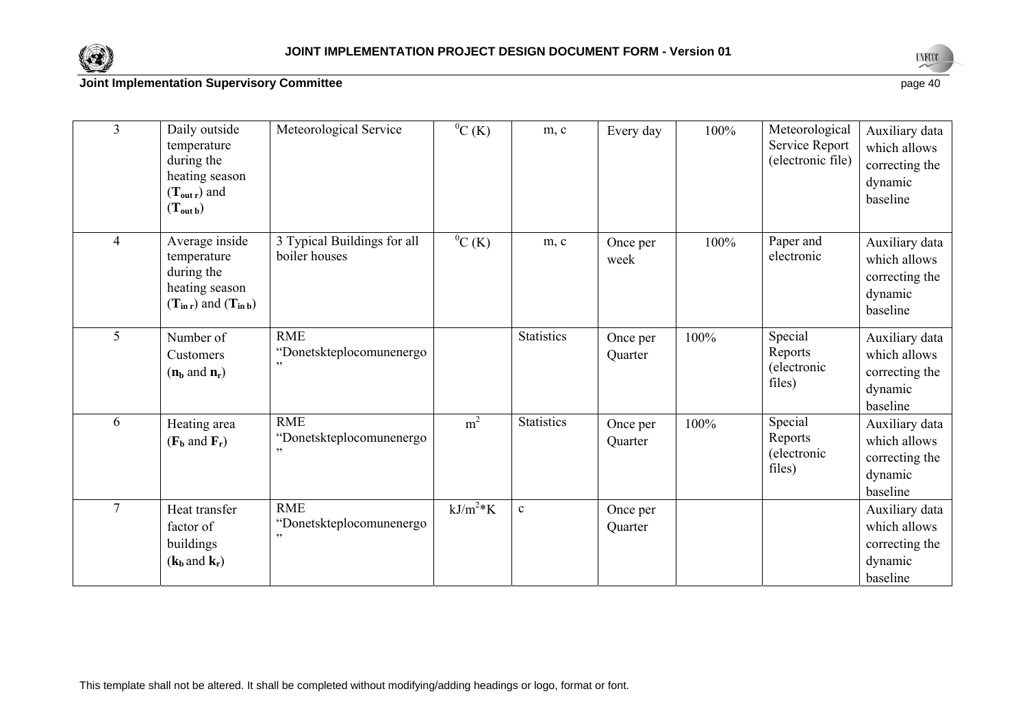| 3 | Daily outside temperature during the heating season ($T_{out\ r}$) and ($T_{out\ b}$) | Meteorological Service | $^0C$ (K) | m, c | Every day | 100% | Meteorological Service Report (electronic file) | Auxiliary data which allows correcting the dynamic baseline |
|---|---|---|---|---|---|---|---|---|
| 4 | Average inside temperature during the heating season ($T_{in\ r}$) and ($T_{in\ b}$) | 3 Typical Buildings for all boiler houses | $^0C$ (K) | m, c | Once per week | 100% | Paper and electronic | Auxiliary data which allows correcting the dynamic baseline |
| 5 | Number of Customers ($n_b$ and $n_r$) | RME "Donetskteplocomunenergo" | | Statistics | Once per Quarter | 100% | Special Reports (electronic files) | Auxiliary data which allows correcting the dynamic baseline |
| 6 | Heating area ($F_b$ and $F_r$) | RME "Donetskteplocomunenergo" | $m^2$ | Statistics | Once per Quarter | 100% | Special Reports (electronic files) | Auxiliary data which allows correcting the dynamic baseline |
| 7 | Heat transfer factor of buildings ($k_b$ and $k_r$) | RME "Donetskteplocomunenergo" | $kJ/m^2*K$ | c | Once per Quarter | | | Auxiliary data which allows correcting the dynamic baseline |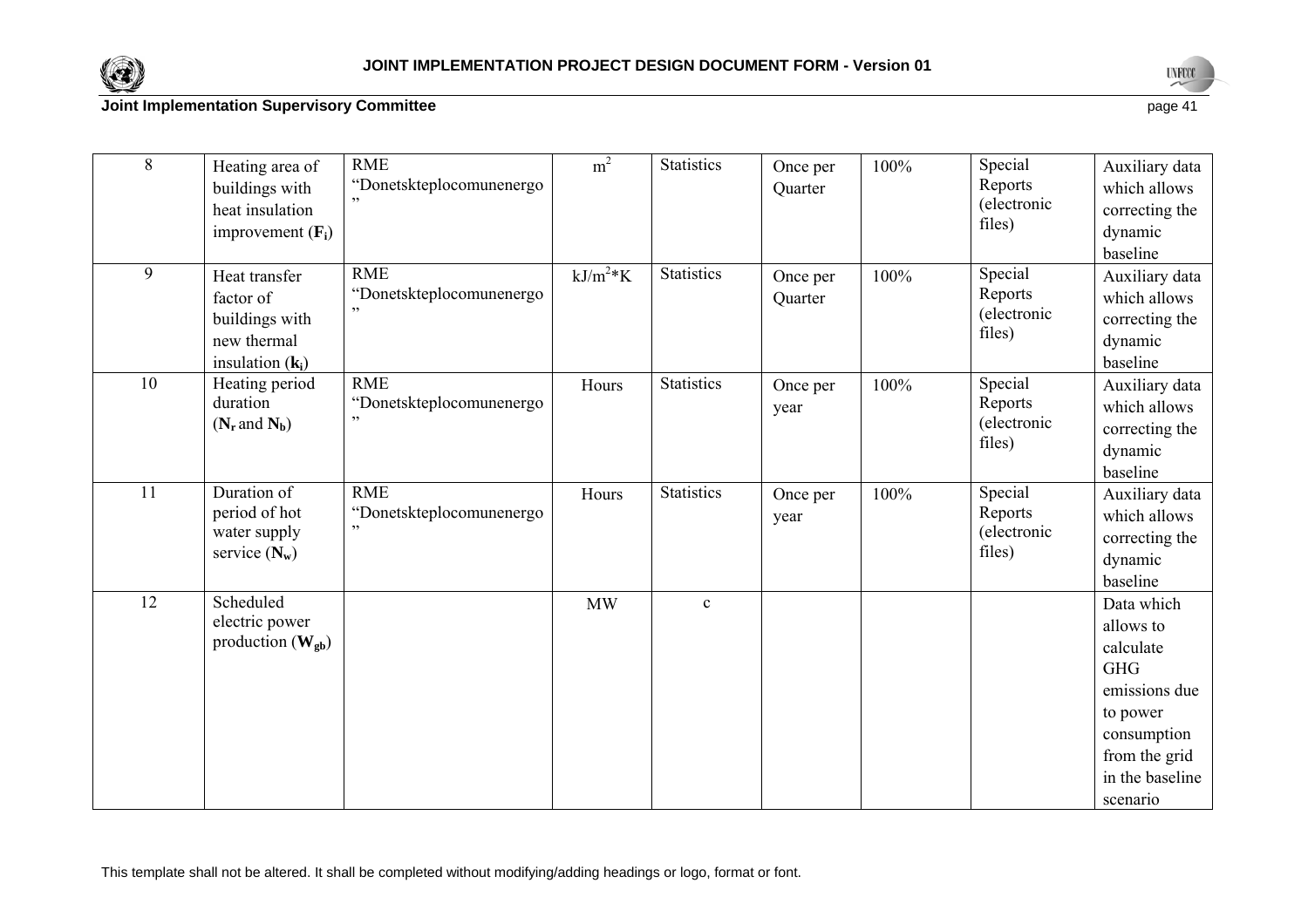| 8 | Heating area of buildings with heat insulation improvement ($F_i$) | RME "Donetskteplocomunenergo" | $m^2$ | Statistics | Once per Quarter | 100% | Special Reports (electronic files) | Auxiliary data which allows correcting the dynamic baseline |
|---|---|---|---|---|---|---|---|---|
| 9 | Heat transfer factor of buildings with new thermal insulation ($k_i$) | RME "Donetskteplocomunenergo" | $kJ/m^2*K$ | Statistics | Once per Quarter | 100% | Special Reports (electronic files) | Auxiliary data which allows correcting the dynamic baseline |
| 10 | Heating period duration ($N_r$ and $N_b$) | RME "Donetskteplocomunenergo" | Hours | Statistics | Once per year | 100% | Special Reports (electronic files) | Auxiliary data which allows correcting the dynamic baseline |
| 11 | Duration of period of hot water supply service ($N_w$) | RME "Donetskteplocomunenergo" | Hours | Statistics | Once per year | 100% | Special Reports (electronic files) | Auxiliary data which allows correcting the dynamic baseline |
| 12 | Scheduled electric power production ($W_{gb}$) | | MW | c | | | | Data which allows to calculate GHG emissions due to power consumption from the grid in the baseline scenario |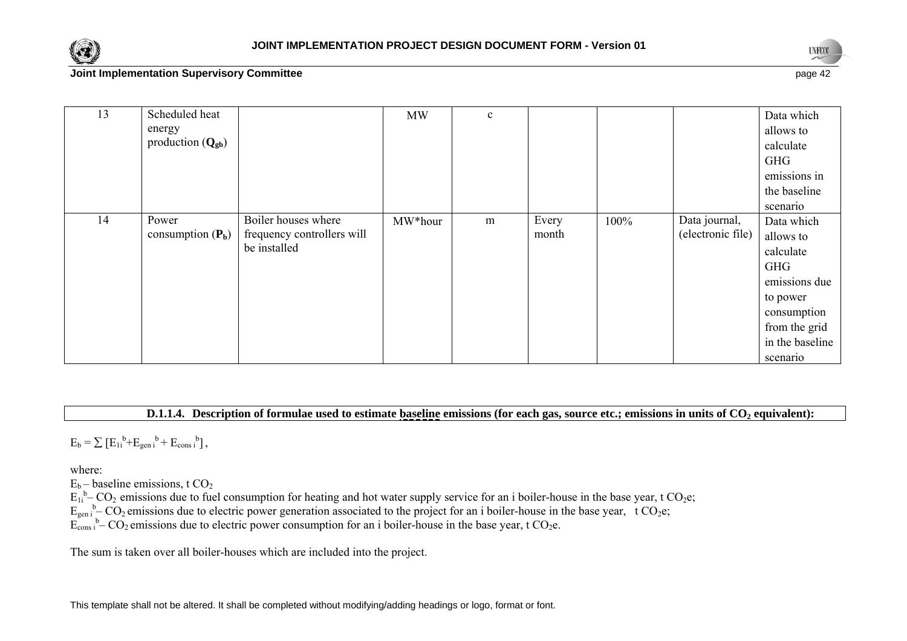| 13 | Scheduled heat energy production ($Q_{gb}$) | | MW | c | | | | Data which allows to calculate GHG emissions in the baseline scenario |
|---|---|---|---|---|---|---|---|---|
| 14 | Power consumption ($P_b$) | Boiler houses where frequency controllers will be installed | MW*hour | m | Every month | 100% | Data journal, (electronic file) | Data which allows to calculate GHG emissions due to power consumption from the grid in the baseline scenario |

**D.1.1.4. Description of formulae used to estimate baseline emissions (for each gas, source etc.; emissions in units of $CO_2$ equivalent):**

$$E_b = \sum [E_{1i}^b + E_{gen\ i}^b + E_{cons\ i}^b],$$

where:

$E_b$ – baseline emissions, t $CO_2$

$E_{1i}^b$ – $CO_2$ emissions due to fuel consumption for heating and hot water supply service for an i boiler-house in the base year, t $CO_2$e;

$E_{gen\ i}^b$ – $CO_2$ emissions due to electric power generation associated to the project for an i boiler-house in the base year, t $CO_2$e;

$E_{cons\ i}^b$ – $CO_2$ emissions due to electric power consumption for an i boiler-house in the base year, t $CO_2$e.

The sum is taken over all boiler-houses which are included into the project.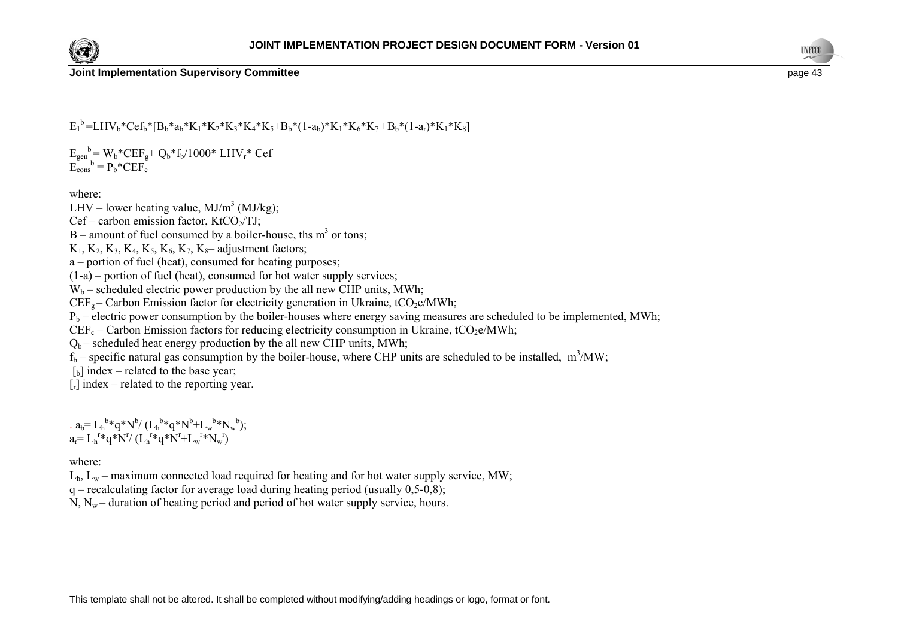$$E_1^{\,b} = LHV_b * Cef_b * [B_b * a_b * K_1 * K_2 * K_3 * K_4 * K_5 + B_b * (1 - a_b) * K_1 * K_6 * K_7 + B_b * (1 - a_r) * K_1 * K_8]$$

$$E_{gen}^{\,b} = W_b * CEF_g + Q_b * f_b / 1000 * LHV_r * Cef$$

$$E_{cons}^{\,b} = P_b * CEF_c$$

where:

LHV – lower heating value, $MJ/m^3$ (MJ/kg);

Cef – carbon emission factor, $KtCO_2/TJ$;

B – amount of fuel consumed by a boiler-house, ths $m^3$ or tons;

$K_1$, $K_2$, $K_3$, $K_4$, $K_5$, $K_6$, $K_7$, $K_8$– adjustment factors;

a – portion of fuel (heat), consumed for heating purposes;

(1-a) – portion of fuel (heat), consumed for hot water supply services;

$W_b$ – scheduled electric power production by the all new CHP units, MWh;

$CEF_g$ – Carbon Emission factor for electricity generation in Ukraine, $tCO_2e/MWh$;

$P_b$ – electric power consumption by the boiler-houses where energy saving measures are scheduled to be implemented, MWh;

$CEF_c$ – Carbon Emission factors for reducing electricity consumption in Ukraine, $tCO_2e/MWh$;

$Q_b$ – scheduled heat energy production by the all new CHP units, MWh;

$f_b$ – specific natural gas consumption by the boiler-house, where CHP units are scheduled to be installed, $m^3/MW$;

[$_b$] index – related to the base year;

[$_r$] index – related to the reporting year.

$$a_b = L_h^{\,b} * q * N^b / (L_h^{\,b} * q * N^b + L_w^{\,b} * N_w^{\,b});$$

$$a_r = L_h^{\,r} * q * N^r / (L_h^{\,r} * q * N^r + L_w^{\,r} * N_w^{\,r})$$

where:

$L_h$, $L_w$ – maximum connected load required for heating and for hot water supply service, MW;

q – recalculating factor for average load during heating period (usually 0,5-0,8);

N, $N_w$ – duration of heating period and period of hot water supply service, hours.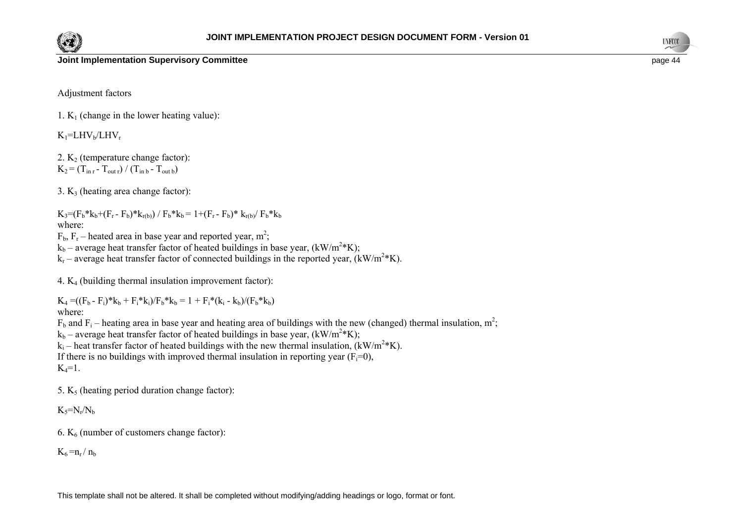Adjustment factors

1. $K_1$ (change in the lower heating value):

$K_1=LHV_b/LHV_r$

2. $K_2$ (temperature change factor):
$K_2 = (T_{in\ r} - T_{out\ r}) / (T_{in\ b} - T_{out\ b})$

3. $K_3$ (heating area change factor):

$K_3=(F_b*k_b+(F_r - F_b)*k_{r(b)}) / F_b*k_b = 1+(F_r - F_b)* k_{r(b)}/ F_b*k_b$
where:
$F_b$, $F_r$ – heated area in base year and reported year, $m^2$;
$k_b$ – average heat transfer factor of heated buildings in base year, $(kW/m^2*K)$;
$k_r$ – average heat transfer factor of connected buildings in the reported year, $(kW/m^2*K)$.

4. $K_4$ (building thermal insulation improvement factor):

$K_4 =((F_b - F_i)*k_b + F_i*k_i)/F_b*k_b = 1 + F_i*(k_i - k_b)/(F_b*k_b)$
where:
$F_b$ and $F_i$ – heating area in base year and heating area of buildings with the new (changed) thermal insulation, $m^2$;
$k_b$ – average heat transfer factor of heated buildings in base year, $(kW/m^2*K)$;
$k_i$ – heat transfer factor of heated buildings with the new thermal insulation, $(kW/m^2*K)$.
If there is no buildings with improved thermal insulation in reporting year ($F_i$=0),
$K_4$=1.

5. $K_5$ (heating period duration change factor):

$K_5=N_r/N_b$

6. $K_6$ (number of customers change factor):

$K_6 =n_r / n_b$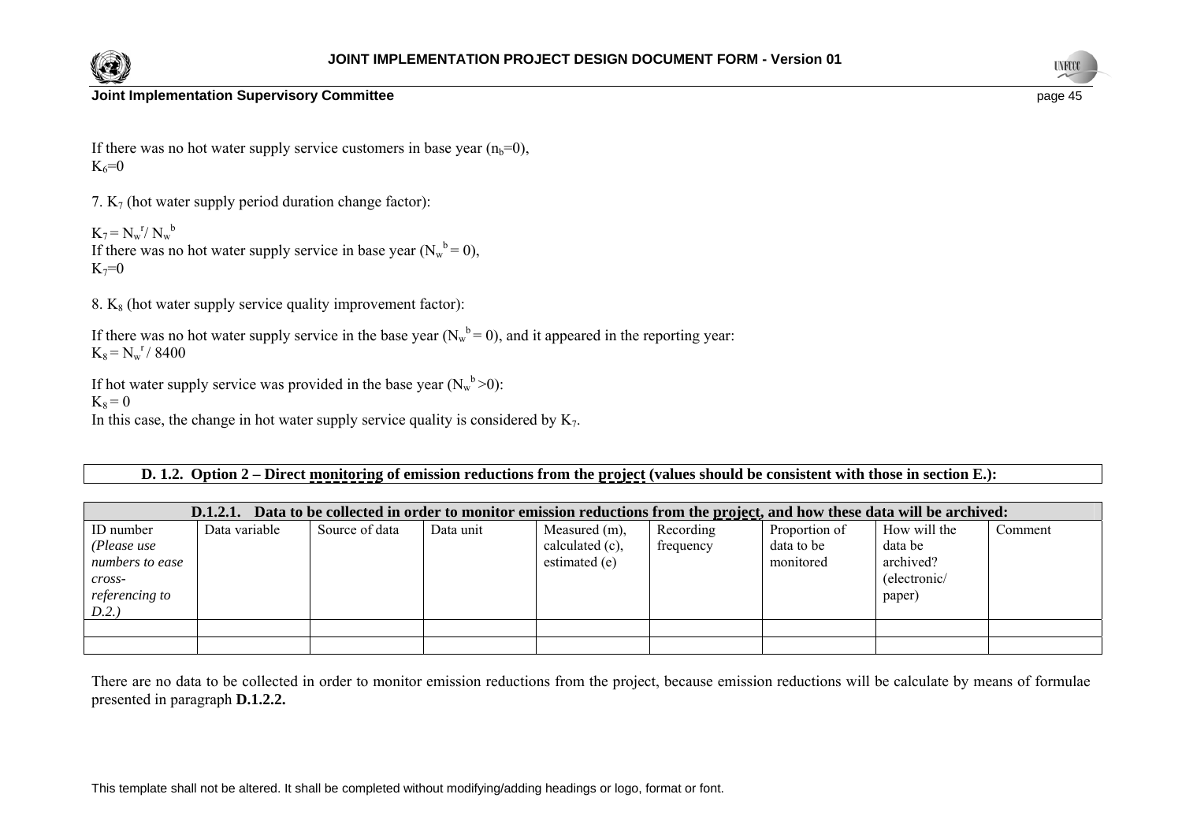If there was no hot water supply service customers in base year ($n_b$=0),
$K_6$=0

7. $K_7$ (hot water supply period duration change factor):

$K_7 = N_w^r / N_w^b$
If there was no hot water supply service in base year ($N_w^b = 0$),
$K_7$=0

8. $K_8$ (hot water supply service quality improvement factor):

If there was no hot water supply service in the base year ($N_w^b = 0$), and it appeared in the reporting year:
$K_8 = N_w^r / 8400$

If hot water supply service was provided in the base year ($N_w^b > 0$):
$K_8 = 0$
In this case, the change in hot water supply service quality is considered by $K_7$.

**D. 1.2. Option 2 – Direct monitoring of emission reductions from the project (values should be consistent with those in section E.):**

**D.1.2.1. Data to be collected in order to monitor emission reductions from the project, and how these data will be archived:**

| ID number *(Please use numbers to ease cross-referencing to D.2.)* | Data variable | Source of data | Data unit | Measured (m), calculated (c), estimated (e) | Recording frequency | Proportion of data to be monitored | How will the data be archived? (electronic/ paper) | Comment |
|---|---|---|---|---|---|---|---|---|
| | | | | | | | | |
| | | | | | | | | |

There are no data to be collected in order to monitor emission reductions from the project, because emission reductions will be calculate by means of formulae presented in paragraph **D.1.2.2.**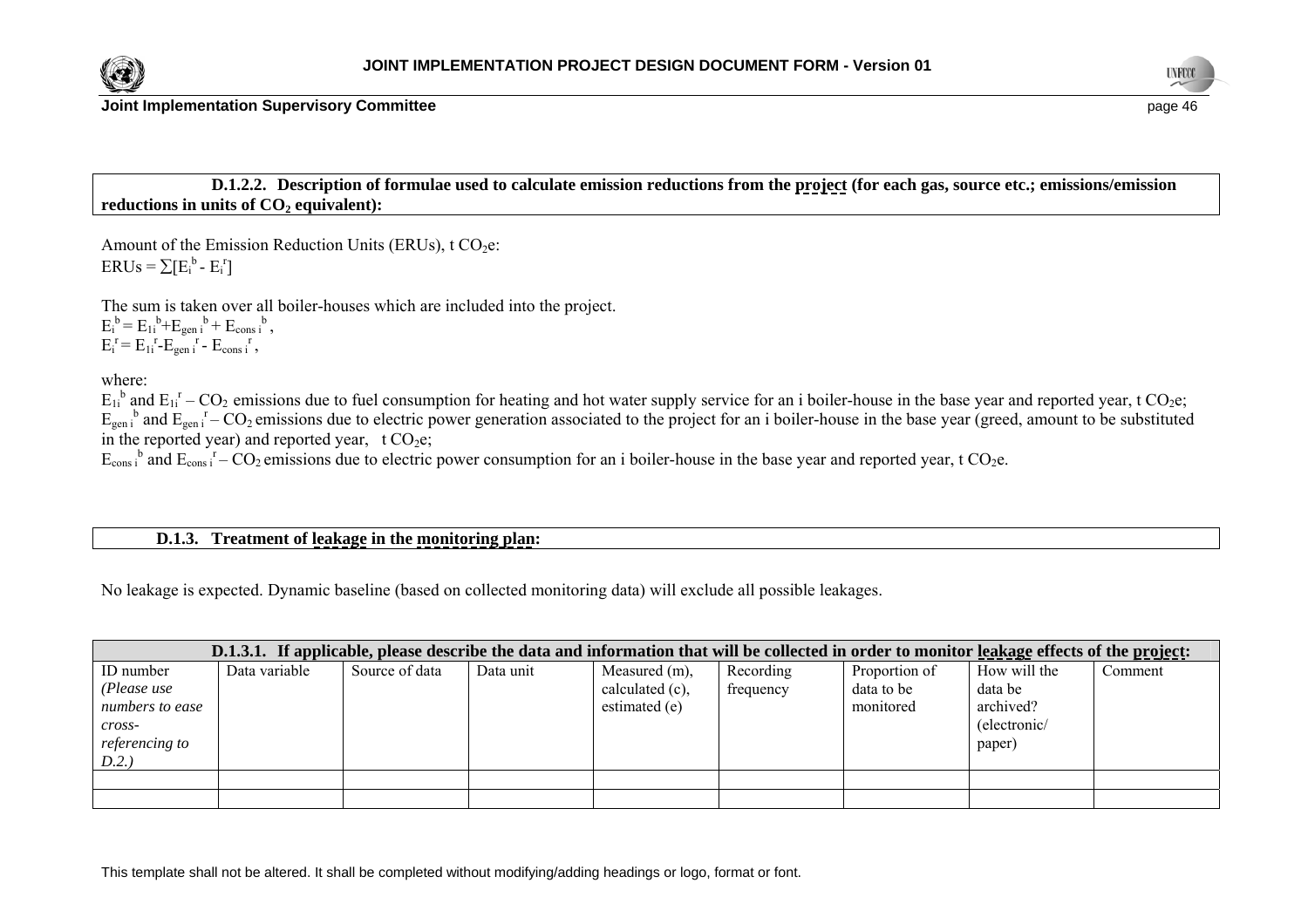**D.1.2.2. Description of formulae used to calculate emission reductions from the project (for each gas, source etc.; emissions/emission reductions in units of $CO_2$ equivalent):**

Amount of the Emission Reduction Units (ERUs), t $CO_2$e:
$ERUs = \sum[E_i^b - E_i^r]$

The sum is taken over all boiler-houses which are included into the project.
$E_i^b = E_{1i}^b + E_{gen\,i}^b + E_{cons\,i}^b$,
$E_i^r = E_{1i}^r - E_{gen\,i}^r - E_{cons\,i}^r$,

where:
$E_{1i}^b$ and $E_{1i}^r$ – $CO_2$ emissions due to fuel consumption for heating and hot water supply service for an i boiler-house in the base year and reported year, t $CO_2$e;
$E_{gen\,i}^b$ and $E_{gen\,i}^r$ – $CO_2$ emissions due to electric power generation associated to the project for an i boiler-house in the base year (greed, amount to be substituted in the reported year) and reported year, t $CO_2$e;
$E_{cons\,i}^b$ and $E_{cons\,i}^r$ – $CO_2$ emissions due to electric power consumption for an i boiler-house in the base year and reported year, t $CO_2$e.

**D.1.3. Treatment of leakage in the monitoring plan:**

No leakage is expected. Dynamic baseline (based on collected monitoring data) will exclude all possible leakages.

**D.1.3.1. If applicable, please describe the data and information that will be collected in order to monitor leakage effects of the project:**

| ID number *(Please use numbers to ease cross-referencing to D.2.)* | Data variable | Source of data | Data unit | Measured (m), calculated (c), estimated (e) | Recording frequency | Proportion of data to be monitored | How will the data be archived? (electronic/ paper) | Comment |
|---|---|---|---|---|---|---|---|---|
| | | | | | | | | |
| | | | | | | | | |

This template shall not be altered. It shall be completed without modifying/adding headings or logo, format or font.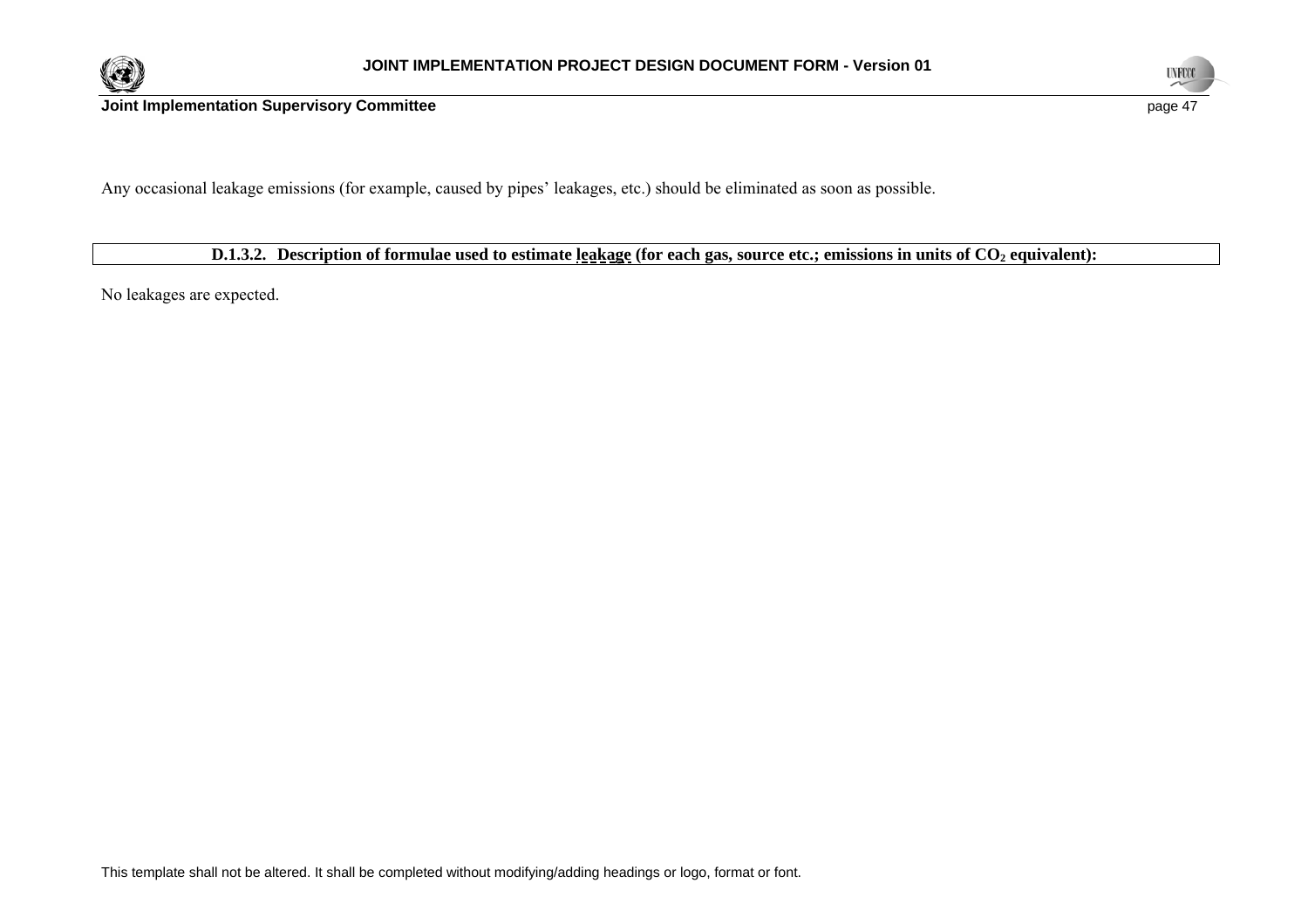Any occasional leakage emissions (for example, caused by pipes' leakages, etc.) should be eliminated as soon as possible.

| **D.1.3.2. Description of formulae used to estimate leakage (for each gas, source etc.; emissions in units of $CO_2$ equivalent):** |
| --- |

No leakages are expected.

This template shall not be altered. It shall be completed without modifying/adding headings or logo, format or font.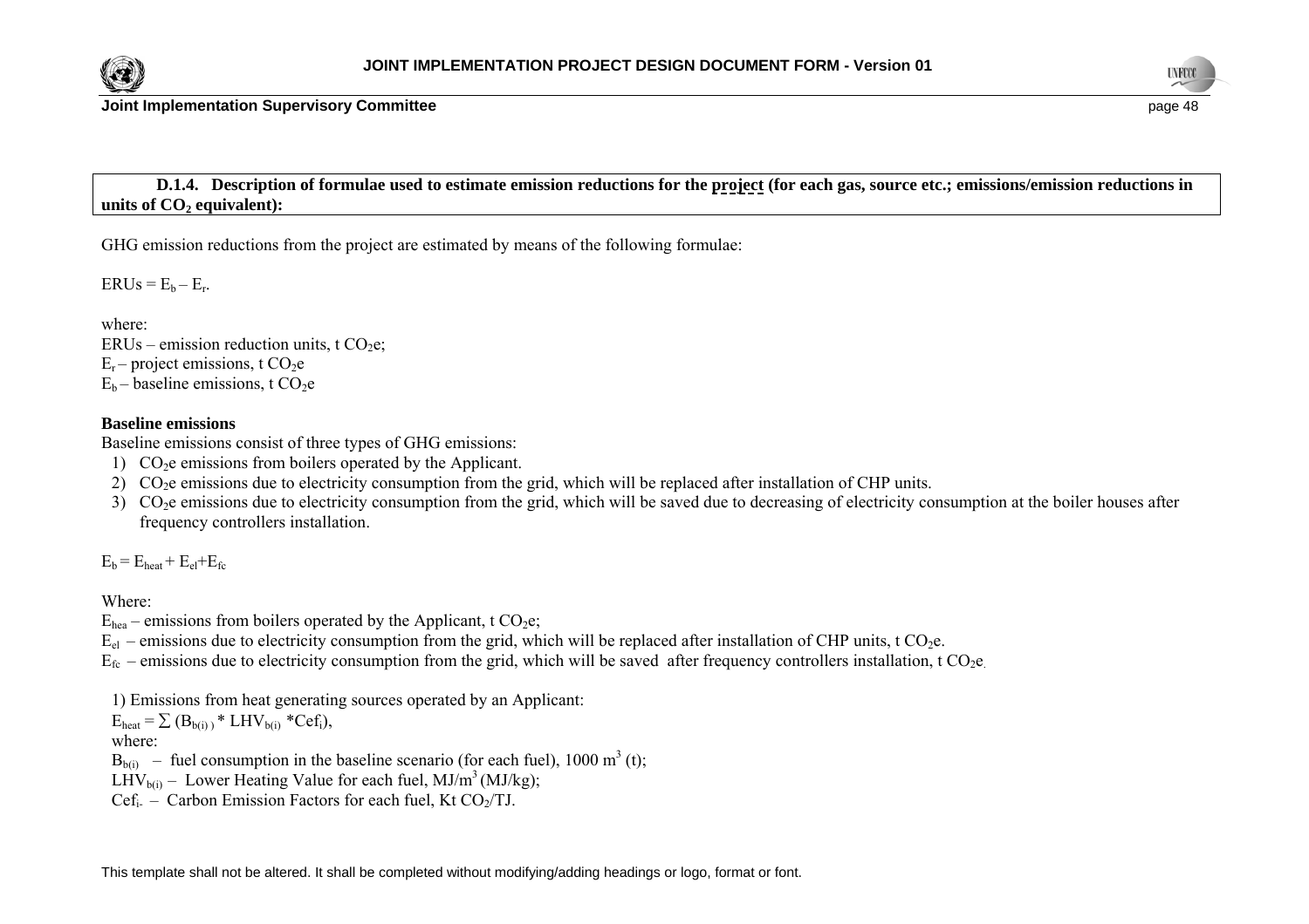**D.1.4. Description of formulae used to estimate emission reductions for the project (for each gas, source etc.; emissions/emission reductions in units of $CO_2$ equivalent):**

GHG emission reductions from the project are estimated by means of the following formulae:

$ERUs = E_b – E_r$.

where:

ERUs – emission reduction units, t $CO_2e$;

$E_r$ – project emissions, t $CO_2e$

$E_b$ – baseline emissions, t $CO_2e$

**Baseline emissions**

Baseline emissions consist of three types of GHG emissions:

1) $CO_2e$ emissions from boilers operated by the Applicant.
2) $CO_2e$ emissions due to electricity consumption from the grid, which will be replaced after installation of CHP units.
3) $CO_2e$ emissions due to electricity consumption from the grid, which will be saved due to decreasing of electricity consumption at the boiler houses after frequency controllers installation.

$E_b = E_{heat} + E_{el}+E_{fc}$

Where:

$E_{hea}$ – emissions from boilers operated by the Applicant, t $CO_2e$;

$E_{el}$ – emissions due to electricity consumption from the grid, which will be replaced after installation of CHP units, t $CO_2e$.

$E_{fc}$ – emissions due to electricity consumption from the grid, which will be saved after frequency controllers installation, t $CO_2e$.

1) Emissions from heat generating sources operated by an Applicant:

$E_{heat} = \sum (B_{b(i)} * LHV_{b(i)} *Cef_i)$,

where:

$B_{b(i)}$ – fuel consumption in the baseline scenario (for each fuel), 1000 $m^3$ (t);

$LHV_{b(i)}$ – Lower Heating Value for each fuel, $MJ/m^3$ (MJ/kg);

$Cef_i$ – Carbon Emission Factors for each fuel, Kt $CO_2$/TJ.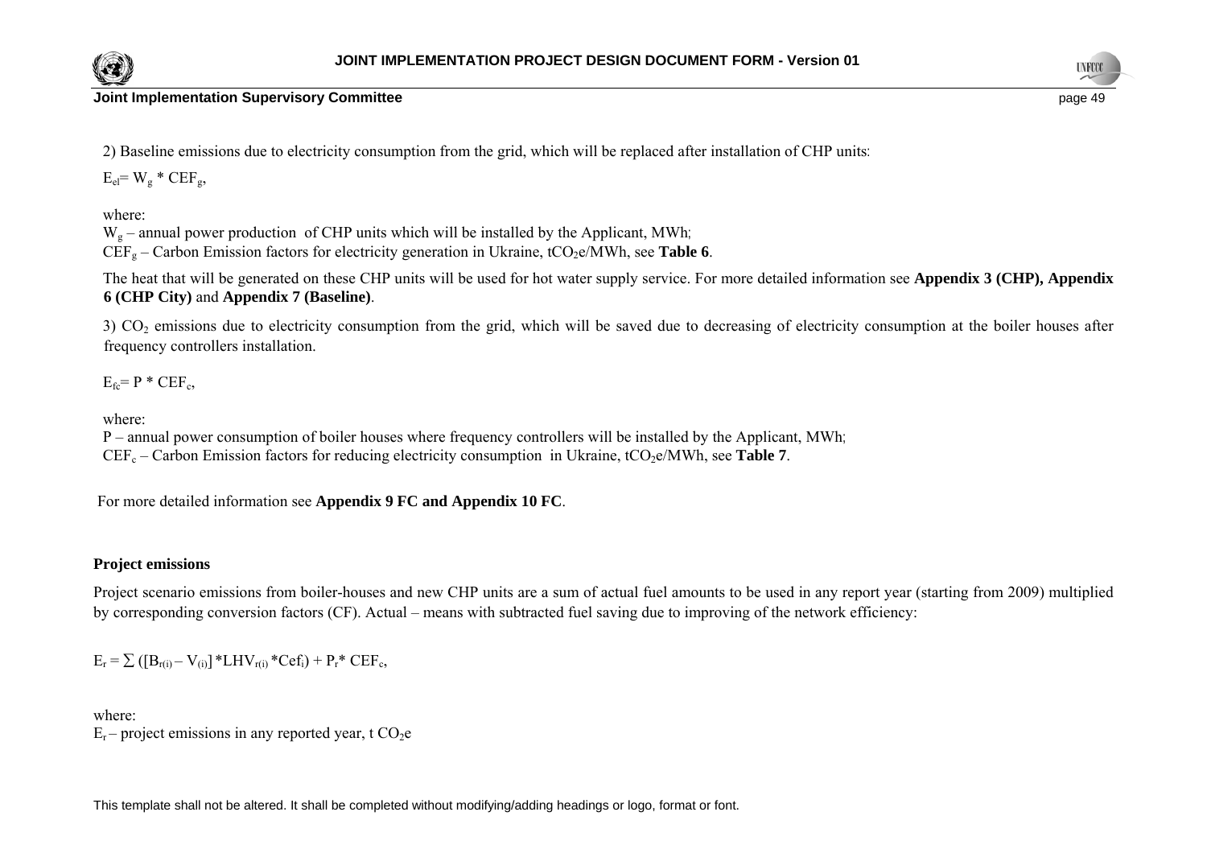2) Baseline emissions due to electricity consumption from the grid, which will be replaced after installation of CHP units:

$E_{el} = W_g * CEF_g$,

where:
$W_g$ – annual power production of CHP units which will be installed by the Applicant, MWh;
$CEF_g$ – Carbon Emission factors for electricity generation in Ukraine, $tCO_2e/MWh$, see **Table 6**.

The heat that will be generated on these CHP units will be used for hot water supply service. For more detailed information see **Appendix 3 (CHP), Appendix 6 (CHP City)** and **Appendix 7 (Baseline)**.

3) $CO_2$ emissions due to electricity consumption from the grid, which will be saved due to decreasing of electricity consumption at the boiler houses after frequency controllers installation.

$E_{fc} = P * CEF_c$,

where:
P – annual power consumption of boiler houses where frequency controllers will be installed by the Applicant, MWh;
$CEF_c$ – Carbon Emission factors for reducing electricity consumption in Ukraine, $tCO_2e/MWh$, see **Table 7**.

For more detailed information see **Appendix 9 FC and Appendix 10 FC**.

**Project emissions**

Project scenario emissions from boiler-houses and new CHP units are a sum of actual fuel amounts to be used in any report year (starting from 2009) multiplied by corresponding conversion factors (CF). Actual – means with subtracted fuel saving due to improving of the network efficiency:

$E_r = \sum ([B_{r(i)} - V_{(i)}] * LHV_{r(i)} * Cef_i) + P_r * CEF_c$,

where:
$E_r$ – project emissions in any reported year, t $CO_2e$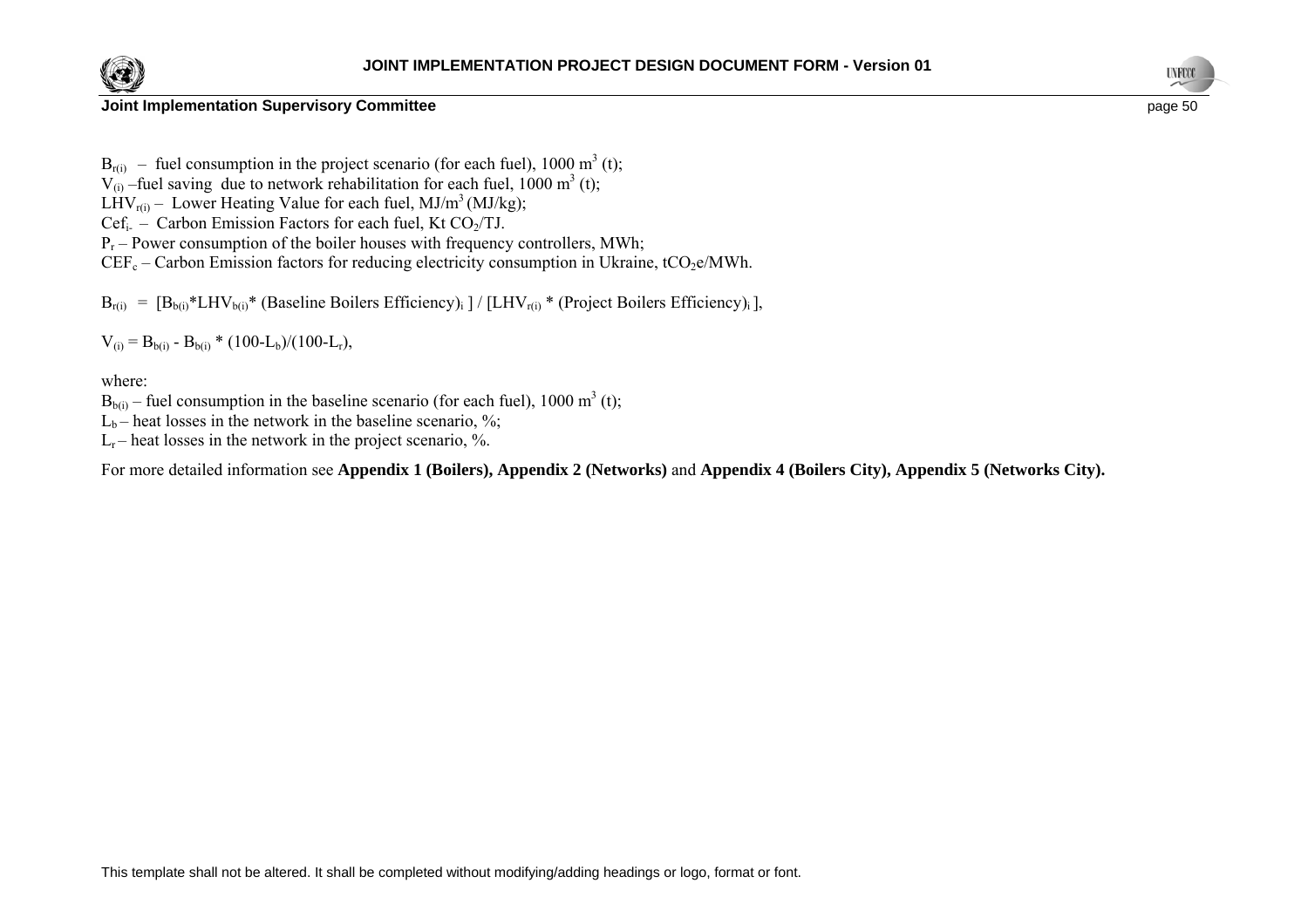$B_{r(i)}$ – fuel consumption in the project scenario (for each fuel), 1000 $m^3$ (t);
$V_{(i)}$ –fuel saving due to network rehabilitation for each fuel, 1000 $m^3$ (t);
$LHV_{r(i)}$ – Lower Heating Value for each fuel, $MJ/m^3$ (MJ/kg);
$Cef_{i}$ – Carbon Emission Factors for each fuel, Kt $CO_2$/TJ.
$P_r$ – Power consumption of the boiler houses with frequency controllers, MWh;
$CEF_c$ – Carbon Emission factors for reducing electricity consumption in Ukraine, $tCO_2e/MWh$.

$$B_{r(i)} = [B_{b(i)} * LHV_{b(i)} * (\text{Baseline Boilers Efficiency})_i] / [LHV_{r(i)} * (\text{Project Boilers Efficiency})_i],$$

$$V_{(i)} = B_{b(i)} - B_{b(i)} * (100-L_b)/(100-L_r),$$

where:
$B_{b(i)}$ – fuel consumption in the baseline scenario (for each fuel), 1000 $m^3$ (t);
$L_b$ – heat losses in the network in the baseline scenario, %;
$L_r$ – heat losses in the network in the project scenario, %.

For more detailed information see **Appendix 1 (Boilers), Appendix 2 (Networks)** and **Appendix 4 (Boilers City), Appendix 5 (Networks City).**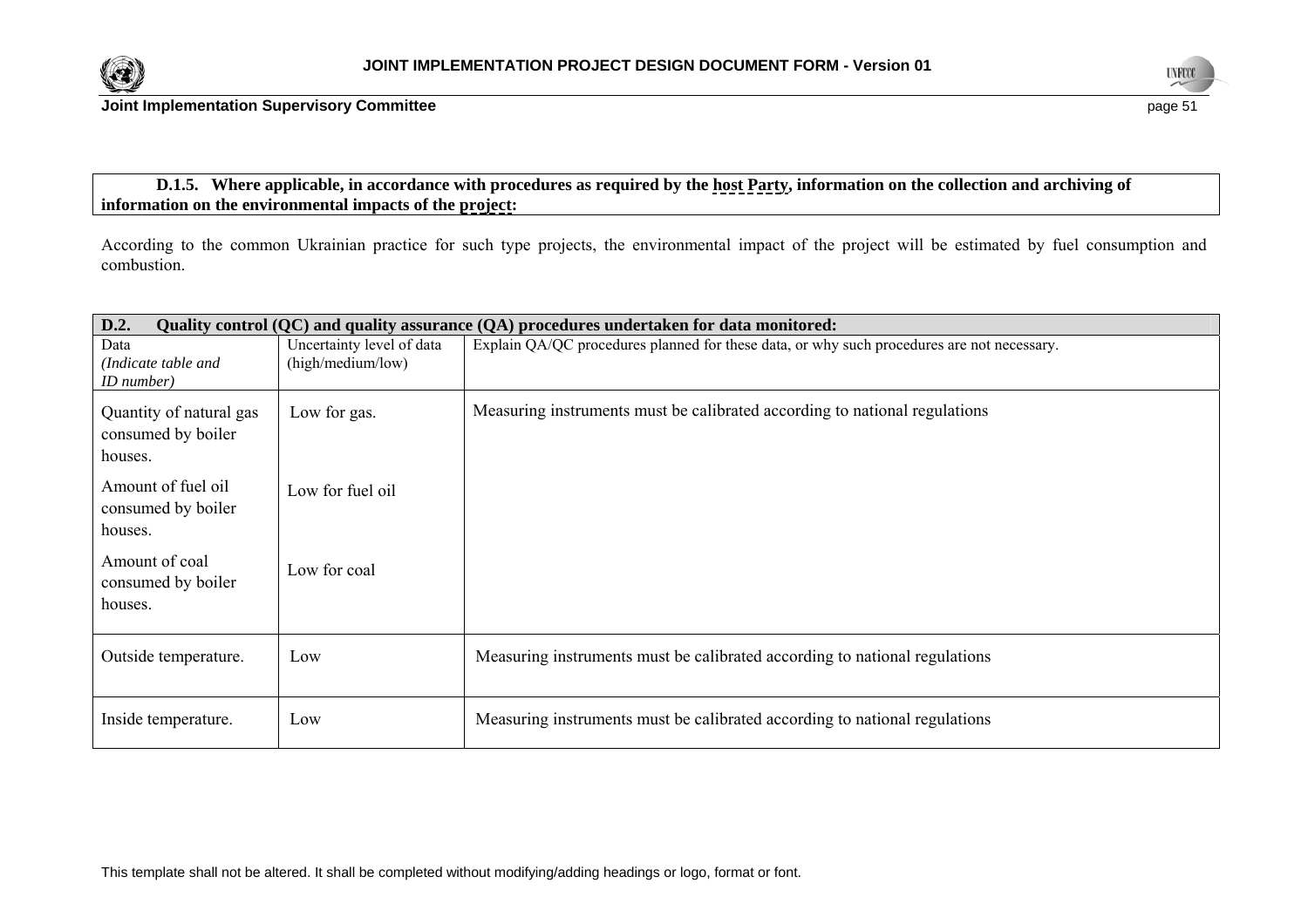**D.1.5. Where applicable, in accordance with procedures as required by the host Party, information on the collection and archiving of information on the environmental impacts of the project:**

According to the common Ukrainian practice for such type projects, the environmental impact of the project will be estimated by fuel consumption and combustion.

| **D.2. Quality control (QC) and quality assurance (QA) procedures undertaken for data monitored:** | | |
|---|---|---|
| Data *(Indicate table and ID number)* | Uncertainty level of data (high/medium/low) | Explain QA/QC procedures planned for these data, or why such procedures are not necessary. |
| Quantity of natural gas consumed by boiler houses.<br><br>Amount of fuel oil consumed by boiler houses.<br><br>Amount of coal consumed by boiler houses. | Low for gas.<br><br>Low for fuel oil<br><br>Low for coal | Measuring instruments must be calibrated according to national regulations |
| Outside temperature. | Low | Measuring instruments must be calibrated according to national regulations |
| Inside temperature. | Low | Measuring instruments must be calibrated according to national regulations |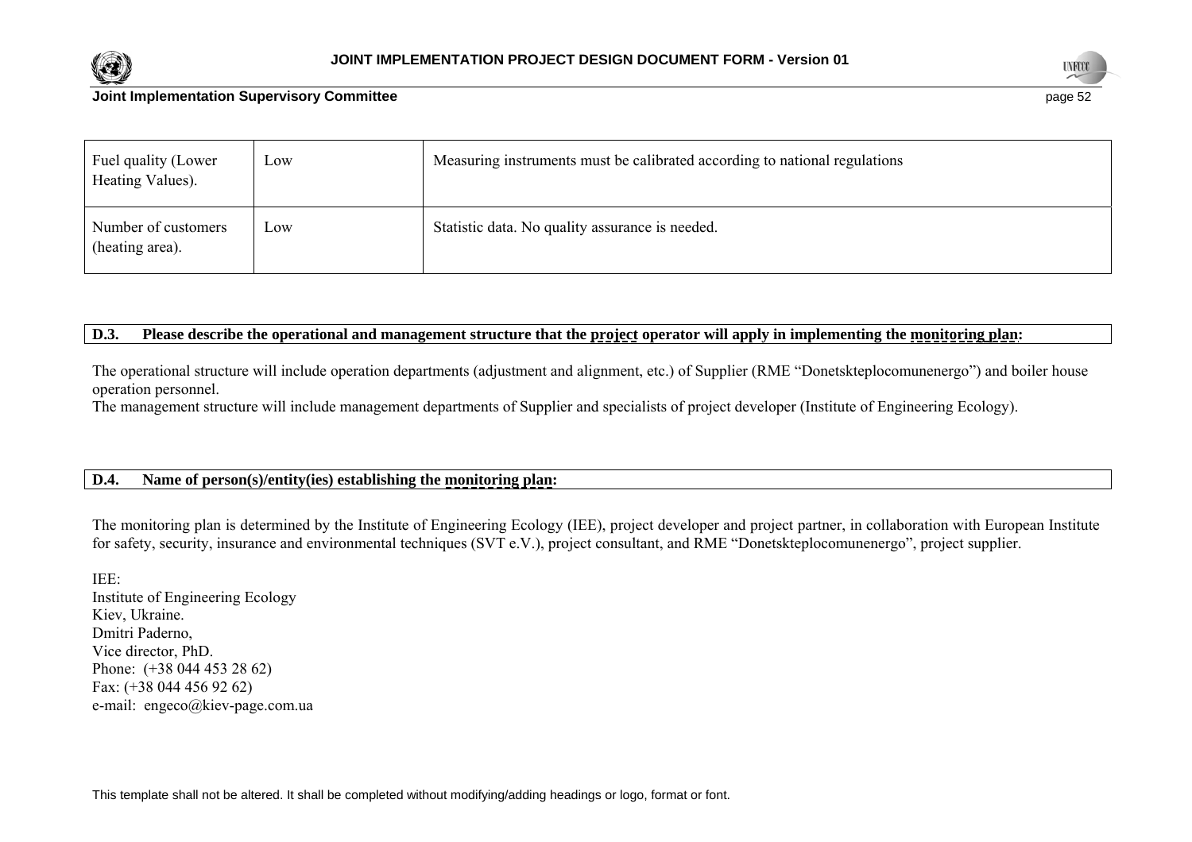| | | |
|---|---|---|
| Fuel quality (Lower Heating Values). | Low | Measuring instruments must be calibrated according to national regulations |
| Number of customers (heating area). | Low | Statistic data. No quality assurance is needed. |

**D.3. Please describe the operational and management structure that the project operator will apply in implementing the monitoring plan:**

The operational structure will include operation departments (adjustment and alignment, etc.) of Supplier (RME "Donetskteplocomunenergo") and boiler house operation personnel.
The management structure will include management departments of Supplier and specialists of project developer (Institute of Engineering Ecology).

**D.4. Name of person(s)/entity(ies) establishing the monitoring plan:**

The monitoring plan is determined by the Institute of Engineering Ecology (IEE), project developer and project partner, in collaboration with European Institute for safety, security, insurance and environmental techniques (SVT e.V.), project consultant, and RME "Donetskteplocomunenergo", project supplier.

IEE:
Institute of Engineering Ecology
Kiev, Ukraine.
Dmitri Paderno,
Vice director, PhD.
Phone: (+38 044 453 28 62)
Fax: (+38 044 456 92 62)
e-mail: engeco@kiev-page.com.ua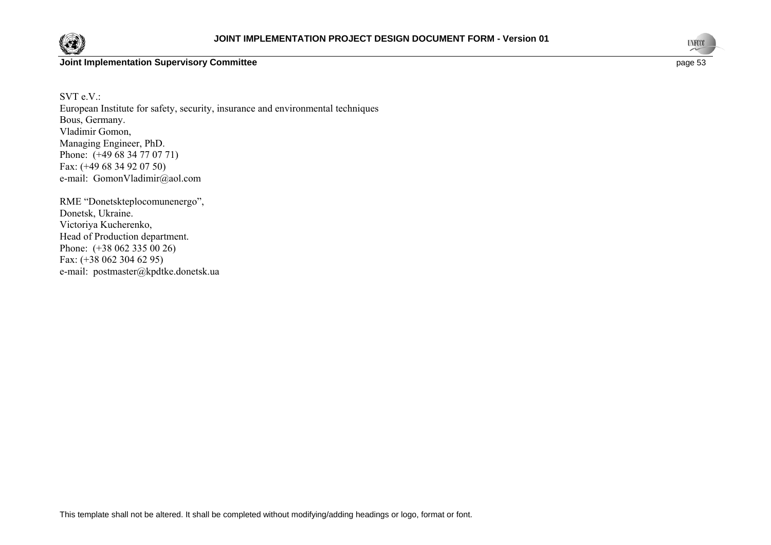SVT e.V.:
European Institute for safety, security, insurance and environmental techniques
Bous, Germany.
Vladimir Gomon,
Managing Engineer, PhD.
Phone: (+49 68 34 77 07 71)
Fax: (+49 68 34 92 07 50)
e-mail: GomonVladimir@aol.com

RME "Donetskteplocomunenergo",
Donetsk, Ukraine.
Victoriya Kucherenko,
Head of Production department.
Phone: (+38 062 335 00 26)
Fax: (+38 062 304 62 95)
e-mail: postmaster@kpdtke.donetsk.ua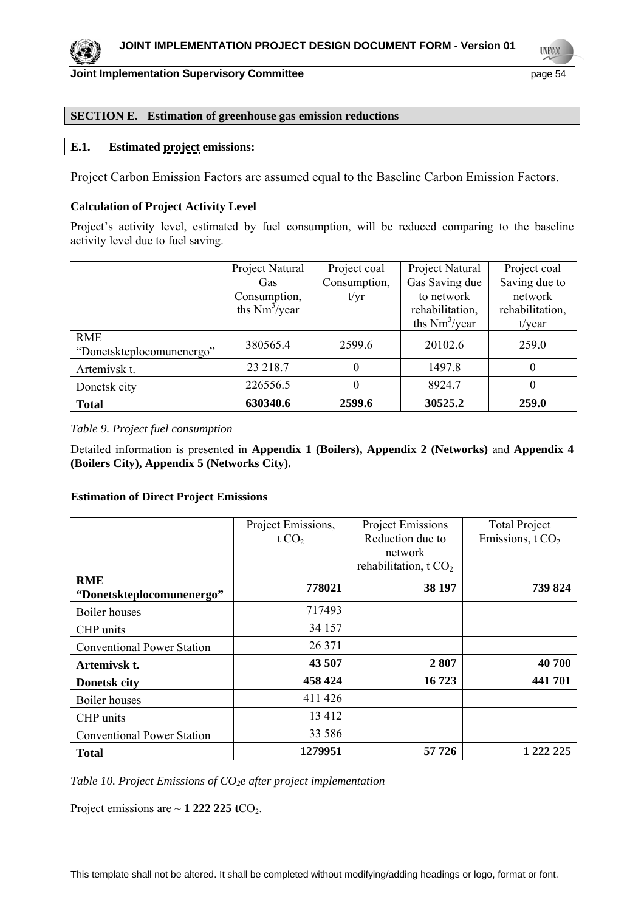## SECTION E. Estimation of greenhouse gas emission reductions

### E.1. Estimated project emissions:

Project Carbon Emission Factors are assumed equal to the Baseline Carbon Emission Factors.

**Calculation of Project Activity Level**

Project's activity level, estimated by fuel consumption, will be reduced comparing to the baseline activity level due to fuel saving.

| | Project Natural Gas Consumption, ths $Nm^3$/year | Project coal Consumption, t/yr | Project Natural Gas Saving due to network rehabilitation, ths $Nm^3$/year | Project coal Saving due to network rehabilitation, t/year |
|---|---|---|---|---|
| RME "Donetskteplocomunenergo" | 380565.4 | 2599.6 | 20102.6 | 259.0 |
| Artemivsk t. | 23 218.7 | 0 | 1497.8 | 0 |
| Donetsk city | 226556.5 | 0 | 8924.7 | 0 |
| **Total** | **630340.6** | **2599.6** | **30525.2** | **259.0** |

*Table 9. Project fuel consumption*

Detailed information is presented in **Appendix 1 (Boilers), Appendix 2 (Networks)** and **Appendix 4 (Boilers City), Appendix 5 (Networks City).**

**Estimation of Direct Project Emissions**

| | Project Emissions, t $CO_2$ | Project Emissions Reduction due to network rehabilitation, t $CO_2$ | Total Project Emissions, t $CO_2$ |
|---|---|---|---|
| **RME "Donetskteplocomunenergo"** | **778021** | **38 197** | **739 824** |
| Boiler houses | 717493 | | |
| CHP units | 34 157 | | |
| Conventional Power Station | 26 371 | | |
| **Artemivsk t.** | **43 507** | **2 807** | **40 700** |
| **Donetsk city** | **458 424** | **16 723** | **441 701** |
| Boiler houses | 411 426 | | |
| CHP units | 13 412 | | |
| Conventional Power Station | 33 586 | | |
| **Total** | **1279951** | **57 726** | **1 222 225** |

*Table 10. Project Emissions of $CO_2e$ after project implementation*

Project emissions are ~ **1 222 225 t**$CO_2$.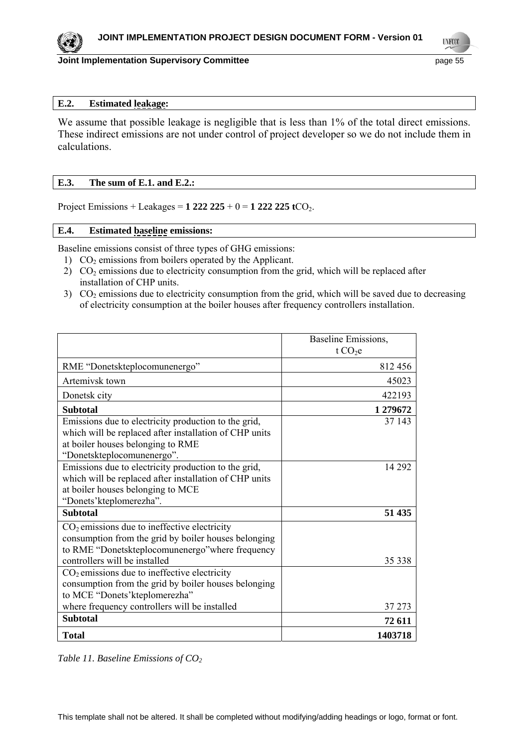## E.2. Estimated leakage:

We assume that possible leakage is negligible that is less than 1% of the total direct emissions. These indirect emissions are not under control of project developer so we do not include them in calculations.

## E.3. The sum of E.1. and E.2.:

Project Emissions + Leakages = **1 222 225** + 0 = **1 222 225 t**$CO_2$.

## E.4. Estimated baseline emissions:

Baseline emissions consist of three types of GHG emissions:

1) $CO_2$ emissions from boilers operated by the Applicant.
2) $CO_2$ emissions due to electricity consumption from the grid, which will be replaced after installation of CHP units.
3) $CO_2$ emissions due to electricity consumption from the grid, which will be saved due to decreasing of electricity consumption at the boiler houses after frequency controllers installation.

| | Baseline Emissions, t $CO_2$e |
|---|---:|
| RME "Donetskteplocomunenergo" | 812 456 |
| Artemivsk town | 45023 |
| Donetsk city | 422193 |
| **Subtotal** | **1 279672** |
| Emissions due to electricity production to the grid, which will be replaced after installation of CHP units at boiler houses belonging to RME "Donetskteplocomunenergo". | 37 143 |
| Emissions due to electricity production to the grid, which will be replaced after installation of CHP units at boiler houses belonging to MCE "Donets'kteplomerezha". | 14 292 |
| **Subtotal** | **51 435** |
| $CO_2$ emissions due to ineffective electricity consumption from the grid by boiler houses belonging to RME "Donetskteplocomunenergo"where frequency controllers will be installed | 35 338 |
| $CO_2$ emissions due to ineffective electricity consumption from the grid by boiler houses belonging to MCE "Donets'kteplomerezha" where frequency controllers will be installed | 37 273 |
| **Subtotal** | **72 611** |
| **Total** | **1403718** |

*Table 11. Baseline Emissions of $CO_2$*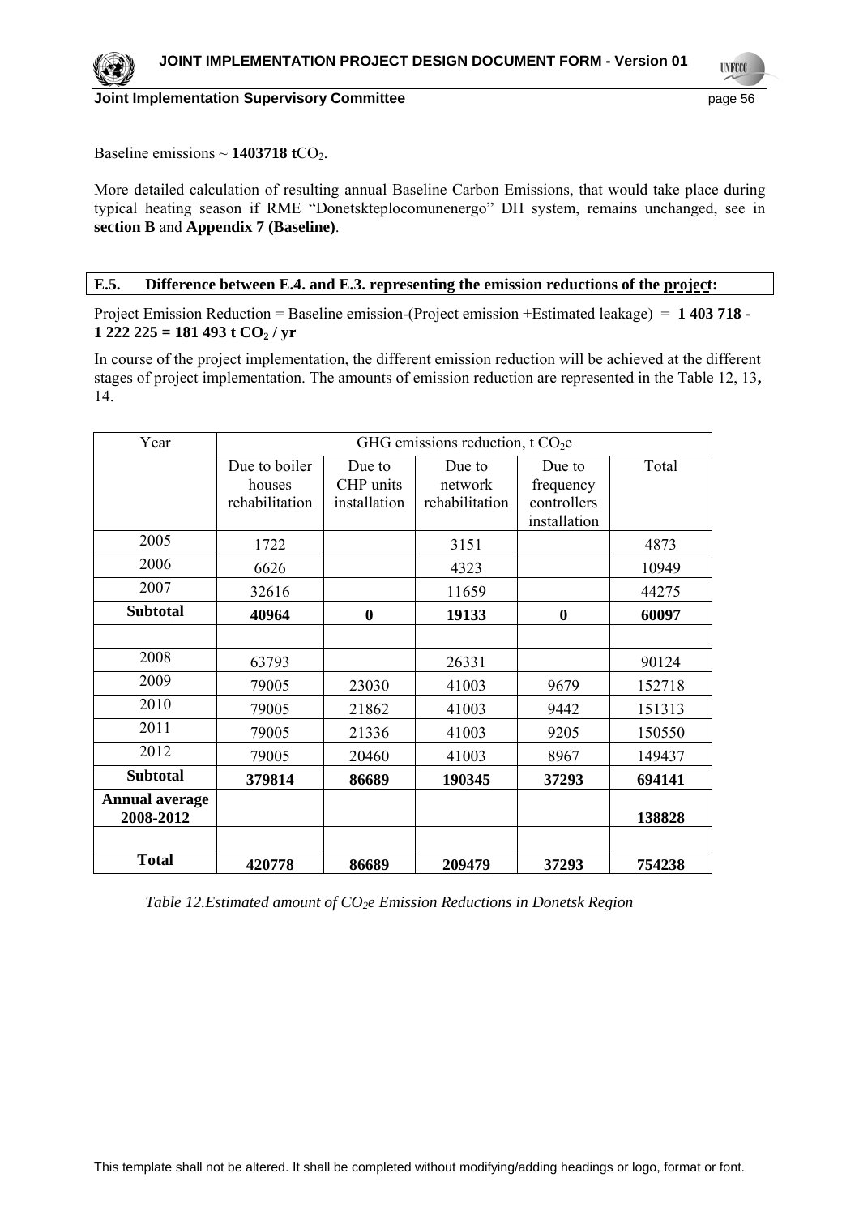Baseline emissions ~ **1403718 t**$CO_2$.

More detailed calculation of resulting annual Baseline Carbon Emissions, that would take place during typical heating season if RME "Donetskteplocomunenergo" DH system, remains unchanged, see in **section B** and **Appendix 7 (Baseline)**.

## E.5. Difference between E.4. and E.3. representing the emission reductions of the project:

Project Emission Reduction = Baseline emission-(Project emission +Estimated leakage) = **1 403 718 - 1 222 225 = 181 493 t $CO_2$ / yr**

In course of the project implementation, the different emission reduction will be achieved at the different stages of project implementation. The amounts of emission reduction are represented in the Table 12, 13**,** 14.

| Year | GHG emissions reduction, t $CO_2$e | | | | |
|---|---|---|---|---|---|
| | Due to boiler houses rehabilitation | Due to CHP units installation | Due to network rehabilitation | Due to frequency controllers installation | Total |
| 2005 | 1722 | | 3151 | | 4873 |
| 2006 | 6626 | | 4323 | | 10949 |
| 2007 | 32616 | | 11659 | | 44275 |
| **Subtotal** | **40964** | **0** | **19133** | **0** | **60097** |
| | | | | | |
| 2008 | 63793 | | 26331 | | 90124 |
| 2009 | 79005 | 23030 | 41003 | 9679 | 152718 |
| 2010 | 79005 | 21862 | 41003 | 9442 | 151313 |
| 2011 | 79005 | 21336 | 41003 | 9205 | 150550 |
| 2012 | 79005 | 20460 | 41003 | 8967 | 149437 |
| **Subtotal** | **379814** | **86689** | **190345** | **37293** | **694141** |
| **Annual average 2008-2012** | | | | | **138828** |
| | | | | | |
| **Total** | **420778** | **86689** | **209479** | **37293** | **754238** |

*Table 12.Estimated amount of $CO_2$e Emission Reductions in Donetsk Region*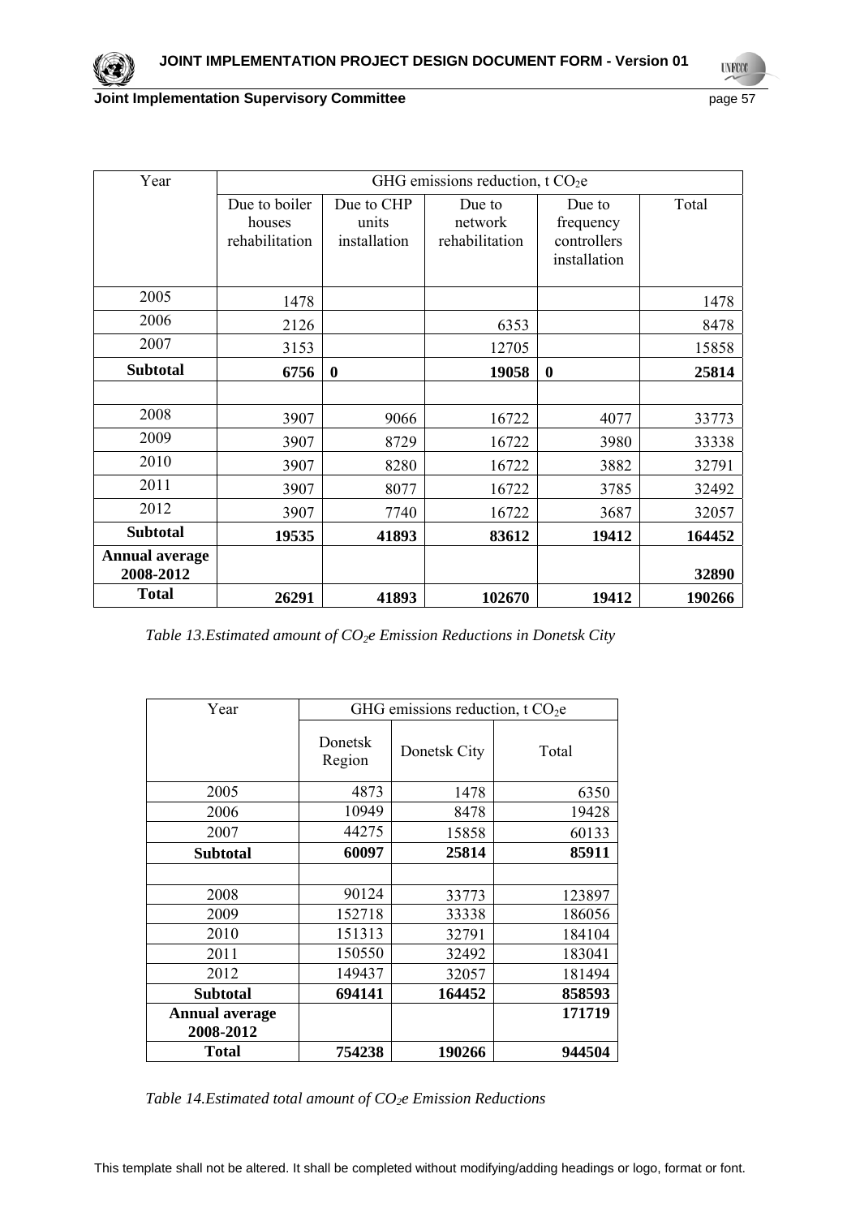| Year | GHG emissions reduction, t $CO_2e$ | | | | |
|---|---|---|---|---|---|
| | Due to boiler houses rehabilitation | Due to CHP units installation | Due to network rehabilitation | Due to frequency controllers installation | Total |
| 2005 | 1478 | | | | 1478 |
| 2006 | 2126 | | 6353 | | 8478 |
| 2007 | 3153 | | 12705 | | 15858 |
| **Subtotal** | **6756** | **0** | **19058** | **0** | **25814** |
| | | | | | |
| 2008 | 3907 | 9066 | 16722 | 4077 | 33773 |
| 2009 | 3907 | 8729 | 16722 | 3980 | 33338 |
| 2010 | 3907 | 8280 | 16722 | 3882 | 32791 |
| 2011 | 3907 | 8077 | 16722 | 3785 | 32492 |
| 2012 | 3907 | 7740 | 16722 | 3687 | 32057 |
| **Subtotal** | **19535** | **41893** | **83612** | **19412** | **164452** |
| **Annual average 2008-2012** | | | | | **32890** |
| **Total** | **26291** | **41893** | **102670** | **19412** | **190266** |

*Table 13.Estimated amount of $CO_2e$ Emission Reductions in Donetsk City*

| Year | GHG emissions reduction, t $CO_2e$ | | |
|---|---|---|---|
| | Donetsk Region | Donetsk City | Total |
| 2005 | 4873 | 1478 | 6350 |
| 2006 | 10949 | 8478 | 19428 |
| 2007 | 44275 | 15858 | 60133 |
| **Subtotal** | **60097** | **25814** | **85911** |
| | | | |
| 2008 | 90124 | 33773 | 123897 |
| 2009 | 152718 | 33338 | 186056 |
| 2010 | 151313 | 32791 | 184104 |
| 2011 | 150550 | 32492 | 183041 |
| 2012 | 149437 | 32057 | 181494 |
| **Subtotal** | **694141** | **164452** | **858593** |
| **Annual average 2008-2012** | | | **171719** |
| **Total** | **754238** | **190266** | **944504** |

*Table 14.Estimated total amount of $CO_2e$ Emission Reductions*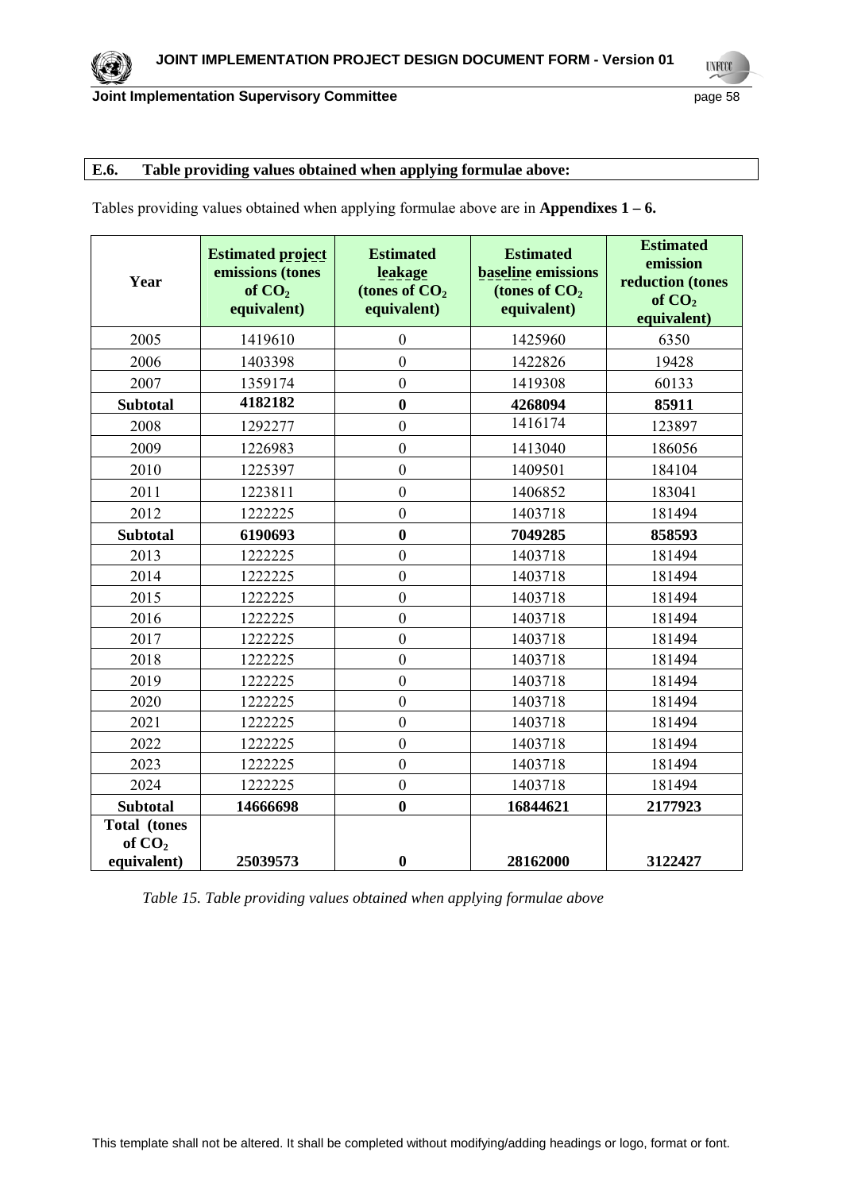## E.6. Table providing values obtained when applying formulae above:

Tables providing values obtained when applying formulae above are in **Appendixes 1 – 6.**

| Year | Estimated project emissions (tones of $CO_2$ equivalent) | Estimated leakage (tones of $CO_2$ equivalent) | Estimated baseline emissions (tones of $CO_2$ equivalent) | Estimated emission reduction (tones of $CO_2$ equivalent) |
|---|---|---|---|---|
| 2005 | 1419610 | 0 | 1425960 | 6350 |
| 2006 | 1403398 | 0 | 1422826 | 19428 |
| 2007 | 1359174 | 0 | 1419308 | 60133 |
| **Subtotal** | **4182182** | **0** | **4268094** | **85911** |
| 2008 | 1292277 | 0 | 1416174 | 123897 |
| 2009 | 1226983 | 0 | 1413040 | 186056 |
| 2010 | 1225397 | 0 | 1409501 | 184104 |
| 2011 | 1223811 | 0 | 1406852 | 183041 |
| 2012 | 1222225 | 0 | 1403718 | 181494 |
| **Subtotal** | **6190693** | **0** | **7049285** | **858593** |
| 2013 | 1222225 | 0 | 1403718 | 181494 |
| 2014 | 1222225 | 0 | 1403718 | 181494 |
| 2015 | 1222225 | 0 | 1403718 | 181494 |
| 2016 | 1222225 | 0 | 1403718 | 181494 |
| 2017 | 1222225 | 0 | 1403718 | 181494 |
| 2018 | 1222225 | 0 | 1403718 | 181494 |
| 2019 | 1222225 | 0 | 1403718 | 181494 |
| 2020 | 1222225 | 0 | 1403718 | 181494 |
| 2021 | 1222225 | 0 | 1403718 | 181494 |
| 2022 | 1222225 | 0 | 1403718 | 181494 |
| 2023 | 1222225 | 0 | 1403718 | 181494 |
| 2024 | 1222225 | 0 | 1403718 | 181494 |
| **Subtotal** | **14666698** | **0** | **16844621** | **2177923** |
| **Total (tones of $CO_2$ equivalent)** | **25039573** | **0** | **28162000** | **3122427** |

*Table 15. Table providing values obtained when applying formulae above*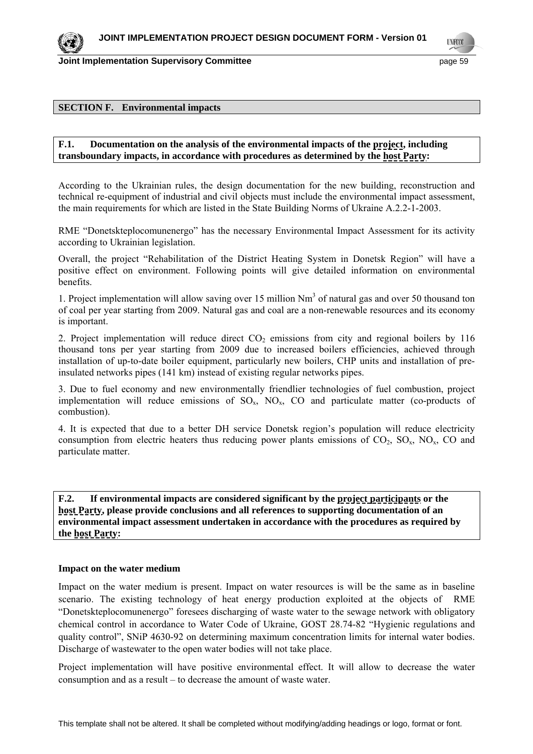## SECTION F. Environmental impacts

### F.1. Documentation on the analysis of the environmental impacts of the project, including transboundary impacts, in accordance with procedures as determined by the host Party:

According to the Ukrainian rules, the design documentation for the new building, reconstruction and technical re-equipment of industrial and civil objects must include the environmental impact assessment, the main requirements for which are listed in the State Building Norms of Ukraine A.2.2-1-2003.

RME "Donetskteplocomunenergo" has the necessary Environmental Impact Assessment for its activity according to Ukrainian legislation.

Overall, the project "Rehabilitation of the District Heating System in Donetsk Region" will have a positive effect on environment. Following points will give detailed information on environmental benefits.

1. Project implementation will allow saving over 15 million $Nm^3$ of natural gas and over 50 thousand ton of coal per year starting from 2009. Natural gas and coal are a non-renewable resources and its economy is important.

2. Project implementation will reduce direct $CO_2$ emissions from city and regional boilers by 116 thousand tons per year starting from 2009 due to increased boilers efficiencies, achieved through installation of up-to-date boiler equipment, particularly new boilers, CHP units and installation of pre-insulated networks pipes (141 km) instead of existing regular networks pipes.

3. Due to fuel economy and new environmentally friendlier technologies of fuel combustion, project implementation will reduce emissions of $SO_x$, $NO_x$, CO and particulate matter (co-products of combustion).

4. It is expected that due to a better DH service Donetsk region's population will reduce electricity consumption from electric heaters thus reducing power plants emissions of $CO_2$, $SO_x$, $NO_x$, CO and particulate matter.

### F.2. If environmental impacts are considered significant by the project participants or the host Party, please provide conclusions and all references to supporting documentation of an environmental impact assessment undertaken in accordance with the procedures as required by the host Party:

**Impact on the water medium**

Impact on the water medium is present. Impact on water resources is will be the same as in baseline scenario. The existing technology of heat energy production exploited at the objects of RME "Donetskteplocomunenergo" foresees discharging of waste water to the sewage network with obligatory chemical control in accordance to Water Code of Ukraine, GOST 28.74-82 "Hygienic regulations and quality control", SNiP 4630-92 on determining maximum concentration limits for internal water bodies. Discharge of wastewater to the open water bodies will not take place.

Project implementation will have positive environmental effect. It will allow to decrease the water consumption and as a result – to decrease the amount of waste water.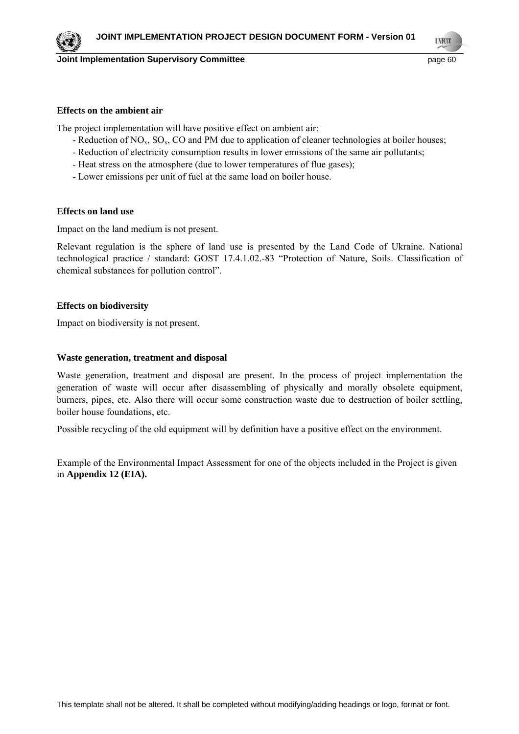**Effects on the ambient air**

The project implementation will have positive effect on ambient air:

- Reduction of $NO_x$, $SO_x$, CO and PM due to application of cleaner technologies at boiler houses;
- Reduction of electricity consumption results in lower emissions of the same air pollutants;
- Heat stress on the atmosphere (due to lower temperatures of flue gases);
- Lower emissions per unit of fuel at the same load on boiler house.

**Effects on land use**

Impact on the land medium is not present.

Relevant regulation is the sphere of land use is presented by the Land Code of Ukraine. National technological practice / standard: GOST 17.4.1.02.-83 "Protection of Nature, Soils. Classification of chemical substances for pollution control".

**Effects on biodiversity**

Impact on biodiversity is not present.

**Waste generation, treatment and disposal**

Waste generation, treatment and disposal are present. In the process of project implementation the generation of waste will occur after disassembling of physically and morally obsolete equipment, burners, pipes, etc. Also there will occur some construction waste due to destruction of boiler settling, boiler house foundations, etc.

Possible recycling of the old equipment will by definition have a positive effect on the environment.

Example of the Environmental Impact Assessment for one of the objects included in the Project is given in **Appendix 12 (EIA).**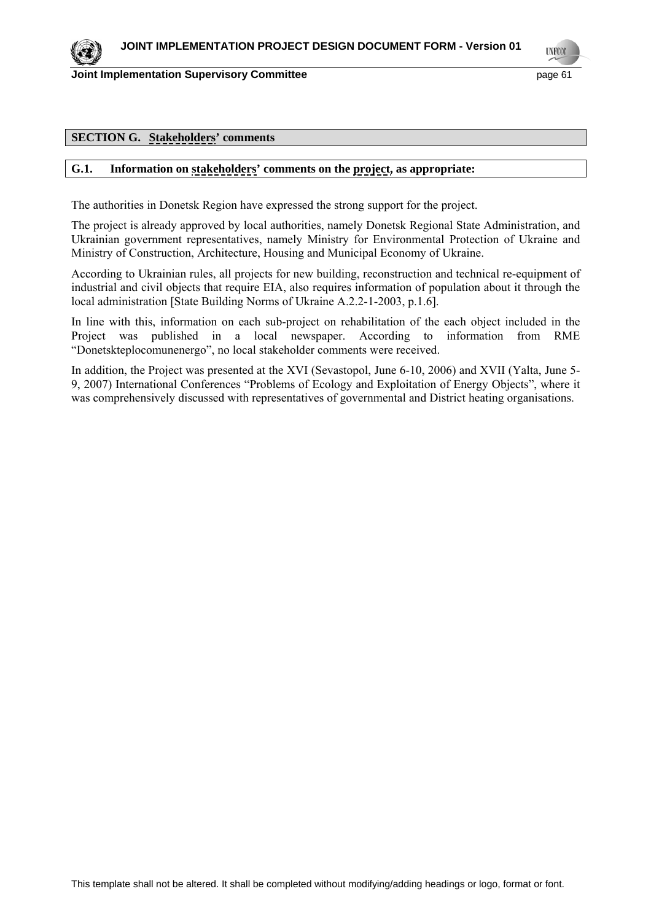## SECTION G. Stakeholders' comments

### G.1. Information on stakeholders' comments on the project, as appropriate:

The authorities in Donetsk Region have expressed the strong support for the project.

The project is already approved by local authorities, namely Donetsk Regional State Administration, and Ukrainian government representatives, namely Ministry for Environmental Protection of Ukraine and Ministry of Construction, Architecture, Housing and Municipal Economy of Ukraine.

According to Ukrainian rules, all projects for new building, reconstruction and technical re-equipment of industrial and civil objects that require EIA, also requires information of population about it through the local administration [State Building Norms of Ukraine A.2.2-1-2003, p.1.6].

In line with this, information on each sub-project on rehabilitation of the each object included in the Project was published in a local newspaper. According to information from RME "Donetskteplocomunenergo", no local stakeholder comments were received.

In addition, the Project was presented at the XVI (Sevastopol, June 6-10, 2006) and XVII (Yalta, June 5-9, 2007) International Conferences "Problems of Ecology and Exploitation of Energy Objects", where it was comprehensively discussed with representatives of governmental and District heating organisations.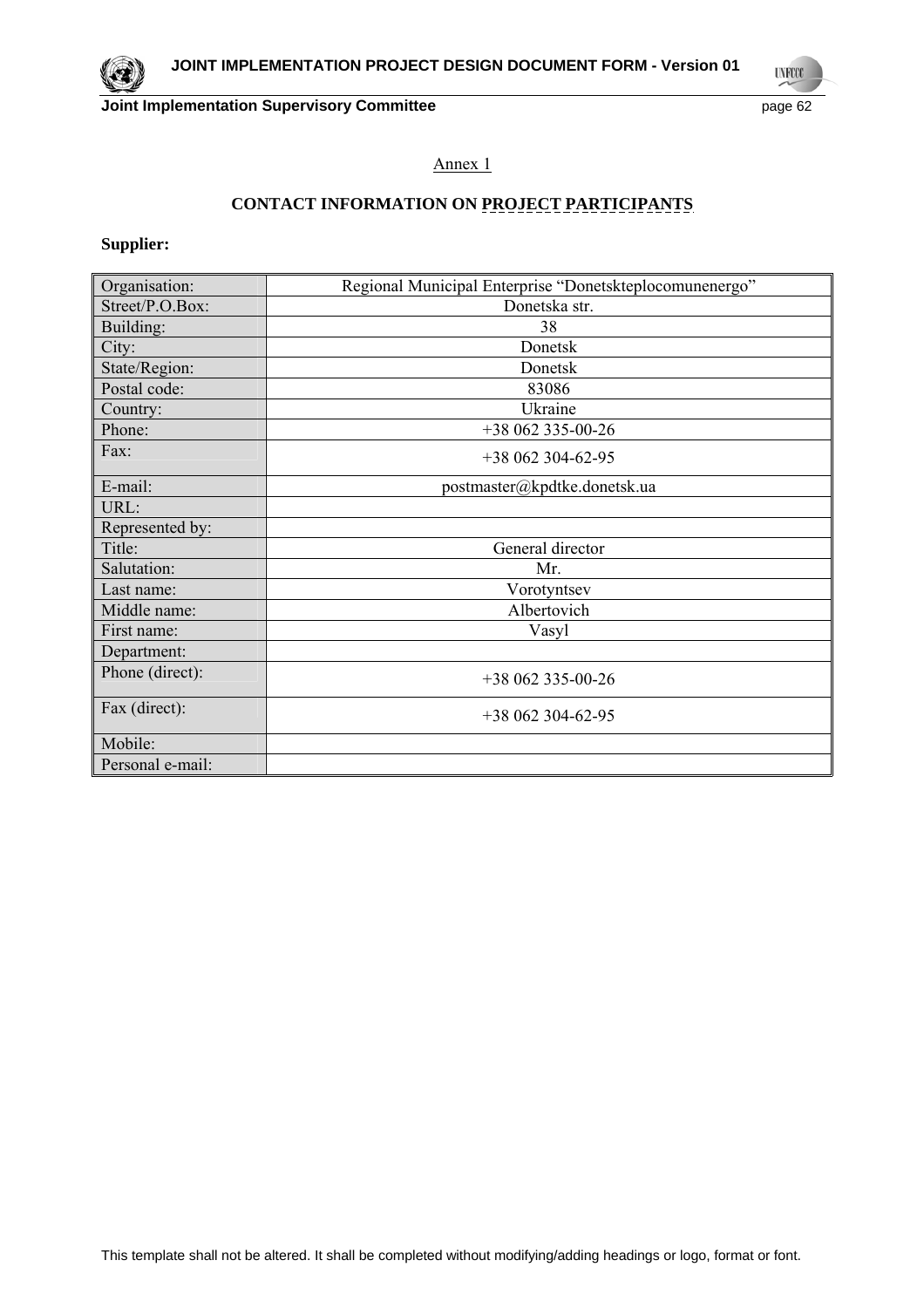Annex 1

## CONTACT INFORMATION ON PROJECT PARTICIPANTS

**Supplier:**

| | |
|---|---|
| Organisation: | Regional Municipal Enterprise "Donetskteplocomunenergo" |
| Street/P.O.Box: | Donetska str. |
| Building: | 38 |
| City: | Donetsk |
| State/Region: | Donetsk |
| Postal code: | 83086 |
| Country: | Ukraine |
| Phone: | +38 062 335-00-26 |
| Fax: | +38 062 304-62-95 |
| E-mail: | postmaster@kpdtke.donetsk.ua |
| URL: | |
| Represented by: | |
| Title: | General director |
| Salutation: | Mr. |
| Last name: | Vorotyntsev |
| Middle name: | Albertovich |
| First name: | Vasyl |
| Department: | |
| Phone (direct): | +38 062 335-00-26 |
| Fax (direct): | +38 062 304-62-95 |
| Mobile: | |
| Personal e-mail: | |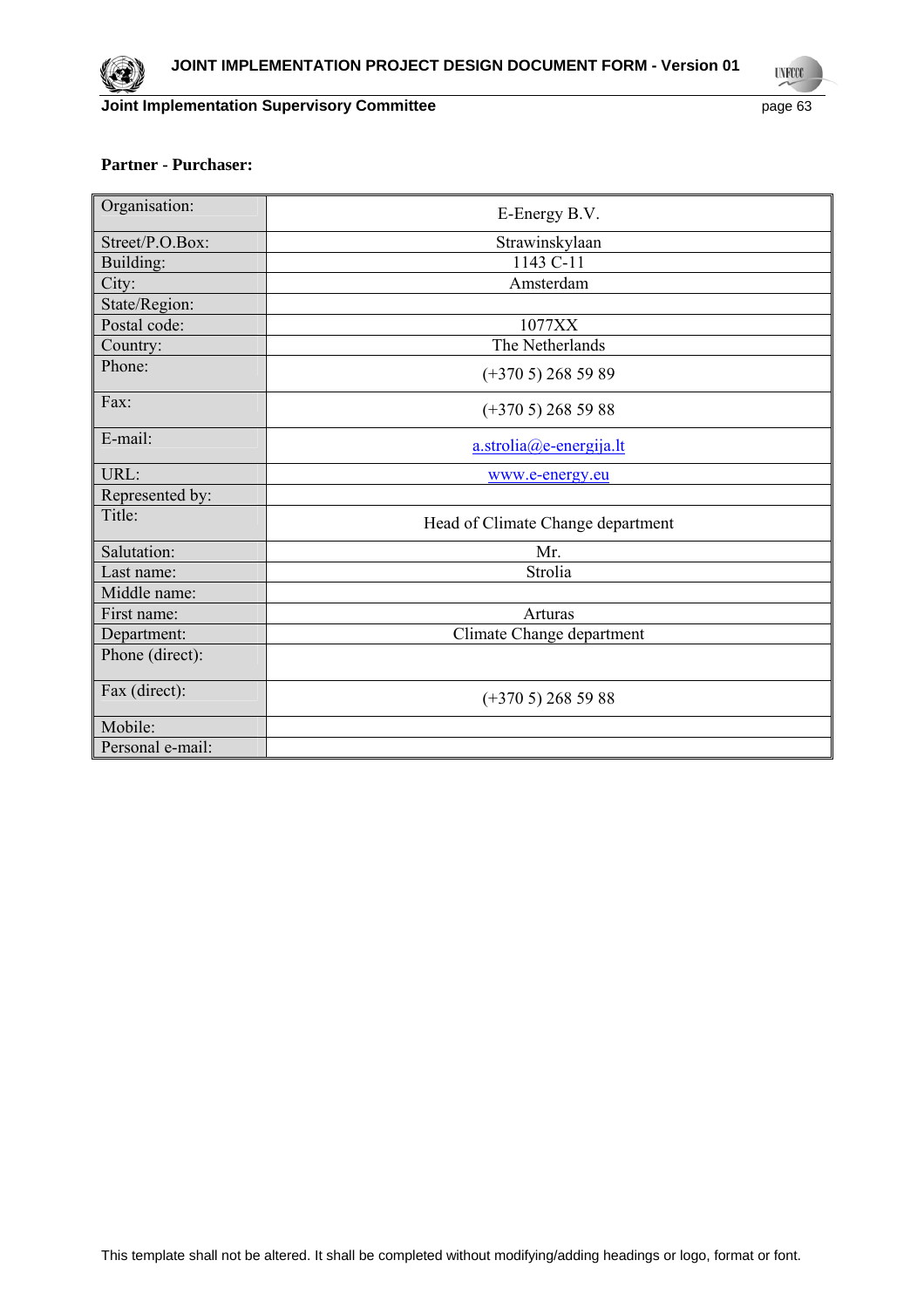**Partner - Purchaser:**

| | |
|---|---|
| Organisation: | E-Energy B.V. |
| Street/P.O.Box: | Strawinskylaan |
| Building: | 1143 C-11 |
| City: | Amsterdam |
| State/Region: | |
| Postal code: | 1077XX |
| Country: | The Netherlands |
| Phone: | (+370 5) 268 59 89 |
| Fax: | (+370 5) 268 59 88 |
| E-mail: | a.strolia@e-energija.lt |
| URL: | www.e-energy.eu |
| Represented by: | |
| Title: | Head of Climate Change department |
| Salutation: | Mr. |
| Last name: | Strolia |
| Middle name: | |
| First name: | Arturas |
| Department: | Climate Change department |
| Phone (direct): | |
| Fax (direct): | (+370 5) 268 59 88 |
| Mobile: | |
| Personal e-mail: | |

This template shall not be altered. It shall be completed without modifying/adding headings or logo, format or font.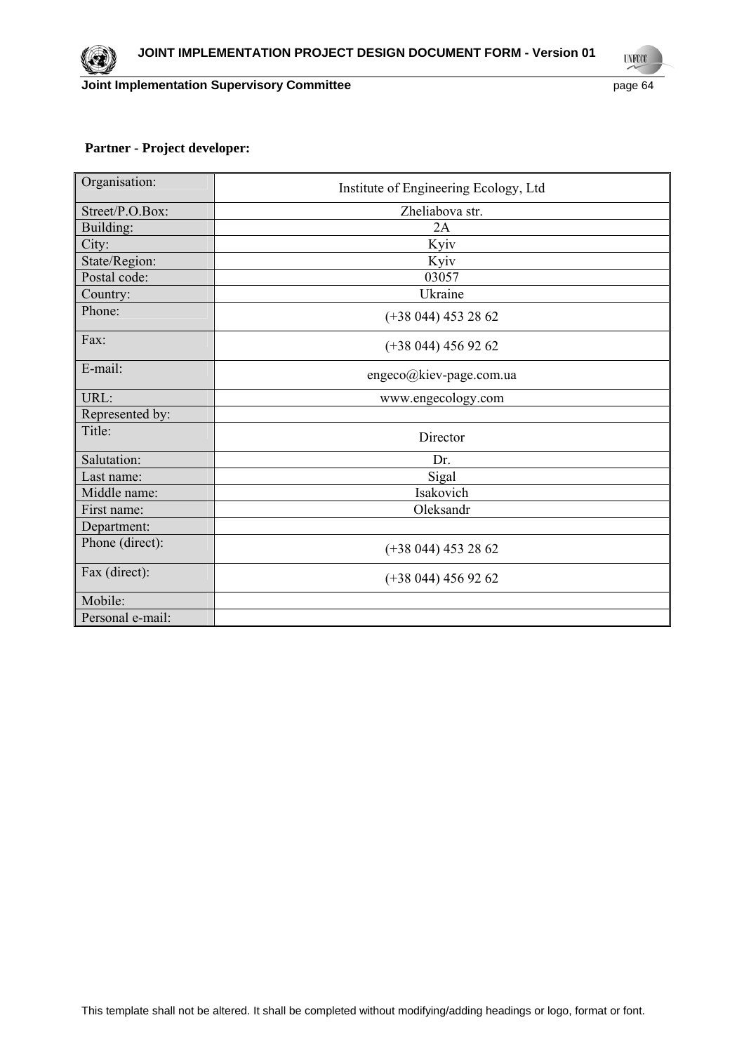**Partner - Project developer:**

| Organisation: | Institute of Engineering Ecology, Ltd |
|---|---|
| Street/P.O.Box: | Zheliabova str. |
| Building: | 2A |
| City: | Kyiv |
| State/Region: | Kyiv |
| Postal code: | 03057 |
| Country: | Ukraine |
| Phone: | (+38 044) 453 28 62 |
| Fax: | (+38 044) 456 92 62 |
| E-mail: | engeco@kiev-page.com.ua |
| URL: | www.engecology.com |
| Represented by: | |
| Title: | Director |
| Salutation: | Dr. |
| Last name: | Sigal |
| Middle name: | Isakovich |
| First name: | Oleksandr |
| Department: | |
| Phone (direct): | (+38 044) 453 28 62 |
| Fax (direct): | (+38 044) 456 92 62 |
| Mobile: | |
| Personal e-mail: | |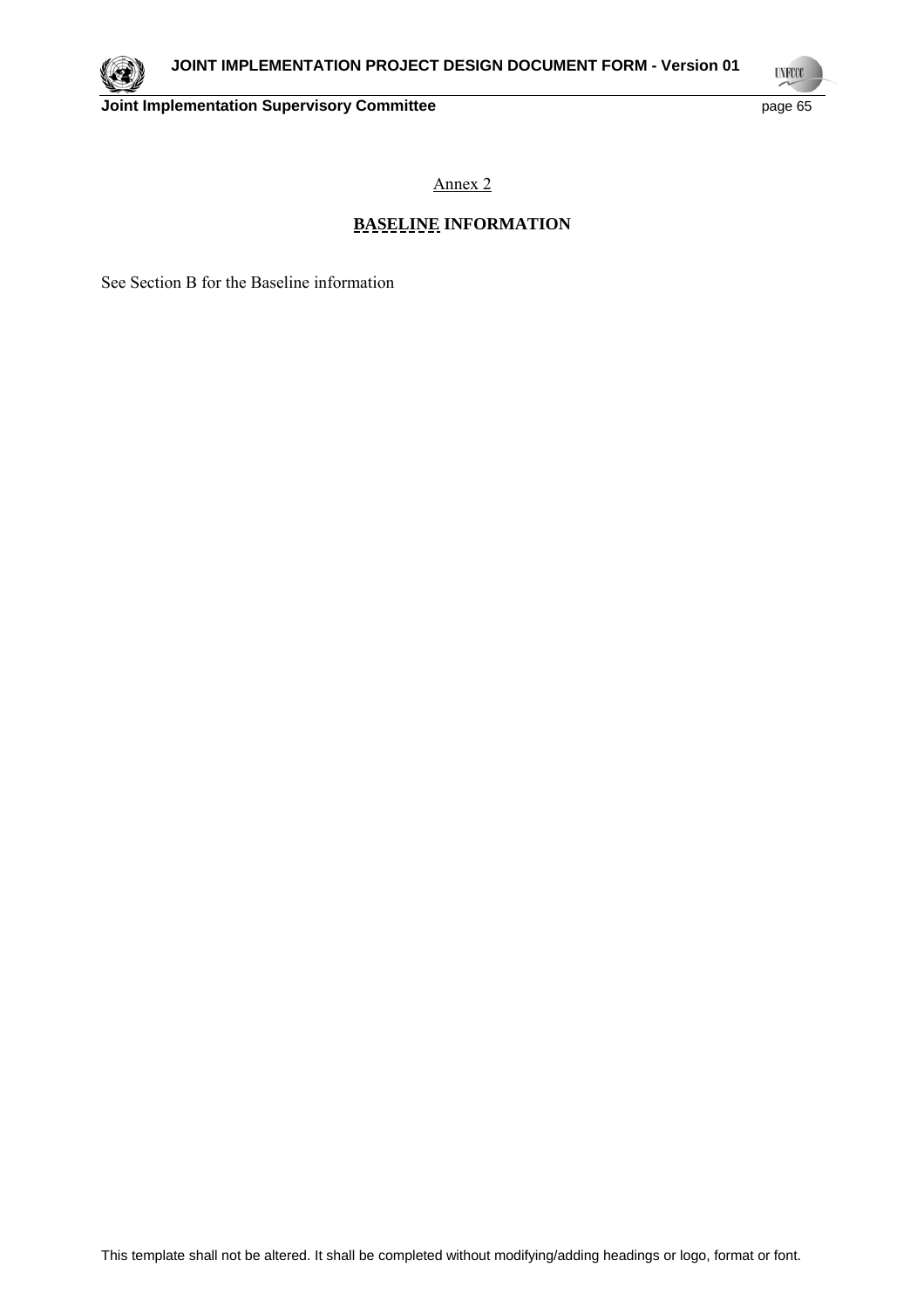Annex 2

## BASELINE INFORMATION

See Section B for the Baseline information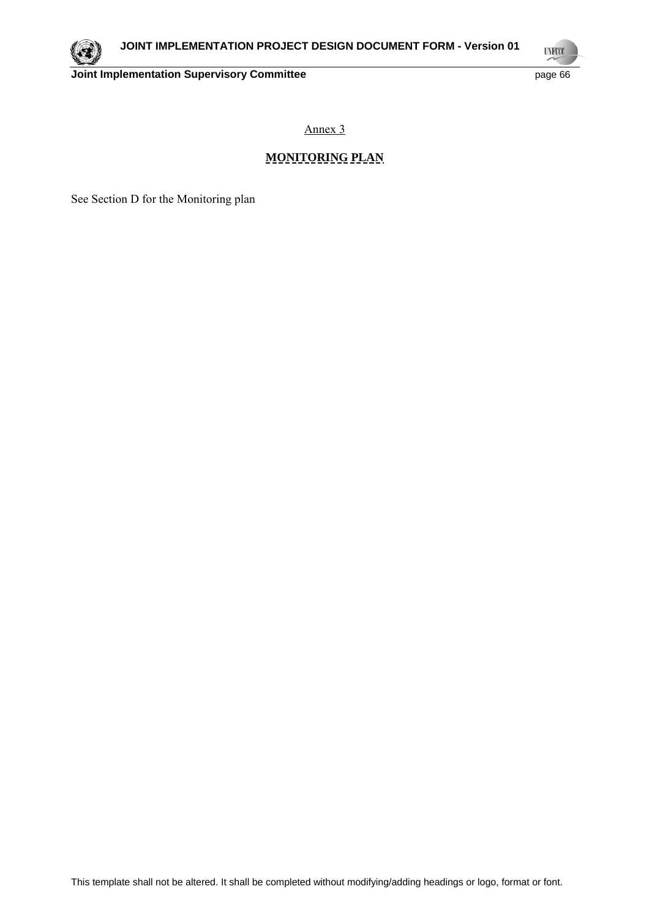Annex 3

## **MONITORING PLAN**

See Section D for the Monitoring plan